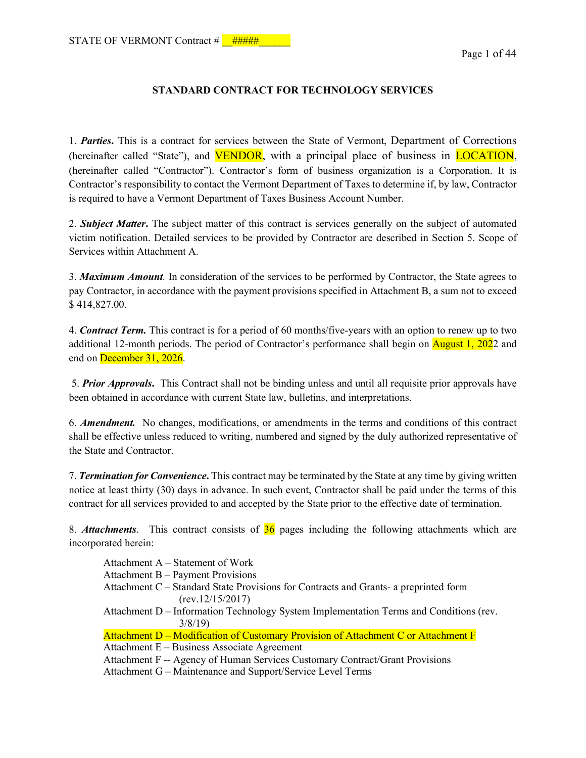STATE OF VERMONT Contract # __#####______

## STANDARD CONTRACT FOR TECHNOLOGY SERVICES

1. ***Parties.*** This is a contract for services between the State of Vermont, Department of Corrections (hereinafter called "State"), and VENDOR, with a principal place of business in LOCATION, (hereinafter called "Contractor"). Contractor's form of business organization is a Corporation. It is Contractor's responsibility to contact the Vermont Department of Taxes to determine if, by law, Contractor is required to have a Vermont Department of Taxes Business Account Number.

2. ***Subject Matter.*** The subject matter of this contract is services generally on the subject of automated victim notification. Detailed services to be provided by Contractor are described in Section 5. Scope of Services within Attachment A.

3. ***Maximum Amount.*** In consideration of the services to be performed by Contractor, the State agrees to pay Contractor, in accordance with the payment provisions specified in Attachment B, a sum not to exceed $ 414,827.00.

4. ***Contract Term.*** This contract is for a period of 60 months/five-years with an option to renew up to two additional 12-month periods. The period of Contractor's performance shall begin on August 1, 2022 and end on December 31, 2026.

5. ***Prior Approvals.*** This Contract shall not be binding unless and until all requisite prior approvals have been obtained in accordance with current State law, bulletins, and interpretations.

6. ***Amendment.*** No changes, modifications, or amendments in the terms and conditions of this contract shall be effective unless reduced to writing, numbered and signed by the duly authorized representative of the State and Contractor.

7. ***Termination for Convenience.*** This contract may be terminated by the State at any time by giving written notice at least thirty (30) days in advance. In such event, Contractor shall be paid under the terms of this contract for all services provided to and accepted by the State prior to the effective date of termination.

8. ***Attachments.*** This contract consists of 36 pages including the following attachments which are incorporated herein:

   - Attachment A – Statement of Work
   - Attachment B – Payment Provisions
   - Attachment C – Standard State Provisions for Contracts and Grants- a preprinted form (rev.12/15/2017)
   - Attachment D – Information Technology System Implementation Terms and Conditions (rev. 3/8/19)
   - Attachment D – Modification of Customary Provision of Attachment C or Attachment F
   - Attachment E – Business Associate Agreement
   - Attachment F -- Agency of Human Services Customary Contract/Grant Provisions
   - Attachment G – Maintenance and Support/Service Level Terms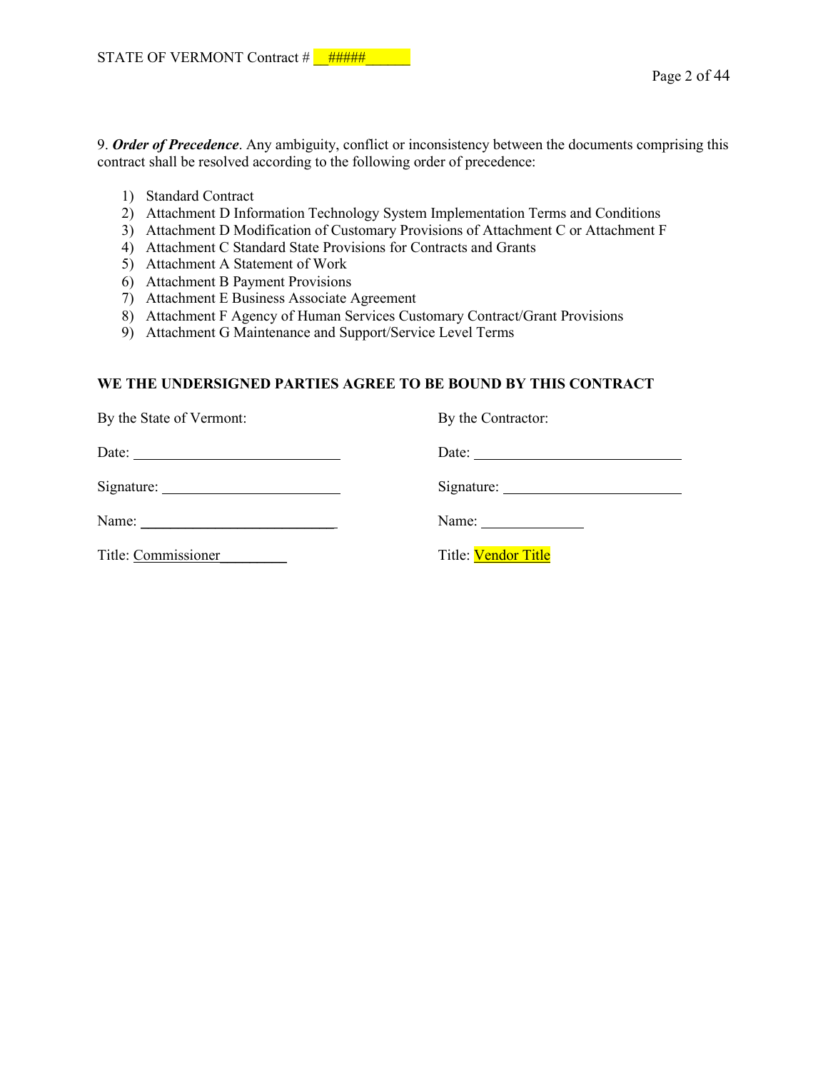9. ***Order of Precedence***. Any ambiguity, conflict or inconsistency between the documents comprising this contract shall be resolved according to the following order of precedence:

1) Standard Contract
2) Attachment D Information Technology System Implementation Terms and Conditions
3) Attachment D Modification of Customary Provisions of Attachment C or Attachment F
4) Attachment C Standard State Provisions for Contracts and Grants
5) Attachment A Statement of Work
6) Attachment B Payment Provisions
7) Attachment E Business Associate Agreement
8) Attachment F Agency of Human Services Customary Contract/Grant Provisions
9) Attachment G Maintenance and Support/Service Level Terms

**WE THE UNDERSIGNED PARTIES AGREE TO BE BOUND BY THIS CONTRACT**

By the State of Vermont:

Date: ___________________________

Signature: ______________________

Name: __________________________

Title: Commissioner________

By the Contractor:

Date: ___________________________

Signature: ______________________

Name: _____________

Title: Vendor Title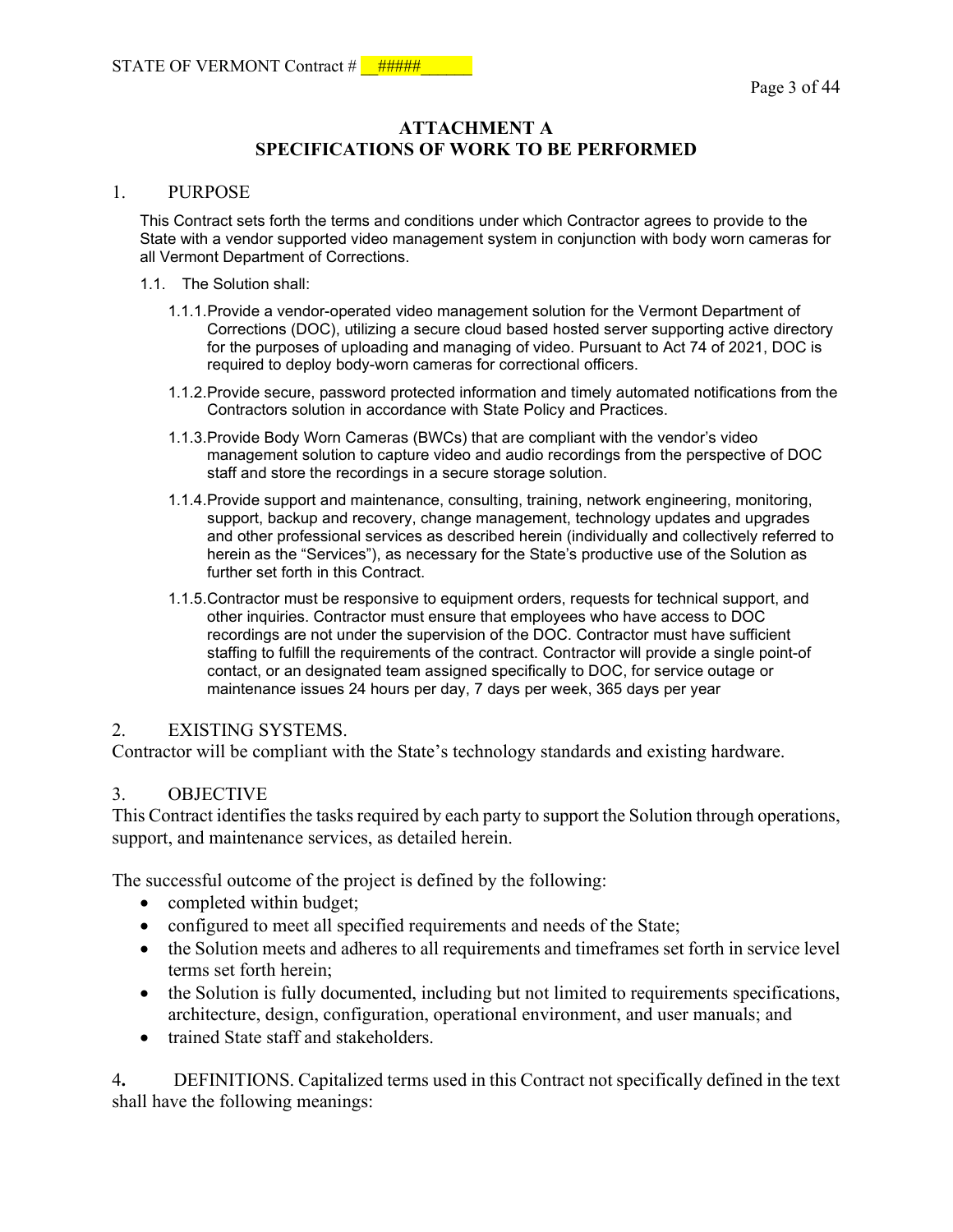# ATTACHMENT A
## SPECIFICATIONS OF WORK TO BE PERFORMED

1. PURPOSE

This Contract sets forth the terms and conditions under which Contractor agrees to provide to the State with a vendor supported video management system in conjunction with body worn cameras for all Vermont Department of Corrections.

1.1. The Solution shall:

1.1.1. Provide a vendor-operated video management solution for the Vermont Department of Corrections (DOC), utilizing a secure cloud based hosted server supporting active directory for the purposes of uploading and managing of video. Pursuant to Act 74 of 2021, DOC is required to deploy body-worn cameras for correctional officers.

1.1.2. Provide secure, password protected information and timely automated notifications from the Contractors solution in accordance with State Policy and Practices.

1.1.3. Provide Body Worn Cameras (BWCs) that are compliant with the vendor's video management solution to capture video and audio recordings from the perspective of DOC staff and store the recordings in a secure storage solution.

1.1.4. Provide support and maintenance, consulting, training, network engineering, monitoring, support, backup and recovery, change management, technology updates and upgrades and other professional services as described herein (individually and collectively referred to herein as the "Services"), as necessary for the State's productive use of the Solution as further set forth in this Contract.

1.1.5. Contractor must be responsive to equipment orders, requests for technical support, and other inquiries. Contractor must ensure that employees who have access to DOC recordings are not under the supervision of the DOC. Contractor must have sufficient staffing to fulfill the requirements of the contract. Contractor will provide a single point-of contact, or an designated team assigned specifically to DOC, for service outage or maintenance issues 24 hours per day, 7 days per week, 365 days per year

2. EXISTING SYSTEMS.

Contractor will be compliant with the State's technology standards and existing hardware.

3. OBJECTIVE

This Contract identifies the tasks required by each party to support the Solution through operations, support, and maintenance services, as detailed herein.

The successful outcome of the project is defined by the following:

- completed within budget;
- configured to meet all specified requirements and needs of the State;
- the Solution meets and adheres to all requirements and timeframes set forth in service level terms set forth herein;
- the Solution is fully documented, including but not limited to requirements specifications, architecture, design, configuration, operational environment, and user manuals; and
- trained State staff and stakeholders.

**4.** DEFINITIONS. Capitalized terms used in this Contract not specifically defined in the text shall have the following meanings: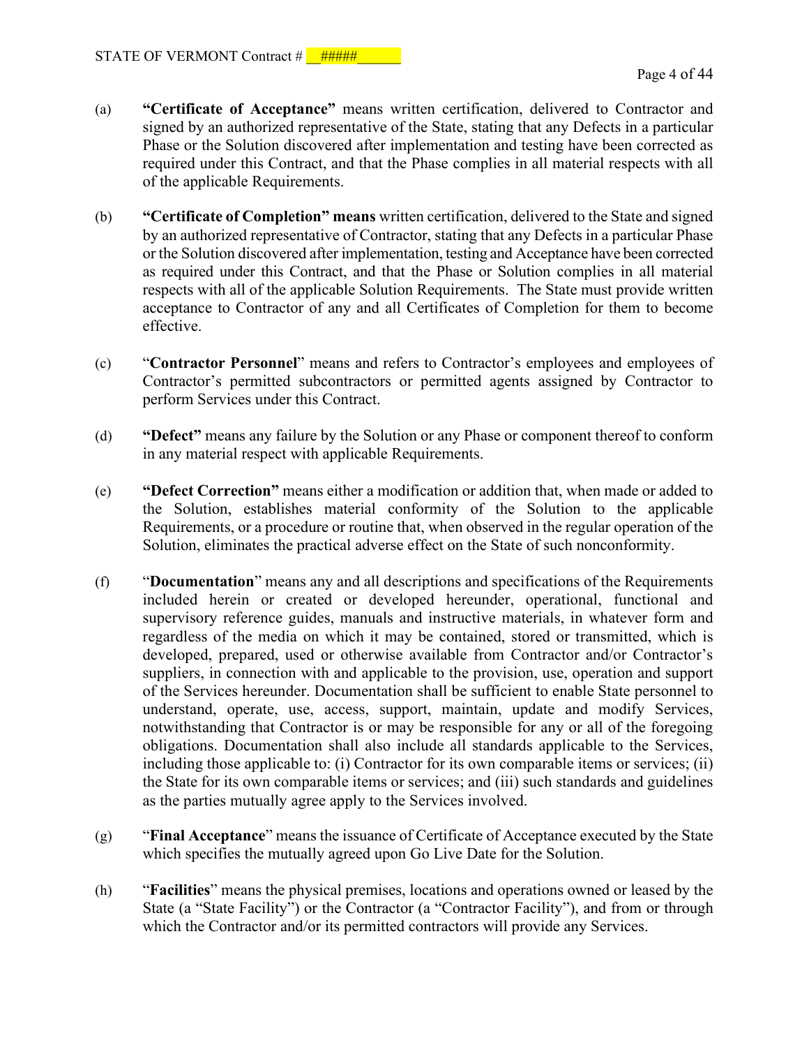(a) **"Certificate of Acceptance"** means written certification, delivered to Contractor and signed by an authorized representative of the State, stating that any Defects in a particular Phase or the Solution discovered after implementation and testing have been corrected as required under this Contract, and that the Phase complies in all material respects with all of the applicable Requirements.

(b) **"Certificate of Completion" means** written certification, delivered to the State and signed by an authorized representative of Contractor, stating that any Defects in a particular Phase or the Solution discovered after implementation, testing and Acceptance have been corrected as required under this Contract, and that the Phase or Solution complies in all material respects with all of the applicable Solution Requirements. The State must provide written acceptance to Contractor of any and all Certificates of Completion for them to become effective.

(c) "**Contractor Personnel**" means and refers to Contractor's employees and employees of Contractor's permitted subcontractors or permitted agents assigned by Contractor to perform Services under this Contract.

(d) **"Defect"** means any failure by the Solution or any Phase or component thereof to conform in any material respect with applicable Requirements.

(e) **"Defect Correction"** means either a modification or addition that, when made or added to the Solution, establishes material conformity of the Solution to the applicable Requirements, or a procedure or routine that, when observed in the regular operation of the Solution, eliminates the practical adverse effect on the State of such nonconformity.

(f) "**Documentation**" means any and all descriptions and specifications of the Requirements included herein or created or developed hereunder, operational, functional and supervisory reference guides, manuals and instructive materials, in whatever form and regardless of the media on which it may be contained, stored or transmitted, which is developed, prepared, used or otherwise available from Contractor and/or Contractor's suppliers, in connection with and applicable to the provision, use, operation and support of the Services hereunder. Documentation shall be sufficient to enable State personnel to understand, operate, use, access, support, maintain, update and modify Services, notwithstanding that Contractor is or may be responsible for any or all of the foregoing obligations. Documentation shall also include all standards applicable to the Services, including those applicable to: (i) Contractor for its own comparable items or services; (ii) the State for its own comparable items or services; and (iii) such standards and guidelines as the parties mutually agree apply to the Services involved.

(g) "**Final Acceptance**" means the issuance of Certificate of Acceptance executed by the State which specifies the mutually agreed upon Go Live Date for the Solution.

(h) "**Facilities**" means the physical premises, locations and operations owned or leased by the State (a "State Facility") or the Contractor (a "Contractor Facility"), and from or through which the Contractor and/or its permitted contractors will provide any Services.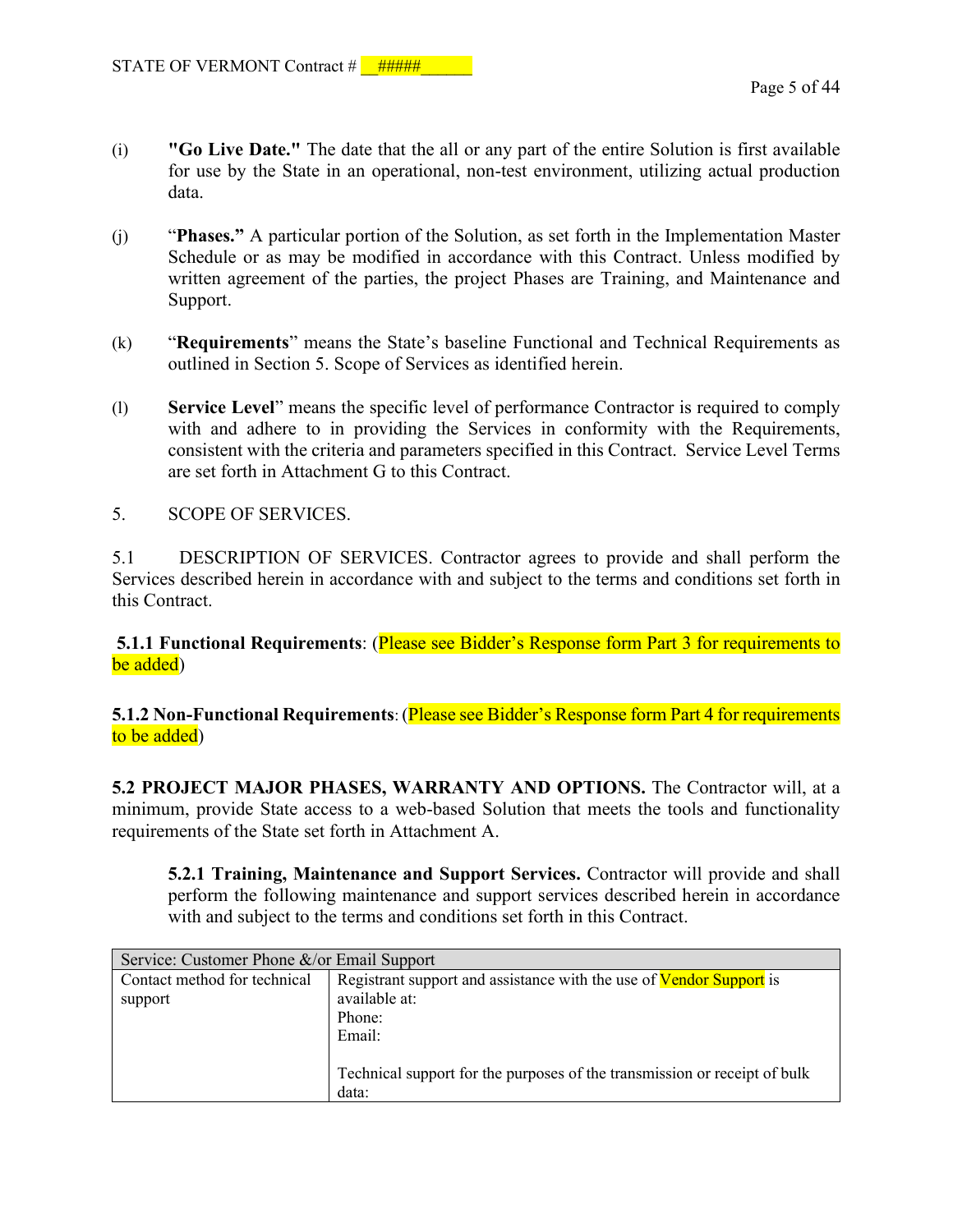(i) **"Go Live Date."** The date that the all or any part of the entire Solution is first available for use by the State in an operational, non-test environment, utilizing actual production data.

(j) "**Phases.**" A particular portion of the Solution, as set forth in the Implementation Master Schedule or as may be modified in accordance with this Contract. Unless modified by written agreement of the parties, the project Phases are Training, and Maintenance and Support.

(k) "**Requirements**" means the State's baseline Functional and Technical Requirements as outlined in Section 5. Scope of Services as identified herein.

(l) **Service Level**" means the specific level of performance Contractor is required to comply with and adhere to in providing the Services in conformity with the Requirements, consistent with the criteria and parameters specified in this Contract. Service Level Terms are set forth in Attachment G to this Contract.

5. SCOPE OF SERVICES.

5.1 DESCRIPTION OF SERVICES. Contractor agrees to provide and shall perform the Services described herein in accordance with and subject to the terms and conditions set forth in this Contract.

**5.1.1 Functional Requirements**: (Please see Bidder's Response form Part 3 for requirements to be added)

**5.1.2 Non-Functional Requirements**: (Please see Bidder's Response form Part 4 for requirements to be added)

**5.2 PROJECT MAJOR PHASES, WARRANTY AND OPTIONS.** The Contractor will, at a minimum, provide State access to a web-based Solution that meets the tools and functionality requirements of the State set forth in Attachment A.

**5.2.1 Training, Maintenance and Support Services.** Contractor will provide and shall perform the following maintenance and support services described herein in accordance with and subject to the terms and conditions set forth in this Contract.

| Service: Customer Phone &/or Email Support | |
|---|---|
| Contact method for technical support | Registrant support and assistance with the use of Vendor Support is available at:<br>Phone:<br>Email:<br><br>Technical support for the purposes of the transmission or receipt of bulk data: |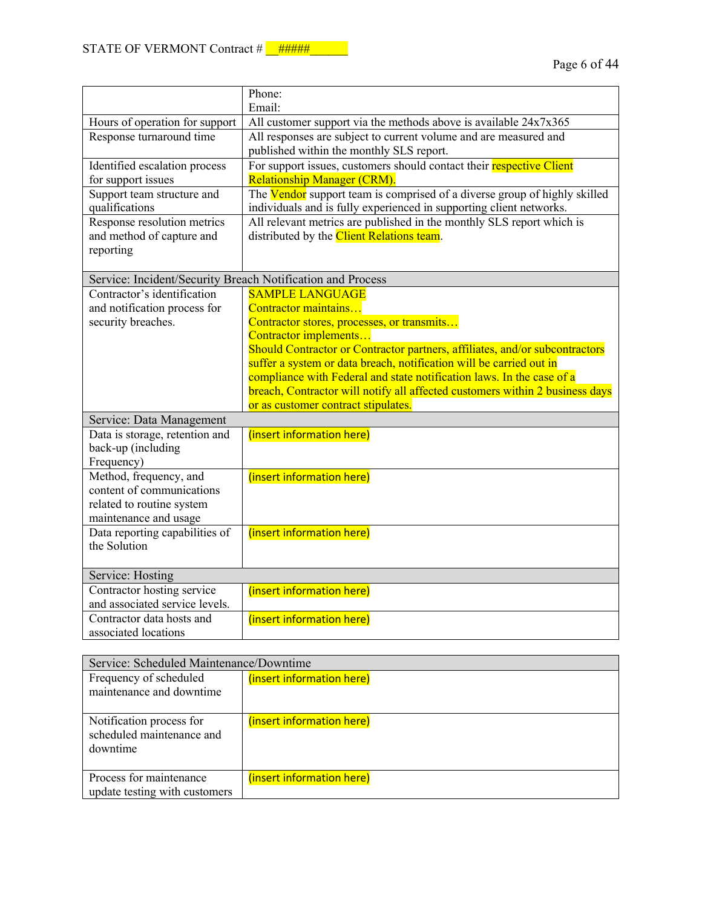| | |
|---|---|
| | Phone:<br>Email: |
| Hours of operation for support | All customer support via the methods above is available 24x7x365 |
| Response turnaround time | All responses are subject to current volume and are measured and published within the monthly SLS report. |
| Identified escalation process for support issues | For support issues, customers should contact their respective Client Relationship Manager (CRM). |
| Support team structure and qualifications | The Vendor support team is comprised of a diverse group of highly skilled individuals and is fully experienced in supporting client networks. |
| Response resolution metrics and method of capture and reporting | All relevant metrics are published in the monthly SLS report which is distributed by the Client Relations team. |
| **Service: Incident/Security Breach Notification and Process** | |
| Contractor's identification and notification process for security breaches. | SAMPLE LANGUAGE<br>Contractor maintains…<br>Contractor stores, processes, or transmits…<br>Contractor implements…<br>Should Contractor or Contractor partners, affiliates, and/or subcontractors suffer a system or data breach, notification will be carried out in compliance with Federal and state notification laws. In the case of a breach, Contractor will notify all affected customers within 2 business days or as customer contract stipulates. |
| **Service: Data Management** | |
| Data is storage, retention and back-up (including Frequency) | (insert information here) |
| Method, frequency, and content of communications related to routine system maintenance and usage | (insert information here) |
| Data reporting capabilities of the Solution | (insert information here) |
| **Service: Hosting** | |
| Contractor hosting service and associated service levels. | (insert information here) |
| Contractor data hosts and associated locations | (insert information here) |

| Service: Scheduled Maintenance/Downtime | |
|---|---|
| Frequency of scheduled maintenance and downtime | (insert information here) |
| Notification process for scheduled maintenance and downtime | (insert information here) |
| Process for maintenance update testing with customers | (insert information here) |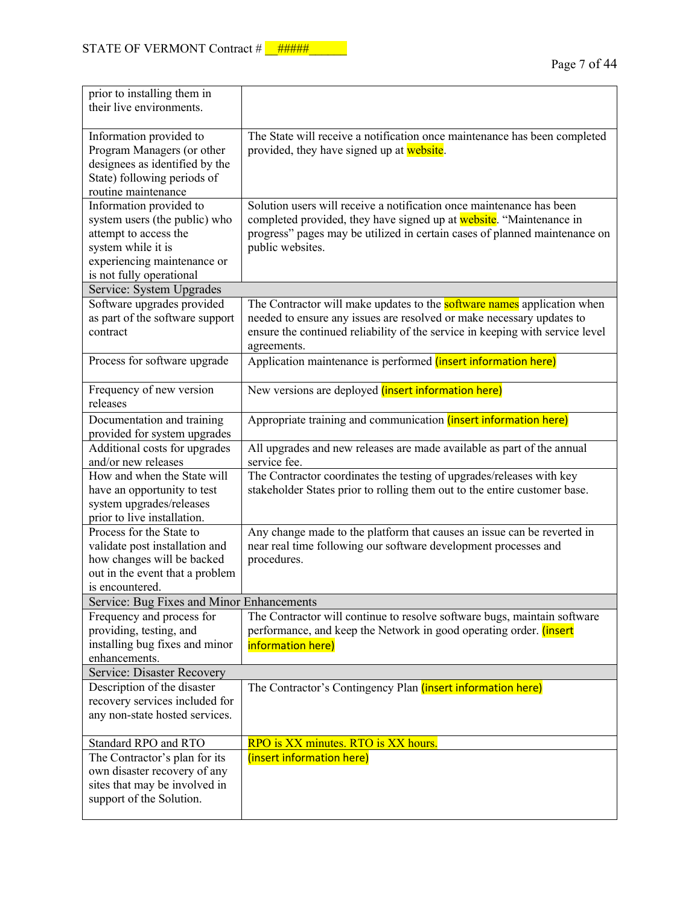| | |
|---|---|
| prior to installing them in their live environments. | |
| Information provided to Program Managers (or other designees as identified by the State) following periods of routine maintenance | The State will receive a notification once maintenance has been completed provided, they have signed up at website. |
| Information provided to system users (the public) who attempt to access the system while it is experiencing maintenance or is not fully operational | Solution users will receive a notification once maintenance has been completed provided, they have signed up at website. "Maintenance in progress" pages may be utilized in certain cases of planned maintenance on public websites. |
| Service: System Upgrades | |
| Software upgrades provided as part of the software support contract | The Contractor will make updates to the software names application when needed to ensure any issues are resolved or make necessary updates to ensure the continued reliability of the service in keeping with service level agreements. |
| Process for software upgrade | Application maintenance is performed (insert information here) |
| Frequency of new version releases | New versions are deployed (insert information here) |
| Documentation and training provided for system upgrades | Appropriate training and communication (insert information here) |
| Additional costs for upgrades and/or new releases | All upgrades and new releases are made available as part of the annual service fee. |
| How and when the State will have an opportunity to test system upgrades/releases prior to live installation. | The Contractor coordinates the testing of upgrades/releases with key stakeholder States prior to rolling them out to the entire customer base. |
| Process for the State to validate post installation and how changes will be backed out in the event that a problem is encountered. | Any change made to the platform that causes an issue can be reverted in near real time following our software development processes and procedures. |
| Service: Bug Fixes and Minor Enhancements | |
| Frequency and process for providing, testing, and installing bug fixes and minor enhancements. | The Contractor will continue to resolve software bugs, maintain software performance, and keep the Network in good operating order. (insert information here) |
| Service: Disaster Recovery | |
| Description of the disaster recovery services included for any non-state hosted services. | The Contractor's Contingency Plan (insert information here) |
| Standard RPO and RTO | RPO is XX minutes. RTO is XX hours. |
| The Contractor's plan for its own disaster recovery of any sites that may be involved in support of the Solution. | (insert information here) |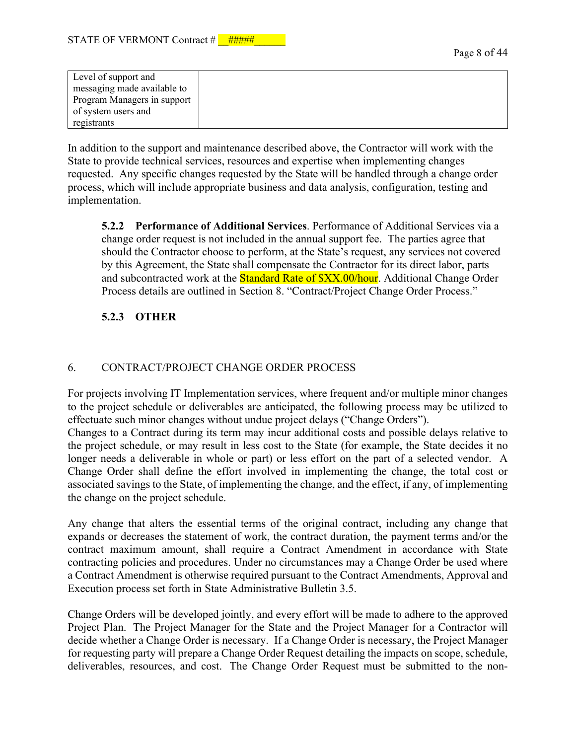| Level of support and messaging made available to Program Managers in support of system users and registrants | |
|---|---|

In addition to the support and maintenance described above, the Contractor will work with the State to provide technical services, resources and expertise when implementing changes requested. Any specific changes requested by the State will be handled through a change order process, which will include appropriate business and data analysis, configuration, testing and implementation.

**5.2.2 Performance of Additional Services**. Performance of Additional Services via a change order request is not included in the annual support fee. The parties agree that should the Contractor choose to perform, at the State's request, any services not covered by this Agreement, the State shall compensate the Contractor for its direct labor, parts and subcontracted work at the Standard Rate of $XX.00/hour. Additional Change Order Process details are outlined in Section 8. "Contract/Project Change Order Process."

**5.2.3 OTHER**

## 6. CONTRACT/PROJECT CHANGE ORDER PROCESS

For projects involving IT Implementation services, where frequent and/or multiple minor changes to the project schedule or deliverables are anticipated, the following process may be utilized to effectuate such minor changes without undue project delays ("Change Orders").
Changes to a Contract during its term may incur additional costs and possible delays relative to the project schedule, or may result in less cost to the State (for example, the State decides it no longer needs a deliverable in whole or part) or less effort on the part of a selected vendor. A Change Order shall define the effort involved in implementing the change, the total cost or associated savings to the State, of implementing the change, and the effect, if any, of implementing the change on the project schedule.

Any change that alters the essential terms of the original contract, including any change that expands or decreases the statement of work, the contract duration, the payment terms and/or the contract maximum amount, shall require a Contract Amendment in accordance with State contracting policies and procedures. Under no circumstances may a Change Order be used where a Contract Amendment is otherwise required pursuant to the Contract Amendments, Approval and Execution process set forth in State Administrative Bulletin 3.5.

Change Orders will be developed jointly, and every effort will be made to adhere to the approved Project Plan. The Project Manager for the State and the Project Manager for a Contractor will decide whether a Change Order is necessary. If a Change Order is necessary, the Project Manager for requesting party will prepare a Change Order Request detailing the impacts on scope, schedule, deliverables, resources, and cost. The Change Order Request must be submitted to the non-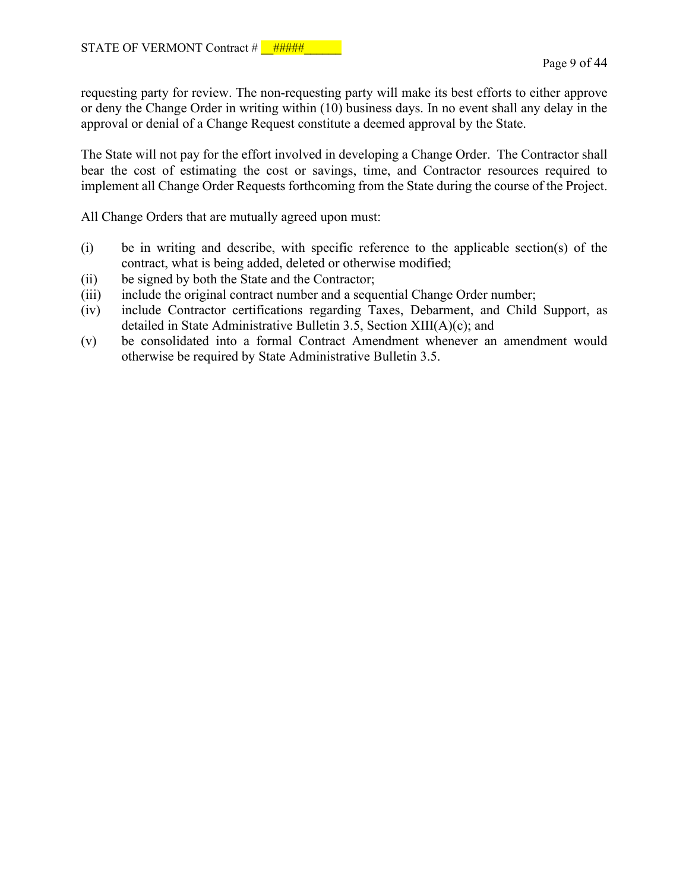requesting party for review. The non-requesting party will make its best efforts to either approve or deny the Change Order in writing within (10) business days. In no event shall any delay in the approval or denial of a Change Request constitute a deemed approval by the State.

The State will not pay for the effort involved in developing a Change Order. The Contractor shall bear the cost of estimating the cost or savings, time, and Contractor resources required to implement all Change Order Requests forthcoming from the State during the course of the Project.

All Change Orders that are mutually agreed upon must:

(i) be in writing and describe, with specific reference to the applicable section(s) of the contract, what is being added, deleted or otherwise modified;
(ii) be signed by both the State and the Contractor;
(iii) include the original contract number and a sequential Change Order number;
(iv) include Contractor certifications regarding Taxes, Debarment, and Child Support, as detailed in State Administrative Bulletin 3.5, Section XIII(A)(c); and
(v) be consolidated into a formal Contract Amendment whenever an amendment would otherwise be required by State Administrative Bulletin 3.5.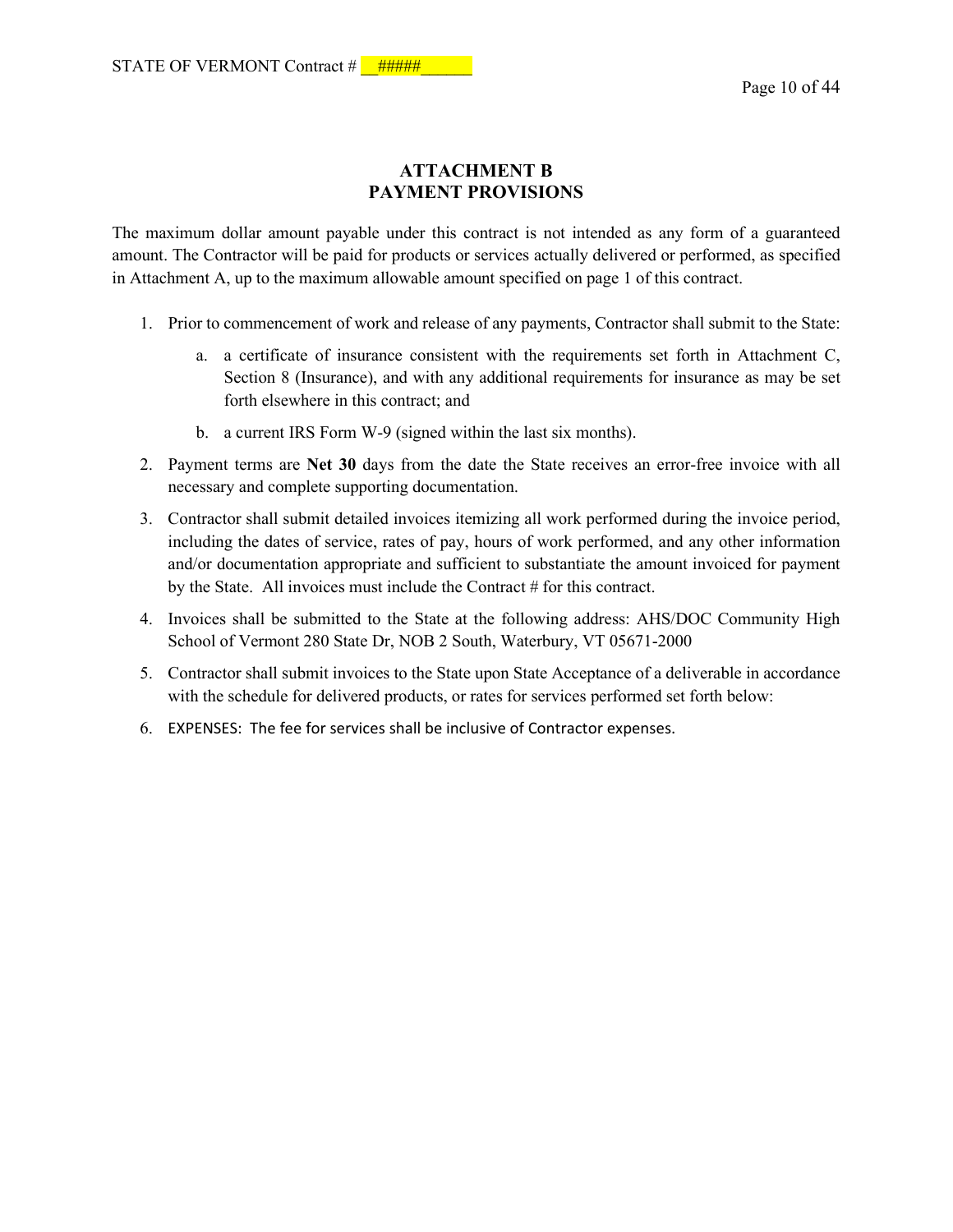# ATTACHMENT B
## PAYMENT PROVISIONS

The maximum dollar amount payable under this contract is not intended as any form of a guaranteed amount. The Contractor will be paid for products or services actually delivered or performed, as specified in Attachment A, up to the maximum allowable amount specified on page 1 of this contract.

1. Prior to commencement of work and release of any payments, Contractor shall submit to the State:
    a. a certificate of insurance consistent with the requirements set forth in Attachment C, Section 8 (Insurance), and with any additional requirements for insurance as may be set forth elsewhere in this contract; and
    b. a current IRS Form W-9 (signed within the last six months).
2. Payment terms are **Net 30** days from the date the State receives an error-free invoice with all necessary and complete supporting documentation.
3. Contractor shall submit detailed invoices itemizing all work performed during the invoice period, including the dates of service, rates of pay, hours of work performed, and any other information and/or documentation appropriate and sufficient to substantiate the amount invoiced for payment by the State. All invoices must include the Contract # for this contract.
4. Invoices shall be submitted to the State at the following address: AHS/DOC Community High School of Vermont 280 State Dr, NOB 2 South, Waterbury, VT 05671-2000
5. Contractor shall submit invoices to the State upon State Acceptance of a deliverable in accordance with the schedule for delivered products, or rates for services performed set forth below:
6. EXPENSES: The fee for services shall be inclusive of Contractor expenses.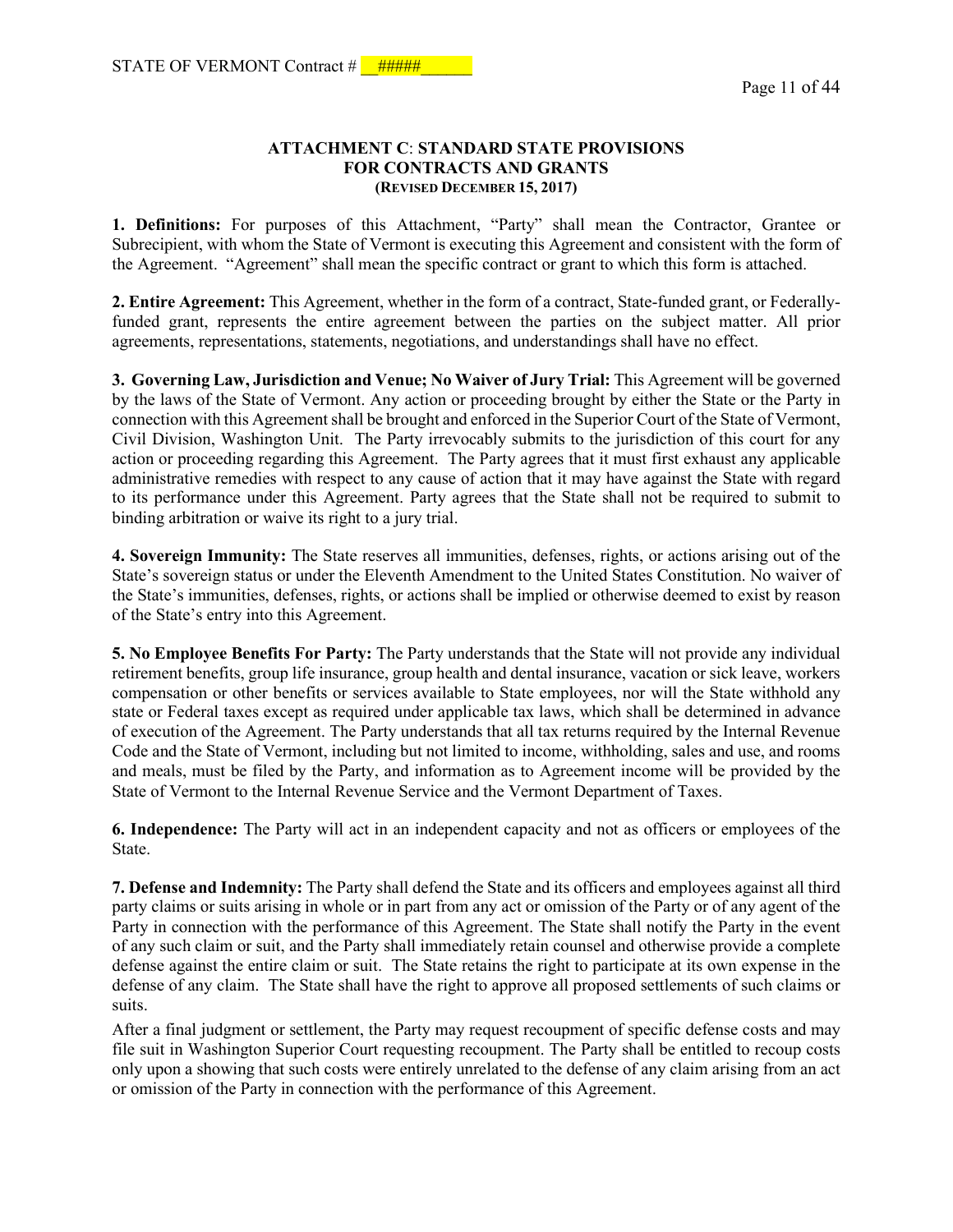## ATTACHMENT C: STANDARD STATE PROVISIONS FOR CONTRACTS AND GRANTS

**(REVISED DECEMBER 15, 2017)**

**1. Definitions:** For purposes of this Attachment, "Party" shall mean the Contractor, Grantee or Subrecipient, with whom the State of Vermont is executing this Agreement and consistent with the form of the Agreement. "Agreement" shall mean the specific contract or grant to which this form is attached.

**2. Entire Agreement:** This Agreement, whether in the form of a contract, State-funded grant, or Federally-funded grant, represents the entire agreement between the parties on the subject matter. All prior agreements, representations, statements, negotiations, and understandings shall have no effect.

**3. Governing Law, Jurisdiction and Venue; No Waiver of Jury Trial:** This Agreement will be governed by the laws of the State of Vermont. Any action or proceeding brought by either the State or the Party in connection with this Agreement shall be brought and enforced in the Superior Court of the State of Vermont, Civil Division, Washington Unit. The Party irrevocably submits to the jurisdiction of this court for any action or proceeding regarding this Agreement. The Party agrees that it must first exhaust any applicable administrative remedies with respect to any cause of action that it may have against the State with regard to its performance under this Agreement. Party agrees that the State shall not be required to submit to binding arbitration or waive its right to a jury trial.

**4. Sovereign Immunity:** The State reserves all immunities, defenses, rights, or actions arising out of the State's sovereign status or under the Eleventh Amendment to the United States Constitution. No waiver of the State's immunities, defenses, rights, or actions shall be implied or otherwise deemed to exist by reason of the State's entry into this Agreement.

**5. No Employee Benefits For Party:** The Party understands that the State will not provide any individual retirement benefits, group life insurance, group health and dental insurance, vacation or sick leave, workers compensation or other benefits or services available to State employees, nor will the State withhold any state or Federal taxes except as required under applicable tax laws, which shall be determined in advance of execution of the Agreement. The Party understands that all tax returns required by the Internal Revenue Code and the State of Vermont, including but not limited to income, withholding, sales and use, and rooms and meals, must be filed by the Party, and information as to Agreement income will be provided by the State of Vermont to the Internal Revenue Service and the Vermont Department of Taxes.

**6. Independence:** The Party will act in an independent capacity and not as officers or employees of the State.

**7. Defense and Indemnity:** The Party shall defend the State and its officers and employees against all third party claims or suits arising in whole or in part from any act or omission of the Party or of any agent of the Party in connection with the performance of this Agreement. The State shall notify the Party in the event of any such claim or suit, and the Party shall immediately retain counsel and otherwise provide a complete defense against the entire claim or suit. The State retains the right to participate at its own expense in the defense of any claim. The State shall have the right to approve all proposed settlements of such claims or suits.

After a final judgment or settlement, the Party may request recoupment of specific defense costs and may file suit in Washington Superior Court requesting recoupment. The Party shall be entitled to recoup costs only upon a showing that such costs were entirely unrelated to the defense of any claim arising from an act or omission of the Party in connection with the performance of this Agreement.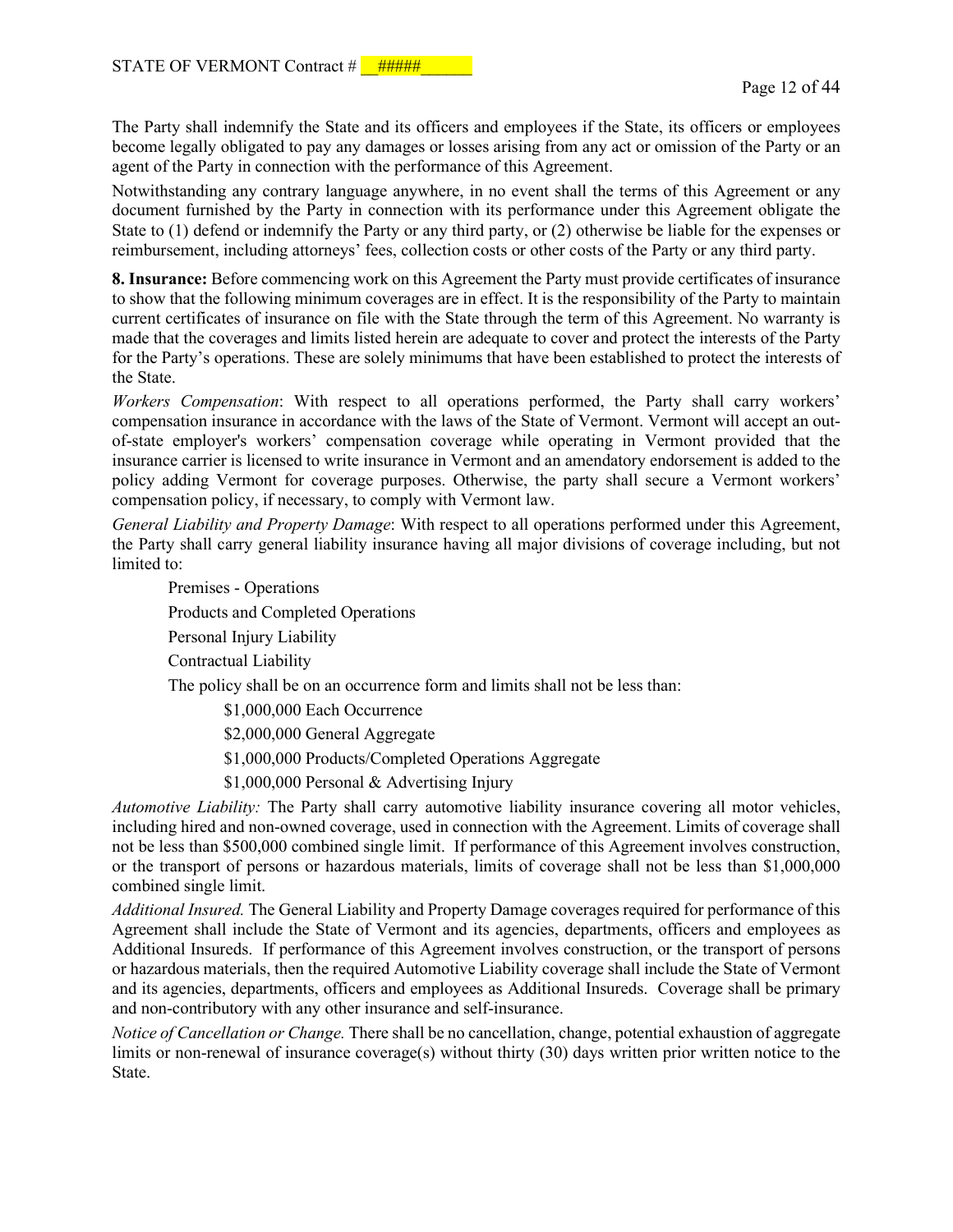The Party shall indemnify the State and its officers and employees if the State, its officers or employees become legally obligated to pay any damages or losses arising from any act or omission of the Party or an agent of the Party in connection with the performance of this Agreement.

Notwithstanding any contrary language anywhere, in no event shall the terms of this Agreement or any document furnished by the Party in connection with its performance under this Agreement obligate the State to (1) defend or indemnify the Party or any third party, or (2) otherwise be liable for the expenses or reimbursement, including attorneys' fees, collection costs or other costs of the Party or any third party.

**8. Insurance:** Before commencing work on this Agreement the Party must provide certificates of insurance to show that the following minimum coverages are in effect. It is the responsibility of the Party to maintain current certificates of insurance on file with the State through the term of this Agreement. No warranty is made that the coverages and limits listed herein are adequate to cover and protect the interests of the Party for the Party's operations. These are solely minimums that have been established to protect the interests of the State.

*Workers Compensation*: With respect to all operations performed, the Party shall carry workers' compensation insurance in accordance with the laws of the State of Vermont. Vermont will accept an out-of-state employer's workers' compensation coverage while operating in Vermont provided that the insurance carrier is licensed to write insurance in Vermont and an amendatory endorsement is added to the policy adding Vermont for coverage purposes. Otherwise, the party shall secure a Vermont workers' compensation policy, if necessary, to comply with Vermont law.

*General Liability and Property Damage*: With respect to all operations performed under this Agreement, the Party shall carry general liability insurance having all major divisions of coverage including, but not limited to:

Premises - Operations

Products and Completed Operations

Personal Injury Liability

Contractual Liability

The policy shall be on an occurrence form and limits shall not be less than:

$1,000,000 Each Occurrence

$2,000,000 General Aggregate

$1,000,000 Products/Completed Operations Aggregate

$1,000,000 Personal & Advertising Injury

*Automotive Liability:* The Party shall carry automotive liability insurance covering all motor vehicles, including hired and non-owned coverage, used in connection with the Agreement. Limits of coverage shall not be less than $500,000 combined single limit. If performance of this Agreement involves construction, or the transport of persons or hazardous materials, limits of coverage shall not be less than $1,000,000 combined single limit.

*Additional Insured.* The General Liability and Property Damage coverages required for performance of this Agreement shall include the State of Vermont and its agencies, departments, officers and employees as Additional Insureds. If performance of this Agreement involves construction, or the transport of persons or hazardous materials, then the required Automotive Liability coverage shall include the State of Vermont and its agencies, departments, officers and employees as Additional Insureds. Coverage shall be primary and non-contributory with any other insurance and self-insurance.

*Notice of Cancellation or Change.* There shall be no cancellation, change, potential exhaustion of aggregate limits or non-renewal of insurance coverage(s) without thirty (30) days written prior written notice to the State.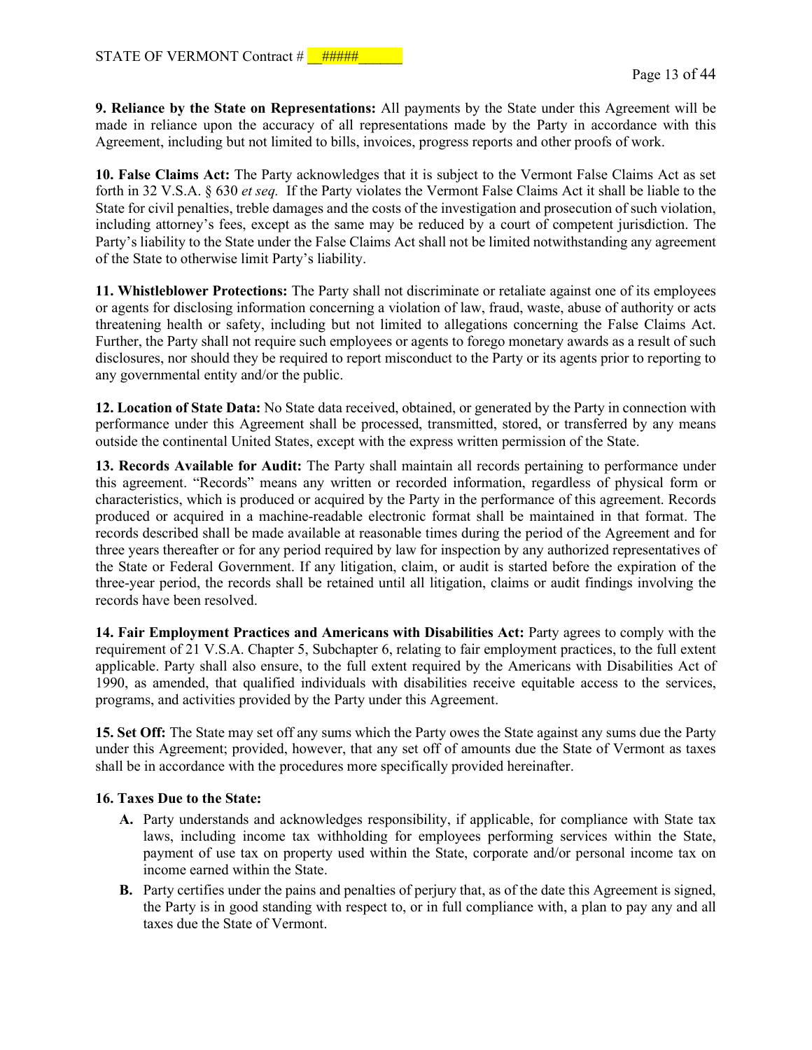**9. Reliance by the State on Representations:** All payments by the State under this Agreement will be made in reliance upon the accuracy of all representations made by the Party in accordance with this Agreement, including but not limited to bills, invoices, progress reports and other proofs of work.

**10. False Claims Act:** The Party acknowledges that it is subject to the Vermont False Claims Act as set forth in 32 V.S.A. § 630 *et seq.* If the Party violates the Vermont False Claims Act it shall be liable to the State for civil penalties, treble damages and the costs of the investigation and prosecution of such violation, including attorney's fees, except as the same may be reduced by a court of competent jurisdiction. The Party's liability to the State under the False Claims Act shall not be limited notwithstanding any agreement of the State to otherwise limit Party's liability.

**11. Whistleblower Protections:** The Party shall not discriminate or retaliate against one of its employees or agents for disclosing information concerning a violation of law, fraud, waste, abuse of authority or acts threatening health or safety, including but not limited to allegations concerning the False Claims Act. Further, the Party shall not require such employees or agents to forego monetary awards as a result of such disclosures, nor should they be required to report misconduct to the Party or its agents prior to reporting to any governmental entity and/or the public.

**12. Location of State Data:** No State data received, obtained, or generated by the Party in connection with performance under this Agreement shall be processed, transmitted, stored, or transferred by any means outside the continental United States, except with the express written permission of the State.

**13. Records Available for Audit:** The Party shall maintain all records pertaining to performance under this agreement. "Records" means any written or recorded information, regardless of physical form or characteristics, which is produced or acquired by the Party in the performance of this agreement. Records produced or acquired in a machine-readable electronic format shall be maintained in that format. The records described shall be made available at reasonable times during the period of the Agreement and for three years thereafter or for any period required by law for inspection by any authorized representatives of the State or Federal Government. If any litigation, claim, or audit is started before the expiration of the three-year period, the records shall be retained until all litigation, claims or audit findings involving the records have been resolved.

**14. Fair Employment Practices and Americans with Disabilities Act:** Party agrees to comply with the requirement of 21 V.S.A. Chapter 5, Subchapter 6, relating to fair employment practices, to the full extent applicable. Party shall also ensure, to the full extent required by the Americans with Disabilities Act of 1990, as amended, that qualified individuals with disabilities receive equitable access to the services, programs, and activities provided by the Party under this Agreement.

**15. Set Off:** The State may set off any sums which the Party owes the State against any sums due the Party under this Agreement; provided, however, that any set off of amounts due the State of Vermont as taxes shall be in accordance with the procedures more specifically provided hereinafter.

**16. Taxes Due to the State:**

- **A.** Party understands and acknowledges responsibility, if applicable, for compliance with State tax laws, including income tax withholding for employees performing services within the State, payment of use tax on property used within the State, corporate and/or personal income tax on income earned within the State.
- **B.** Party certifies under the pains and penalties of perjury that, as of the date this Agreement is signed, the Party is in good standing with respect to, or in full compliance with, a plan to pay any and all taxes due the State of Vermont.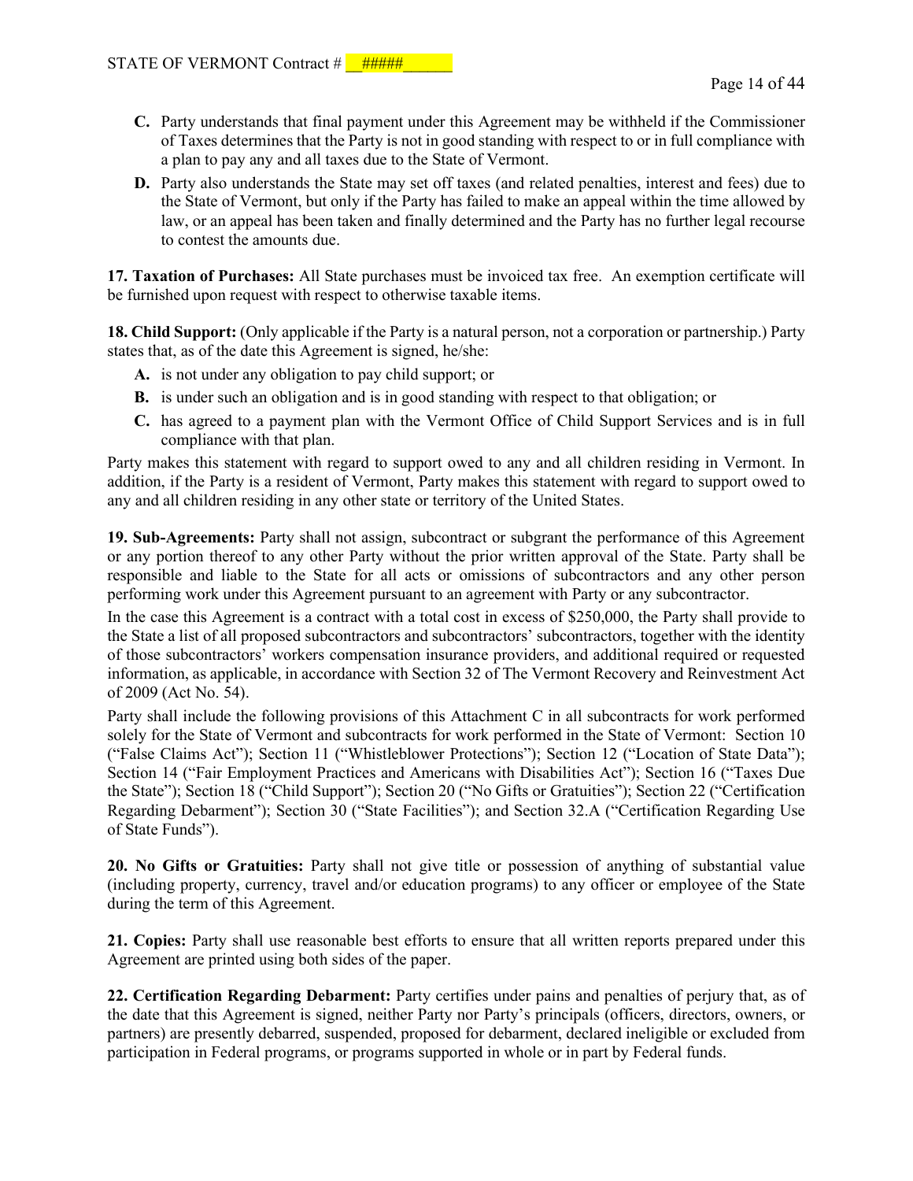- **C.** Party understands that final payment under this Agreement may be withheld if the Commissioner of Taxes determines that the Party is not in good standing with respect to or in full compliance with a plan to pay any and all taxes due to the State of Vermont.
- **D.** Party also understands the State may set off taxes (and related penalties, interest and fees) due to the State of Vermont, but only if the Party has failed to make an appeal within the time allowed by law, or an appeal has been taken and finally determined and the Party has no further legal recourse to contest the amounts due.

**17. Taxation of Purchases:** All State purchases must be invoiced tax free. An exemption certificate will be furnished upon request with respect to otherwise taxable items.

**18. Child Support:** (Only applicable if the Party is a natural person, not a corporation or partnership.) Party states that, as of the date this Agreement is signed, he/she:

- **A.** is not under any obligation to pay child support; or
- **B.** is under such an obligation and is in good standing with respect to that obligation; or
- **C.** has agreed to a payment plan with the Vermont Office of Child Support Services and is in full compliance with that plan.

Party makes this statement with regard to support owed to any and all children residing in Vermont. In addition, if the Party is a resident of Vermont, Party makes this statement with regard to support owed to any and all children residing in any other state or territory of the United States.

**19. Sub-Agreements:** Party shall not assign, subcontract or subgrant the performance of this Agreement or any portion thereof to any other Party without the prior written approval of the State. Party shall be responsible and liable to the State for all acts or omissions of subcontractors and any other person performing work under this Agreement pursuant to an agreement with Party or any subcontractor.

In the case this Agreement is a contract with a total cost in excess of $250,000, the Party shall provide to the State a list of all proposed subcontractors and subcontractors' subcontractors, together with the identity of those subcontractors' workers compensation insurance providers, and additional required or requested information, as applicable, in accordance with Section 32 of The Vermont Recovery and Reinvestment Act of 2009 (Act No. 54).

Party shall include the following provisions of this Attachment C in all subcontracts for work performed solely for the State of Vermont and subcontracts for work performed in the State of Vermont: Section 10 ("False Claims Act"); Section 11 ("Whistleblower Protections"); Section 12 ("Location of State Data"); Section 14 ("Fair Employment Practices and Americans with Disabilities Act"); Section 16 ("Taxes Due the State"); Section 18 ("Child Support"); Section 20 ("No Gifts or Gratuities"); Section 22 ("Certification Regarding Debarment"); Section 30 ("State Facilities"); and Section 32.A ("Certification Regarding Use of State Funds").

**20. No Gifts or Gratuities:** Party shall not give title or possession of anything of substantial value (including property, currency, travel and/or education programs) to any officer or employee of the State during the term of this Agreement.

**21. Copies:** Party shall use reasonable best efforts to ensure that all written reports prepared under this Agreement are printed using both sides of the paper.

**22. Certification Regarding Debarment:** Party certifies under pains and penalties of perjury that, as of the date that this Agreement is signed, neither Party nor Party's principals (officers, directors, owners, or partners) are presently debarred, suspended, proposed for debarment, declared ineligible or excluded from participation in Federal programs, or programs supported in whole or in part by Federal funds.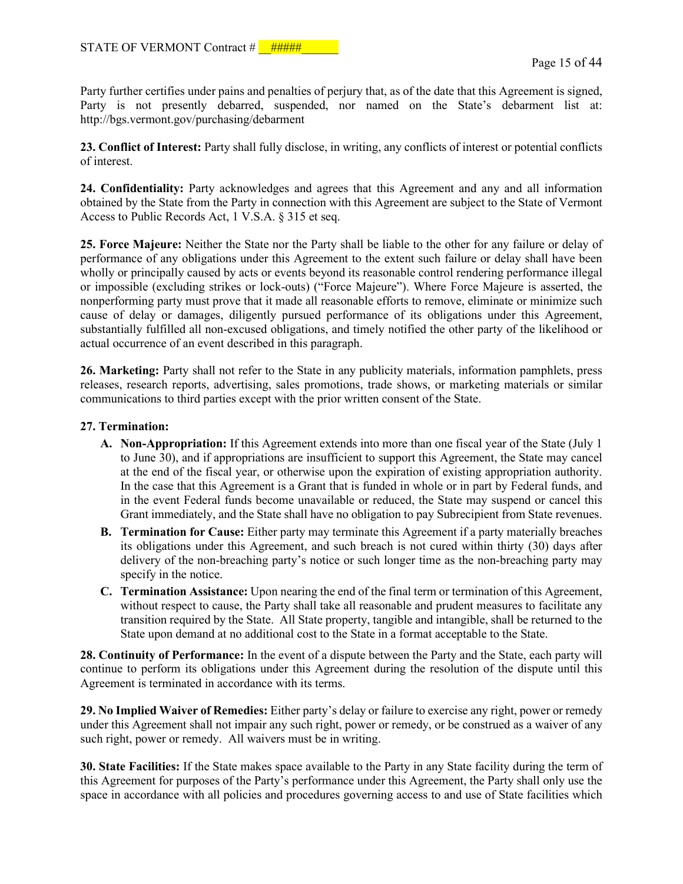Party further certifies under pains and penalties of perjury that, as of the date that this Agreement is signed, Party is not presently debarred, suspended, nor named on the State's debarment list at: http://bgs.vermont.gov/purchasing/debarment

**23. Conflict of Interest:** Party shall fully disclose, in writing, any conflicts of interest or potential conflicts of interest.

**24. Confidentiality:** Party acknowledges and agrees that this Agreement and any and all information obtained by the State from the Party in connection with this Agreement are subject to the State of Vermont Access to Public Records Act, 1 V.S.A. § 315 et seq.

**25. Force Majeure:** Neither the State nor the Party shall be liable to the other for any failure or delay of performance of any obligations under this Agreement to the extent such failure or delay shall have been wholly or principally caused by acts or events beyond its reasonable control rendering performance illegal or impossible (excluding strikes or lock-outs) ("Force Majeure"). Where Force Majeure is asserted, the nonperforming party must prove that it made all reasonable efforts to remove, eliminate or minimize such cause of delay or damages, diligently pursued performance of its obligations under this Agreement, substantially fulfilled all non-excused obligations, and timely notified the other party of the likelihood or actual occurrence of an event described in this paragraph.

**26. Marketing:** Party shall not refer to the State in any publicity materials, information pamphlets, press releases, research reports, advertising, sales promotions, trade shows, or marketing materials or similar communications to third parties except with the prior written consent of the State.

**27. Termination:**

- **A. Non-Appropriation:** If this Agreement extends into more than one fiscal year of the State (July 1 to June 30), and if appropriations are insufficient to support this Agreement, the State may cancel at the end of the fiscal year, or otherwise upon the expiration of existing appropriation authority. In the case that this Agreement is a Grant that is funded in whole or in part by Federal funds, and in the event Federal funds become unavailable or reduced, the State may suspend or cancel this Grant immediately, and the State shall have no obligation to pay Subrecipient from State revenues.
- **B. Termination for Cause:** Either party may terminate this Agreement if a party materially breaches its obligations under this Agreement, and such breach is not cured within thirty (30) days after delivery of the non-breaching party's notice or such longer time as the non-breaching party may specify in the notice.
- **C. Termination Assistance:** Upon nearing the end of the final term or termination of this Agreement, without respect to cause, the Party shall take all reasonable and prudent measures to facilitate any transition required by the State. All State property, tangible and intangible, shall be returned to the State upon demand at no additional cost to the State in a format acceptable to the State.

**28. Continuity of Performance:** In the event of a dispute between the Party and the State, each party will continue to perform its obligations under this Agreement during the resolution of the dispute until this Agreement is terminated in accordance with its terms.

**29. No Implied Waiver of Remedies:** Either party's delay or failure to exercise any right, power or remedy under this Agreement shall not impair any such right, power or remedy, or be construed as a waiver of any such right, power or remedy. All waivers must be in writing.

**30. State Facilities:** If the State makes space available to the Party in any State facility during the term of this Agreement for purposes of the Party's performance under this Agreement, the Party shall only use the space in accordance with all policies and procedures governing access to and use of State facilities which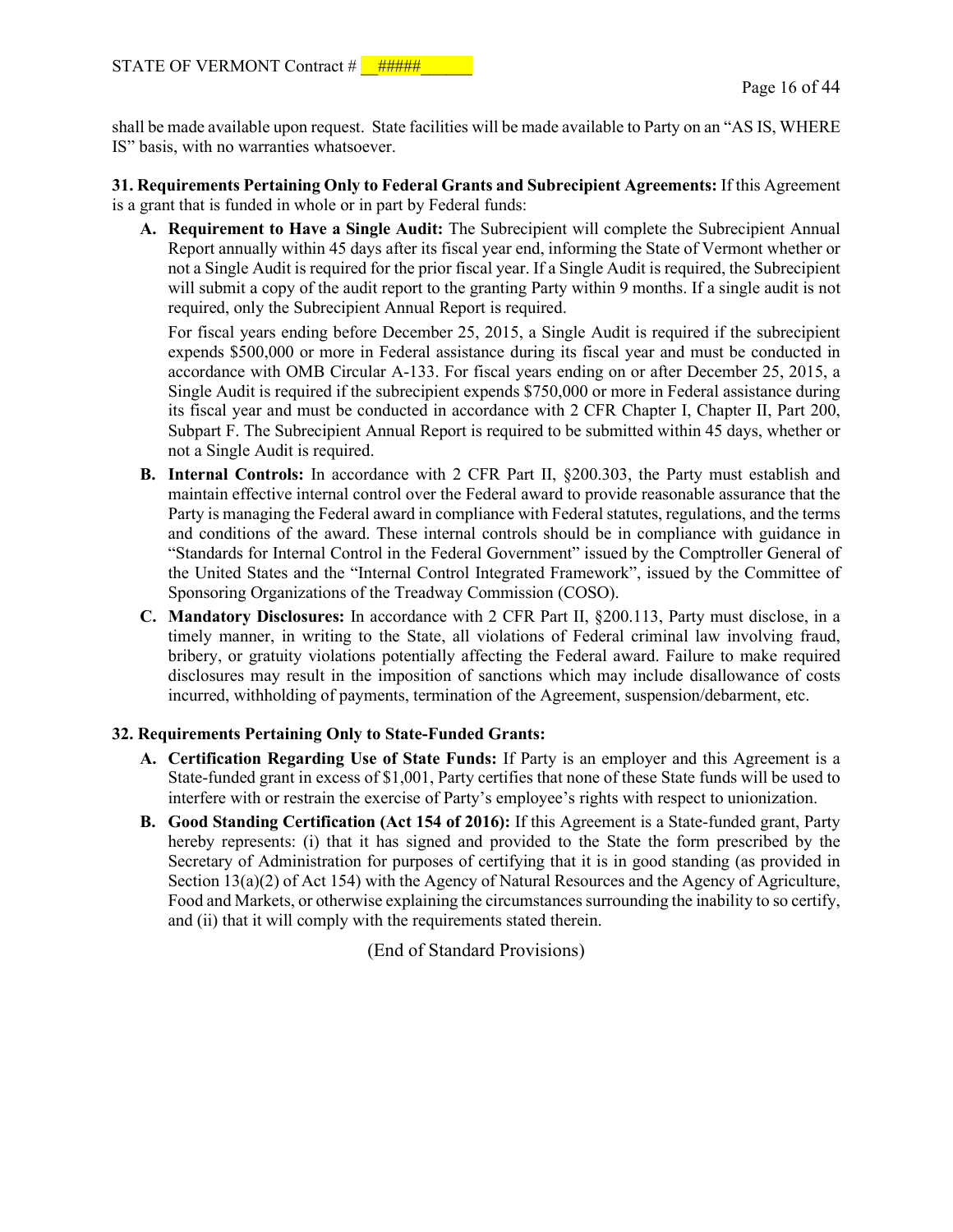shall be made available upon request. State facilities will be made available to Party on an "AS IS, WHERE IS" basis, with no warranties whatsoever.

**31. Requirements Pertaining Only to Federal Grants and Subrecipient Agreements:** If this Agreement is a grant that is funded in whole or in part by Federal funds:

**A. Requirement to Have a Single Audit:** The Subrecipient will complete the Subrecipient Annual Report annually within 45 days after its fiscal year end, informing the State of Vermont whether or not a Single Audit is required for the prior fiscal year. If a Single Audit is required, the Subrecipient will submit a copy of the audit report to the granting Party within 9 months. If a single audit is not required, only the Subrecipient Annual Report is required.

For fiscal years ending before December 25, 2015, a Single Audit is required if the subrecipient expends $500,000 or more in Federal assistance during its fiscal year and must be conducted in accordance with OMB Circular A-133. For fiscal years ending on or after December 25, 2015, a Single Audit is required if the subrecipient expends $750,000 or more in Federal assistance during its fiscal year and must be conducted in accordance with 2 CFR Chapter I, Chapter II, Part 200, Subpart F. The Subrecipient Annual Report is required to be submitted within 45 days, whether or not a Single Audit is required.

**B. Internal Controls:** In accordance with 2 CFR Part II, §200.303, the Party must establish and maintain effective internal control over the Federal award to provide reasonable assurance that the Party is managing the Federal award in compliance with Federal statutes, regulations, and the terms and conditions of the award. These internal controls should be in compliance with guidance in "Standards for Internal Control in the Federal Government" issued by the Comptroller General of the United States and the "Internal Control Integrated Framework", issued by the Committee of Sponsoring Organizations of the Treadway Commission (COSO).

**C. Mandatory Disclosures:** In accordance with 2 CFR Part II, §200.113, Party must disclose, in a timely manner, in writing to the State, all violations of Federal criminal law involving fraud, bribery, or gratuity violations potentially affecting the Federal award. Failure to make required disclosures may result in the imposition of sanctions which may include disallowance of costs incurred, withholding of payments, termination of the Agreement, suspension/debarment, etc.

**32. Requirements Pertaining Only to State-Funded Grants:**

**A. Certification Regarding Use of State Funds:** If Party is an employer and this Agreement is a State-funded grant in excess of $1,001, Party certifies that none of these State funds will be used to interfere with or restrain the exercise of Party's employee's rights with respect to unionization.

**B. Good Standing Certification (Act 154 of 2016):** If this Agreement is a State-funded grant, Party hereby represents: (i) that it has signed and provided to the State the form prescribed by the Secretary of Administration for purposes of certifying that it is in good standing (as provided in Section 13(a)(2) of Act 154) with the Agency of Natural Resources and the Agency of Agriculture, Food and Markets, or otherwise explaining the circumstances surrounding the inability to so certify, and (ii) that it will comply with the requirements stated therein.

(End of Standard Provisions)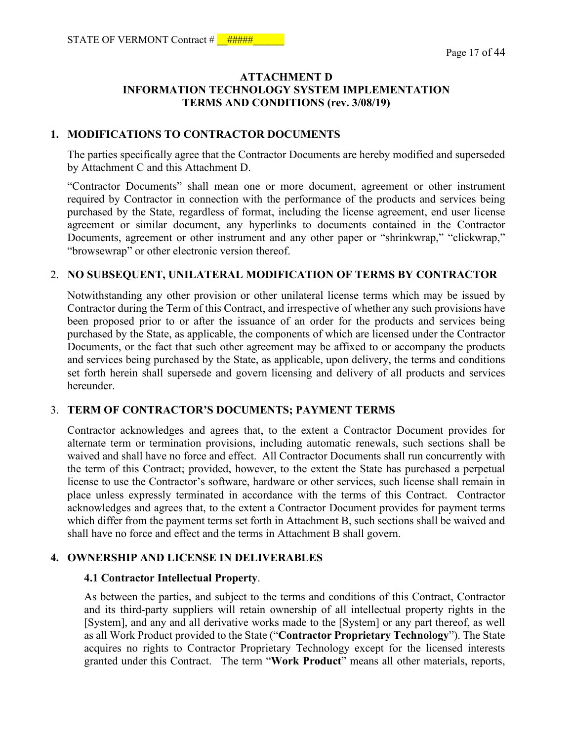## ATTACHMENT D
## INFORMATION TECHNOLOGY SYSTEM IMPLEMENTATION TERMS AND CONDITIONS (rev. 3/08/19)

### 1. MODIFICATIONS TO CONTRACTOR DOCUMENTS

The parties specifically agree that the Contractor Documents are hereby modified and superseded by Attachment C and this Attachment D.

"Contractor Documents" shall mean one or more document, agreement or other instrument required by Contractor in connection with the performance of the products and services being purchased by the State, regardless of format, including the license agreement, end user license agreement or similar document, any hyperlinks to documents contained in the Contractor Documents, agreement or other instrument and any other paper or "shrinkwrap," "clickwrap," "browsewrap" or other electronic version thereof.

### 2. NO SUBSEQUENT, UNILATERAL MODIFICATION OF TERMS BY CONTRACTOR

Notwithstanding any other provision or other unilateral license terms which may be issued by Contractor during the Term of this Contract, and irrespective of whether any such provisions have been proposed prior to or after the issuance of an order for the products and services being purchased by the State, as applicable, the components of which are licensed under the Contractor Documents, or the fact that such other agreement may be affixed to or accompany the products and services being purchased by the State, as applicable, upon delivery, the terms and conditions set forth herein shall supersede and govern licensing and delivery of all products and services hereunder.

### 3. TERM OF CONTRACTOR'S DOCUMENTS; PAYMENT TERMS

Contractor acknowledges and agrees that, to the extent a Contractor Document provides for alternate term or termination provisions, including automatic renewals, such sections shall be waived and shall have no force and effect. All Contractor Documents shall run concurrently with the term of this Contract; provided, however, to the extent the State has purchased a perpetual license to use the Contractor's software, hardware or other services, such license shall remain in place unless expressly terminated in accordance with the terms of this Contract. Contractor acknowledges and agrees that, to the extent a Contractor Document provides for payment terms which differ from the payment terms set forth in Attachment B, such sections shall be waived and shall have no force and effect and the terms in Attachment B shall govern.

### 4. OWNERSHIP AND LICENSE IN DELIVERABLES

#### 4.1 Contractor Intellectual Property.

As between the parties, and subject to the terms and conditions of this Contract, Contractor and its third-party suppliers will retain ownership of all intellectual property rights in the [System], and any and all derivative works made to the [System] or any part thereof, as well as all Work Product provided to the State ("**Contractor Proprietary Technology**"). The State acquires no rights to Contractor Proprietary Technology except for the licensed interests granted under this Contract. The term "**Work Product**" means all other materials, reports,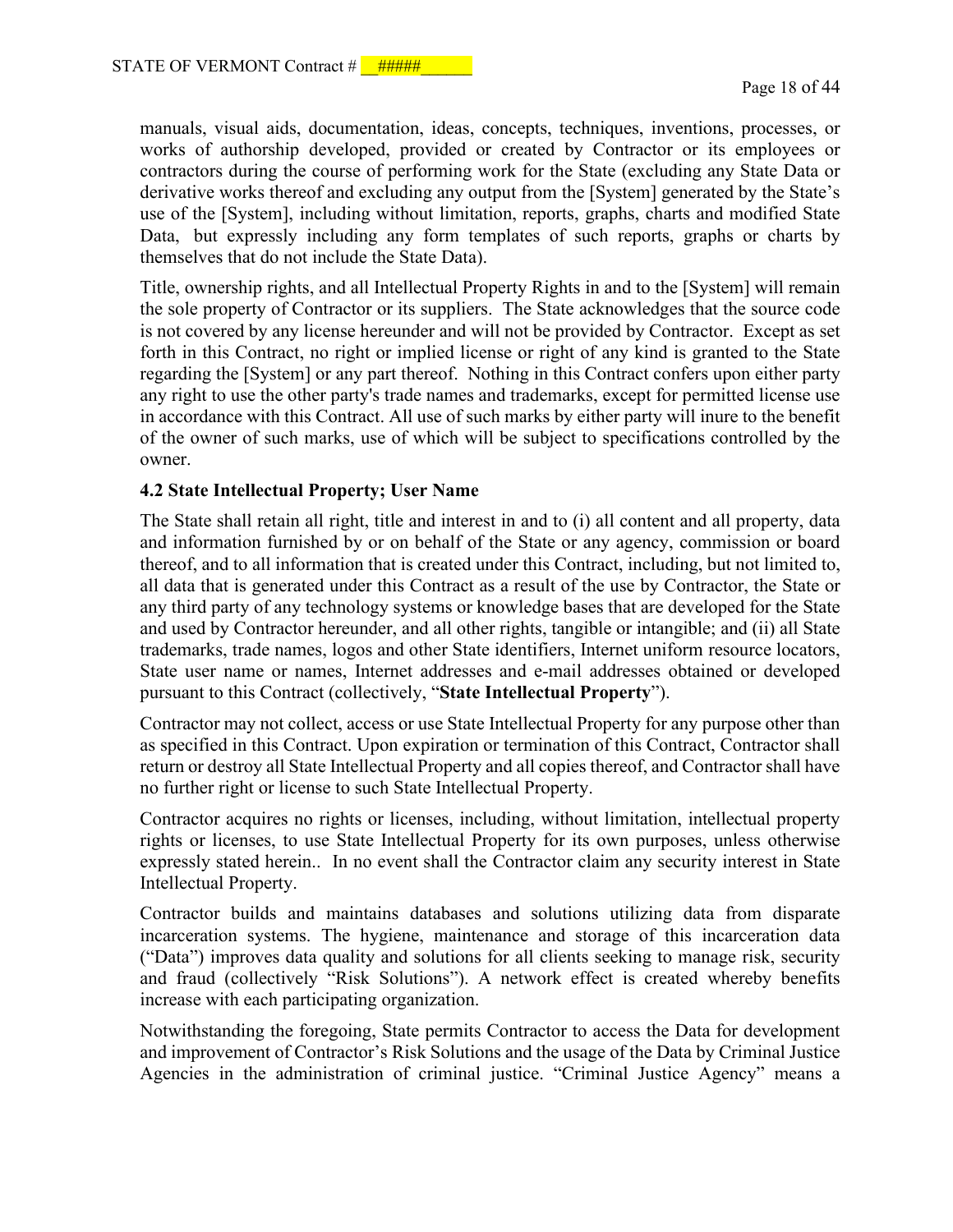manuals, visual aids, documentation, ideas, concepts, techniques, inventions, processes, or works of authorship developed, provided or created by Contractor or its employees or contractors during the course of performing work for the State (excluding any State Data or derivative works thereof and excluding any output from the [System] generated by the State's use of the [System], including without limitation, reports, graphs, charts and modified State Data, but expressly including any form templates of such reports, graphs or charts by themselves that do not include the State Data).

Title, ownership rights, and all Intellectual Property Rights in and to the [System] will remain the sole property of Contractor or its suppliers. The State acknowledges that the source code is not covered by any license hereunder and will not be provided by Contractor. Except as set forth in this Contract, no right or implied license or right of any kind is granted to the State regarding the [System] or any part thereof. Nothing in this Contract confers upon either party any right to use the other party's trade names and trademarks, except for permitted license use in accordance with this Contract. All use of such marks by either party will inure to the benefit of the owner of such marks, use of which will be subject to specifications controlled by the owner.

**4.2 State Intellectual Property; User Name**

The State shall retain all right, title and interest in and to (i) all content and all property, data and information furnished by or on behalf of the State or any agency, commission or board thereof, and to all information that is created under this Contract, including, but not limited to, all data that is generated under this Contract as a result of the use by Contractor, the State or any third party of any technology systems or knowledge bases that are developed for the State and used by Contractor hereunder, and all other rights, tangible or intangible; and (ii) all State trademarks, trade names, logos and other State identifiers, Internet uniform resource locators, State user name or names, Internet addresses and e-mail addresses obtained or developed pursuant to this Contract (collectively, "**State Intellectual Property**").

Contractor may not collect, access or use State Intellectual Property for any purpose other than as specified in this Contract. Upon expiration or termination of this Contract, Contractor shall return or destroy all State Intellectual Property and all copies thereof, and Contractor shall have no further right or license to such State Intellectual Property.

Contractor acquires no rights or licenses, including, without limitation, intellectual property rights or licenses, to use State Intellectual Property for its own purposes, unless otherwise expressly stated herein.. In no event shall the Contractor claim any security interest in State Intellectual Property.

Contractor builds and maintains databases and solutions utilizing data from disparate incarceration systems. The hygiene, maintenance and storage of this incarceration data ("Data") improves data quality and solutions for all clients seeking to manage risk, security and fraud (collectively "Risk Solutions"). A network effect is created whereby benefits increase with each participating organization.

Notwithstanding the foregoing, State permits Contractor to access the Data for development and improvement of Contractor's Risk Solutions and the usage of the Data by Criminal Justice Agencies in the administration of criminal justice. "Criminal Justice Agency" means a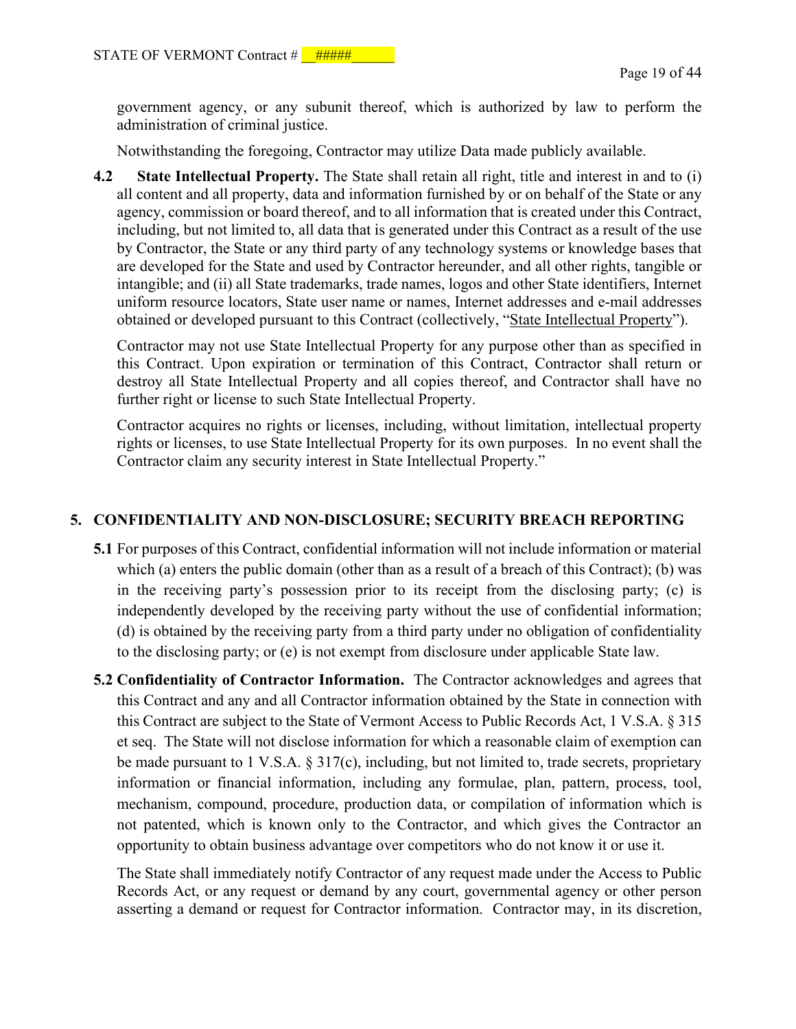government agency, or any subunit thereof, which is authorized by law to perform the administration of criminal justice.

Notwithstanding the foregoing, Contractor may utilize Data made publicly available.

**4.2 State Intellectual Property.** The State shall retain all right, title and interest in and to (i) all content and all property, data and information furnished by or on behalf of the State or any agency, commission or board thereof, and to all information that is created under this Contract, including, but not limited to, all data that is generated under this Contract as a result of the use by Contractor, the State or any third party of any technology systems or knowledge bases that are developed for the State and used by Contractor hereunder, and all other rights, tangible or intangible; and (ii) all State trademarks, trade names, logos and other State identifiers, Internet uniform resource locators, State user name or names, Internet addresses and e-mail addresses obtained or developed pursuant to this Contract (collectively, "State Intellectual Property").

Contractor may not use State Intellectual Property for any purpose other than as specified in this Contract. Upon expiration or termination of this Contract, Contractor shall return or destroy all State Intellectual Property and all copies thereof, and Contractor shall have no further right or license to such State Intellectual Property.

Contractor acquires no rights or licenses, including, without limitation, intellectual property rights or licenses, to use State Intellectual Property for its own purposes. In no event shall the Contractor claim any security interest in State Intellectual Property."

## 5. CONFIDENTIALITY AND NON-DISCLOSURE; SECURITY BREACH REPORTING

**5.1** For purposes of this Contract, confidential information will not include information or material which (a) enters the public domain (other than as a result of a breach of this Contract); (b) was in the receiving party's possession prior to its receipt from the disclosing party; (c) is independently developed by the receiving party without the use of confidential information; (d) is obtained by the receiving party from a third party under no obligation of confidentiality to the disclosing party; or (e) is not exempt from disclosure under applicable State law.

**5.2 Confidentiality of Contractor Information.** The Contractor acknowledges and agrees that this Contract and any and all Contractor information obtained by the State in connection with this Contract are subject to the State of Vermont Access to Public Records Act, 1 V.S.A. § 315 et seq. The State will not disclose information for which a reasonable claim of exemption can be made pursuant to 1 V.S.A. § 317(c), including, but not limited to, trade secrets, proprietary information or financial information, including any formulae, plan, pattern, process, tool, mechanism, compound, procedure, production data, or compilation of information which is not patented, which is known only to the Contractor, and which gives the Contractor an opportunity to obtain business advantage over competitors who do not know it or use it.

The State shall immediately notify Contractor of any request made under the Access to Public Records Act, or any request or demand by any court, governmental agency or other person asserting a demand or request for Contractor information. Contractor may, in its discretion,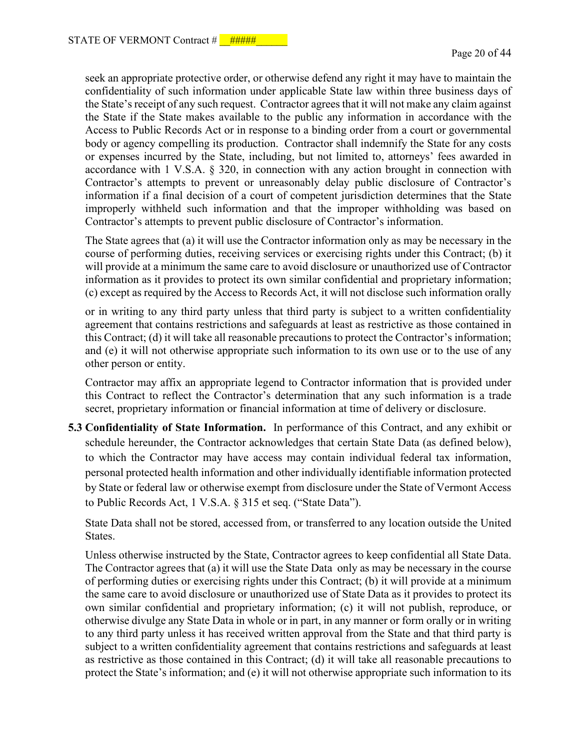seek an appropriate protective order, or otherwise defend any right it may have to maintain the confidentiality of such information under applicable State law within three business days of the State's receipt of any such request. Contractor agrees that it will not make any claim against the State if the State makes available to the public any information in accordance with the Access to Public Records Act or in response to a binding order from a court or governmental body or agency compelling its production. Contractor shall indemnify the State for any costs or expenses incurred by the State, including, but not limited to, attorneys' fees awarded in accordance with 1 V.S.A. § 320, in connection with any action brought in connection with Contractor's attempts to prevent or unreasonably delay public disclosure of Contractor's information if a final decision of a court of competent jurisdiction determines that the State improperly withheld such information and that the improper withholding was based on Contractor's attempts to prevent public disclosure of Contractor's information.

The State agrees that (a) it will use the Contractor information only as may be necessary in the course of performing duties, receiving services or exercising rights under this Contract; (b) it will provide at a minimum the same care to avoid disclosure or unauthorized use of Contractor information as it provides to protect its own similar confidential and proprietary information; (c) except as required by the Access to Records Act, it will not disclose such information orally or in writing to any third party unless that third party is subject to a written confidentiality agreement that contains restrictions and safeguards at least as restrictive as those contained in this Contract; (d) it will take all reasonable precautions to protect the Contractor's information; and (e) it will not otherwise appropriate such information to its own use or to the use of any other person or entity.

Contractor may affix an appropriate legend to Contractor information that is provided under this Contract to reflect the Contractor's determination that any such information is a trade secret, proprietary information or financial information at time of delivery or disclosure.

**5.3 Confidentiality of State Information.** In performance of this Contract, and any exhibit or schedule hereunder, the Contractor acknowledges that certain State Data (as defined below), to which the Contractor may have access may contain individual federal tax information, personal protected health information and other individually identifiable information protected by State or federal law or otherwise exempt from disclosure under the State of Vermont Access to Public Records Act, 1 V.S.A. § 315 et seq. ("State Data").

State Data shall not be stored, accessed from, or transferred to any location outside the United States.

Unless otherwise instructed by the State, Contractor agrees to keep confidential all State Data. The Contractor agrees that (a) it will use the State Data only as may be necessary in the course of performing duties or exercising rights under this Contract; (b) it will provide at a minimum the same care to avoid disclosure or unauthorized use of State Data as it provides to protect its own similar confidential and proprietary information; (c) it will not publish, reproduce, or otherwise divulge any State Data in whole or in part, in any manner or form orally or in writing to any third party unless it has received written approval from the State and that third party is subject to a written confidentiality agreement that contains restrictions and safeguards at least as restrictive as those contained in this Contract; (d) it will take all reasonable precautions to protect the State's information; and (e) it will not otherwise appropriate such information to its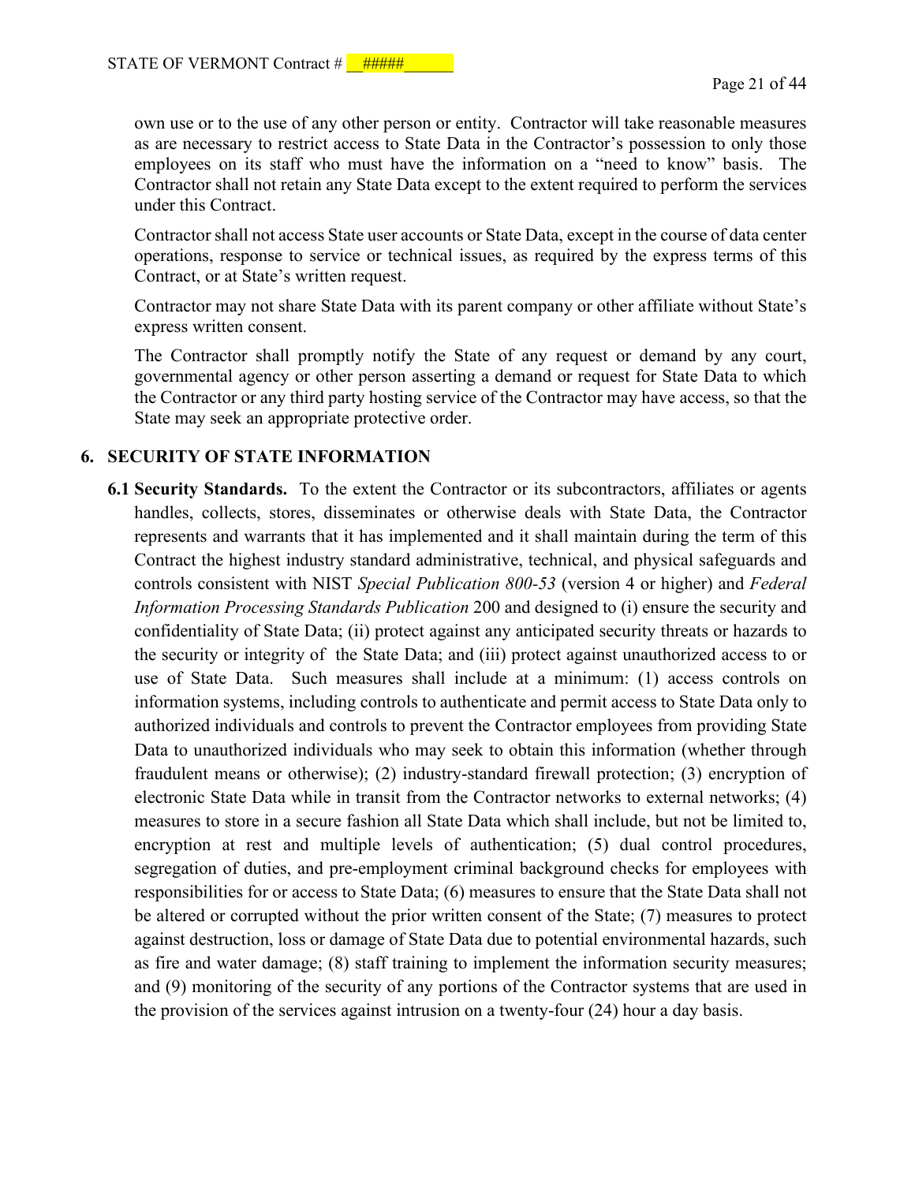own use or to the use of any other person or entity. Contractor will take reasonable measures as are necessary to restrict access to State Data in the Contractor's possession to only those employees on its staff who must have the information on a "need to know" basis. The Contractor shall not retain any State Data except to the extent required to perform the services under this Contract.

Contractor shall not access State user accounts or State Data, except in the course of data center operations, response to service or technical issues, as required by the express terms of this Contract, or at State's written request.

Contractor may not share State Data with its parent company or other affiliate without State's express written consent.

The Contractor shall promptly notify the State of any request or demand by any court, governmental agency or other person asserting a demand or request for State Data to which the Contractor or any third party hosting service of the Contractor may have access, so that the State may seek an appropriate protective order.

## 6. SECURITY OF STATE INFORMATION

**6.1 Security Standards.** To the extent the Contractor or its subcontractors, affiliates or agents handles, collects, stores, disseminates or otherwise deals with State Data, the Contractor represents and warrants that it has implemented and it shall maintain during the term of this Contract the highest industry standard administrative, technical, and physical safeguards and controls consistent with NIST *Special Publication 800-53* (version 4 or higher) and *Federal Information Processing Standards Publication* 200 and designed to (i) ensure the security and confidentiality of State Data; (ii) protect against any anticipated security threats or hazards to the security or integrity of the State Data; and (iii) protect against unauthorized access to or use of State Data. Such measures shall include at a minimum: (1) access controls on information systems, including controls to authenticate and permit access to State Data only to authorized individuals and controls to prevent the Contractor employees from providing State Data to unauthorized individuals who may seek to obtain this information (whether through fraudulent means or otherwise); (2) industry-standard firewall protection; (3) encryption of electronic State Data while in transit from the Contractor networks to external networks; (4) measures to store in a secure fashion all State Data which shall include, but not be limited to, encryption at rest and multiple levels of authentication; (5) dual control procedures, segregation of duties, and pre-employment criminal background checks for employees with responsibilities for or access to State Data; (6) measures to ensure that the State Data shall not be altered or corrupted without the prior written consent of the State; (7) measures to protect against destruction, loss or damage of State Data due to potential environmental hazards, such as fire and water damage; (8) staff training to implement the information security measures; and (9) monitoring of the security of any portions of the Contractor systems that are used in the provision of the services against intrusion on a twenty-four (24) hour a day basis.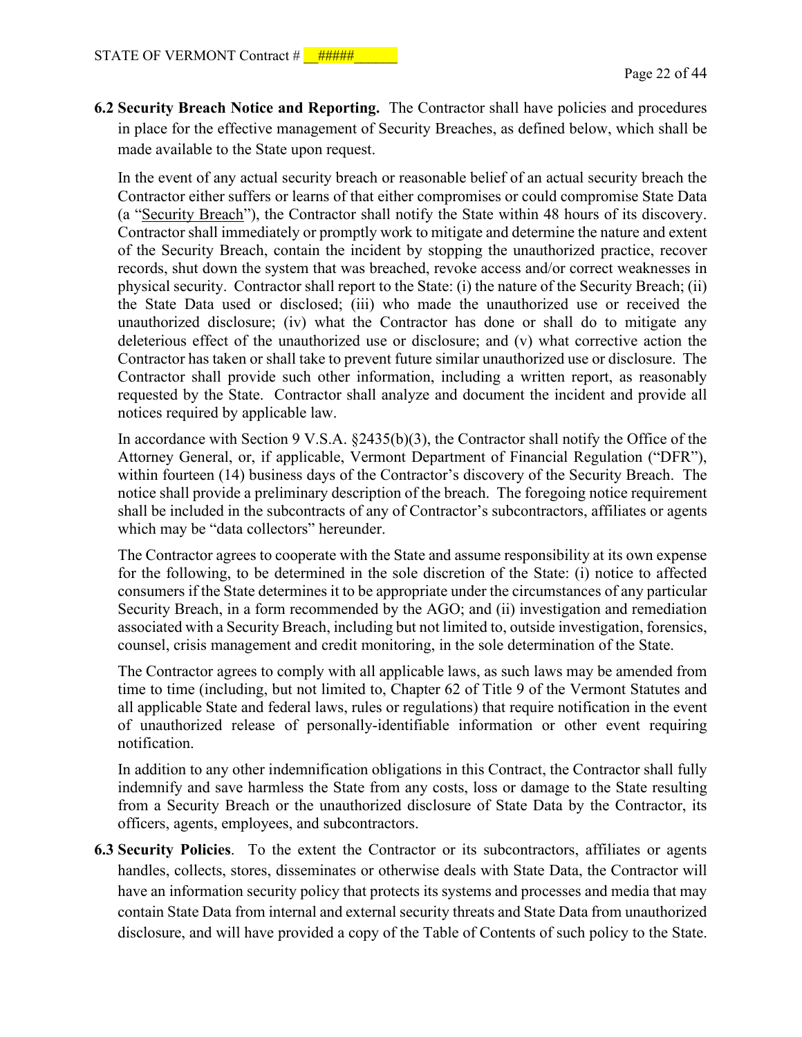**6.2 Security Breach Notice and Reporting.** The Contractor shall have policies and procedures in place for the effective management of Security Breaches, as defined below, which shall be made available to the State upon request.

In the event of any actual security breach or reasonable belief of an actual security breach the Contractor either suffers or learns of that either compromises or could compromise State Data (a "Security Breach"), the Contractor shall notify the State within 48 hours of its discovery. Contractor shall immediately or promptly work to mitigate and determine the nature and extent of the Security Breach, contain the incident by stopping the unauthorized practice, recover records, shut down the system that was breached, revoke access and/or correct weaknesses in physical security. Contractor shall report to the State: (i) the nature of the Security Breach; (ii) the State Data used or disclosed; (iii) who made the unauthorized use or received the unauthorized disclosure; (iv) what the Contractor has done or shall do to mitigate any deleterious effect of the unauthorized use or disclosure; and (v) what corrective action the Contractor has taken or shall take to prevent future similar unauthorized use or disclosure. The Contractor shall provide such other information, including a written report, as reasonably requested by the State. Contractor shall analyze and document the incident and provide all notices required by applicable law.

In accordance with Section 9 V.S.A. §2435(b)(3), the Contractor shall notify the Office of the Attorney General, or, if applicable, Vermont Department of Financial Regulation ("DFR"), within fourteen (14) business days of the Contractor's discovery of the Security Breach. The notice shall provide a preliminary description of the breach. The foregoing notice requirement shall be included in the subcontracts of any of Contractor's subcontractors, affiliates or agents which may be "data collectors" hereunder.

The Contractor agrees to cooperate with the State and assume responsibility at its own expense for the following, to be determined in the sole discretion of the State: (i) notice to affected consumers if the State determines it to be appropriate under the circumstances of any particular Security Breach, in a form recommended by the AGO; and (ii) investigation and remediation associated with a Security Breach, including but not limited to, outside investigation, forensics, counsel, crisis management and credit monitoring, in the sole determination of the State.

The Contractor agrees to comply with all applicable laws, as such laws may be amended from time to time (including, but not limited to, Chapter 62 of Title 9 of the Vermont Statutes and all applicable State and federal laws, rules or regulations) that require notification in the event of unauthorized release of personally-identifiable information or other event requiring notification.

In addition to any other indemnification obligations in this Contract, the Contractor shall fully indemnify and save harmless the State from any costs, loss or damage to the State resulting from a Security Breach or the unauthorized disclosure of State Data by the Contractor, its officers, agents, employees, and subcontractors.

**6.3 Security Policies**. To the extent the Contractor or its subcontractors, affiliates or agents handles, collects, stores, disseminates or otherwise deals with State Data, the Contractor will have an information security policy that protects its systems and processes and media that may contain State Data from internal and external security threats and State Data from unauthorized disclosure, and will have provided a copy of the Table of Contents of such policy to the State.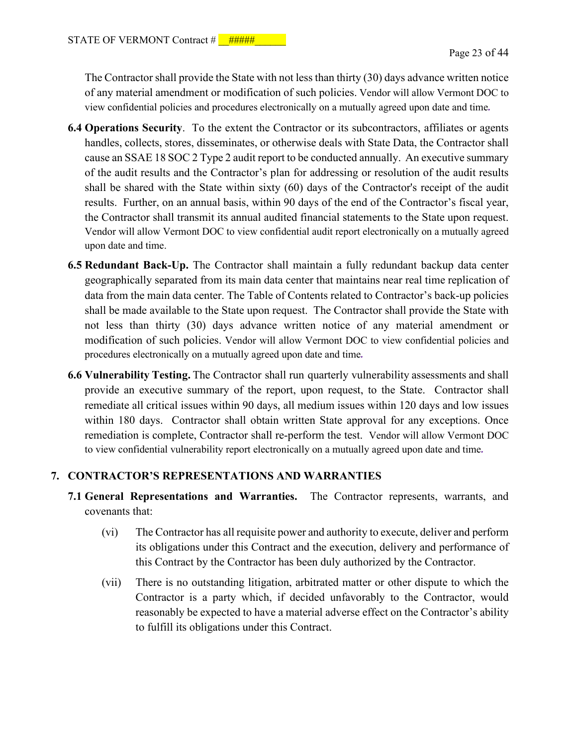The Contractor shall provide the State with not less than thirty (30) days advance written notice of any material amendment or modification of such policies. Vendor will allow Vermont DOC to view confidential policies and procedures electronically on a mutually agreed upon date and time.

**6.4 Operations Security**. To the extent the Contractor or its subcontractors, affiliates or agents handles, collects, stores, disseminates, or otherwise deals with State Data, the Contractor shall cause an SSAE 18 SOC 2 Type 2 audit report to be conducted annually. An executive summary of the audit results and the Contractor's plan for addressing or resolution of the audit results shall be shared with the State within sixty (60) days of the Contractor's receipt of the audit results. Further, on an annual basis, within 90 days of the end of the Contractor's fiscal year, the Contractor shall transmit its annual audited financial statements to the State upon request. Vendor will allow Vermont DOC to view confidential audit report electronically on a mutually agreed upon date and time.

**6.5 Redundant Back-Up.** The Contractor shall maintain a fully redundant backup data center geographically separated from its main data center that maintains near real time replication of data from the main data center. The Table of Contents related to Contractor's back-up policies shall be made available to the State upon request. The Contractor shall provide the State with not less than thirty (30) days advance written notice of any material amendment or modification of such policies. Vendor will allow Vermont DOC to view confidential policies and procedures electronically on a mutually agreed upon date and time.

**6.6 Vulnerability Testing.** The Contractor shall run quarterly vulnerability assessments and shall provide an executive summary of the report, upon request, to the State. Contractor shall remediate all critical issues within 90 days, all medium issues within 120 days and low issues within 180 days. Contractor shall obtain written State approval for any exceptions. Once remediation is complete, Contractor shall re-perform the test. Vendor will allow Vermont DOC to view confidential vulnerability report electronically on a mutually agreed upon date and time.

## 7. CONTRACTOR'S REPRESENTATIONS AND WARRANTIES

**7.1 General Representations and Warranties.** The Contractor represents, warrants, and covenants that:

(vi) The Contractor has all requisite power and authority to execute, deliver and perform its obligations under this Contract and the execution, delivery and performance of this Contract by the Contractor has been duly authorized by the Contractor.

(vii) There is no outstanding litigation, arbitrated matter or other dispute to which the Contractor is a party which, if decided unfavorably to the Contractor, would reasonably be expected to have a material adverse effect on the Contractor's ability to fulfill its obligations under this Contract.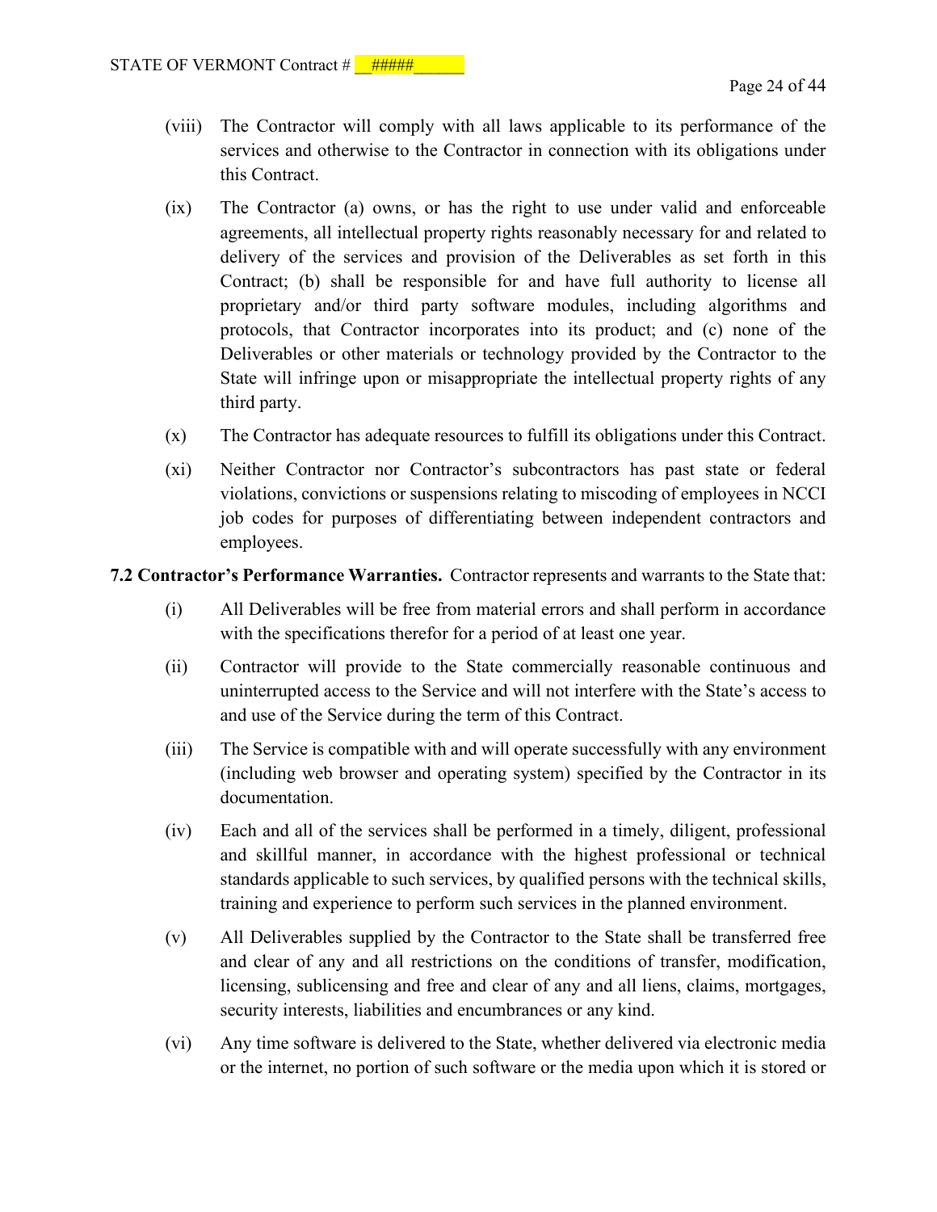(viii) The Contractor will comply with all laws applicable to its performance of the services and otherwise to the Contractor in connection with its obligations under this Contract.

(ix) The Contractor (a) owns, or has the right to use under valid and enforceable agreements, all intellectual property rights reasonably necessary for and related to delivery of the services and provision of the Deliverables as set forth in this Contract; (b) shall be responsible for and have full authority to license all proprietary and/or third party software modules, including algorithms and protocols, that Contractor incorporates into its product; and (c) none of the Deliverables or other materials or technology provided by the Contractor to the State will infringe upon or misappropriate the intellectual property rights of any third party.

(x) The Contractor has adequate resources to fulfill its obligations under this Contract.

(xi) Neither Contractor nor Contractor's subcontractors has past state or federal violations, convictions or suspensions relating to miscoding of employees in NCCI job codes for purposes of differentiating between independent contractors and employees.

**7.2 Contractor's Performance Warranties.** Contractor represents and warrants to the State that:

(i) All Deliverables will be free from material errors and shall perform in accordance with the specifications therefor for a period of at least one year.

(ii) Contractor will provide to the State commercially reasonable continuous and uninterrupted access to the Service and will not interfere with the State's access to and use of the Service during the term of this Contract.

(iii) The Service is compatible with and will operate successfully with any environment (including web browser and operating system) specified by the Contractor in its documentation.

(iv) Each and all of the services shall be performed in a timely, diligent, professional and skillful manner, in accordance with the highest professional or technical standards applicable to such services, by qualified persons with the technical skills, training and experience to perform such services in the planned environment.

(v) All Deliverables supplied by the Contractor to the State shall be transferred free and clear of any and all restrictions on the conditions of transfer, modification, licensing, sublicensing and free and clear of any and all liens, claims, mortgages, security interests, liabilities and encumbrances or any kind.

(vi) Any time software is delivered to the State, whether delivered via electronic media or the internet, no portion of such software or the media upon which it is stored or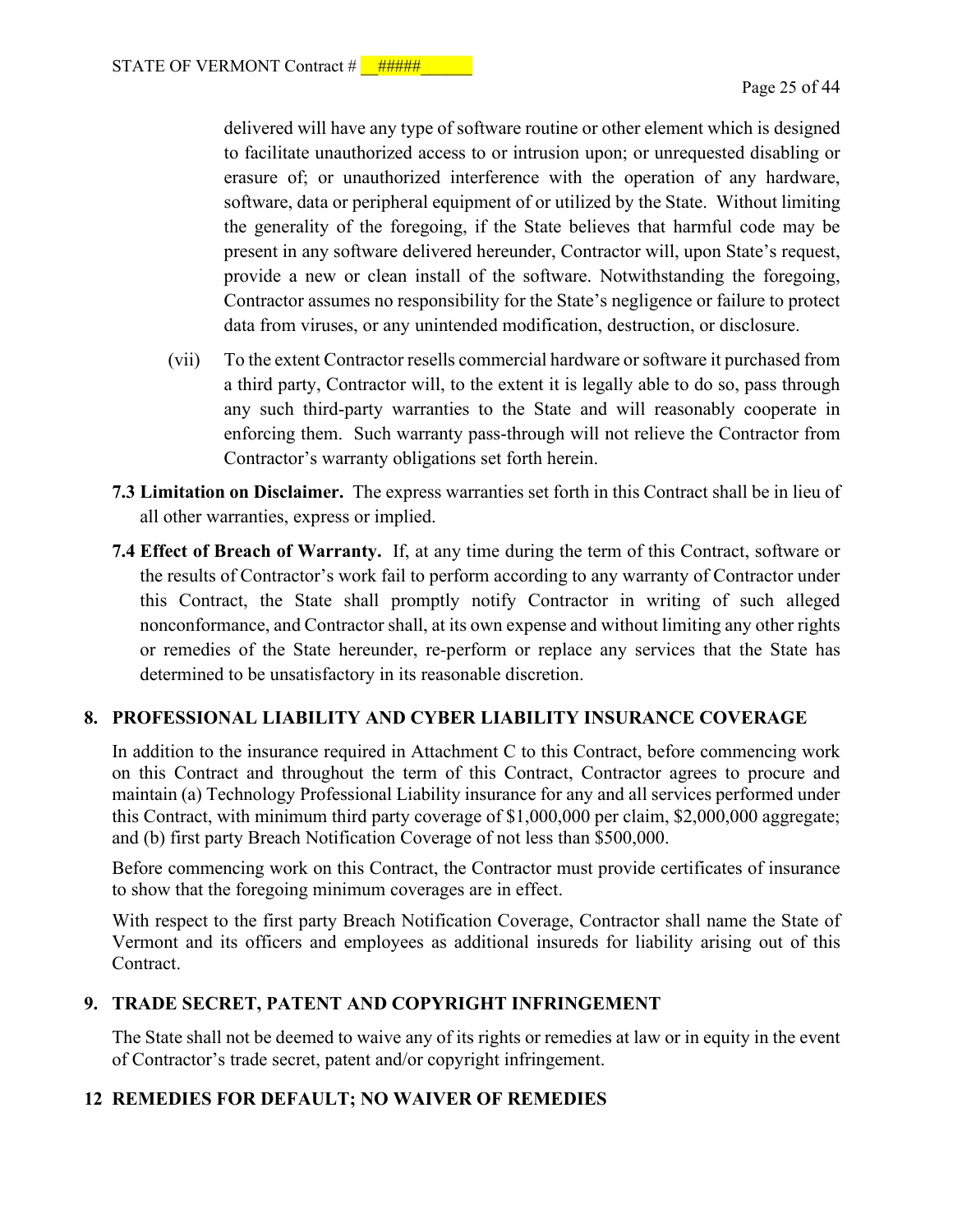delivered will have any type of software routine or other element which is designed to facilitate unauthorized access to or intrusion upon; or unrequested disabling or erasure of; or unauthorized interference with the operation of any hardware, software, data or peripheral equipment of or utilized by the State. Without limiting the generality of the foregoing, if the State believes that harmful code may be present in any software delivered hereunder, Contractor will, upon State's request, provide a new or clean install of the software. Notwithstanding the foregoing, Contractor assumes no responsibility for the State's negligence or failure to protect data from viruses, or any unintended modification, destruction, or disclosure.

(vii) To the extent Contractor resells commercial hardware or software it purchased from a third party, Contractor will, to the extent it is legally able to do so, pass through any such third-party warranties to the State and will reasonably cooperate in enforcing them. Such warranty pass-through will not relieve the Contractor from Contractor's warranty obligations set forth herein.

**7.3 Limitation on Disclaimer.** The express warranties set forth in this Contract shall be in lieu of all other warranties, express or implied.

**7.4 Effect of Breach of Warranty.** If, at any time during the term of this Contract, software or the results of Contractor's work fail to perform according to any warranty of Contractor under this Contract, the State shall promptly notify Contractor in writing of such alleged nonconformance, and Contractor shall, at its own expense and without limiting any other rights or remedies of the State hereunder, re-perform or replace any services that the State has determined to be unsatisfactory in its reasonable discretion.

## 8. PROFESSIONAL LIABILITY AND CYBER LIABILITY INSURANCE COVERAGE

In addition to the insurance required in Attachment C to this Contract, before commencing work on this Contract and throughout the term of this Contract, Contractor agrees to procure and maintain (a) Technology Professional Liability insurance for any and all services performed under this Contract, with minimum third party coverage of $1,000,000 per claim, $2,000,000 aggregate; and (b) first party Breach Notification Coverage of not less than $500,000.

Before commencing work on this Contract, the Contractor must provide certificates of insurance to show that the foregoing minimum coverages are in effect.

With respect to the first party Breach Notification Coverage, Contractor shall name the State of Vermont and its officers and employees as additional insureds for liability arising out of this Contract.

## 9. TRADE SECRET, PATENT AND COPYRIGHT INFRINGEMENT

The State shall not be deemed to waive any of its rights or remedies at law or in equity in the event of Contractor's trade secret, patent and/or copyright infringement.

## 12 REMEDIES FOR DEFAULT; NO WAIVER OF REMEDIES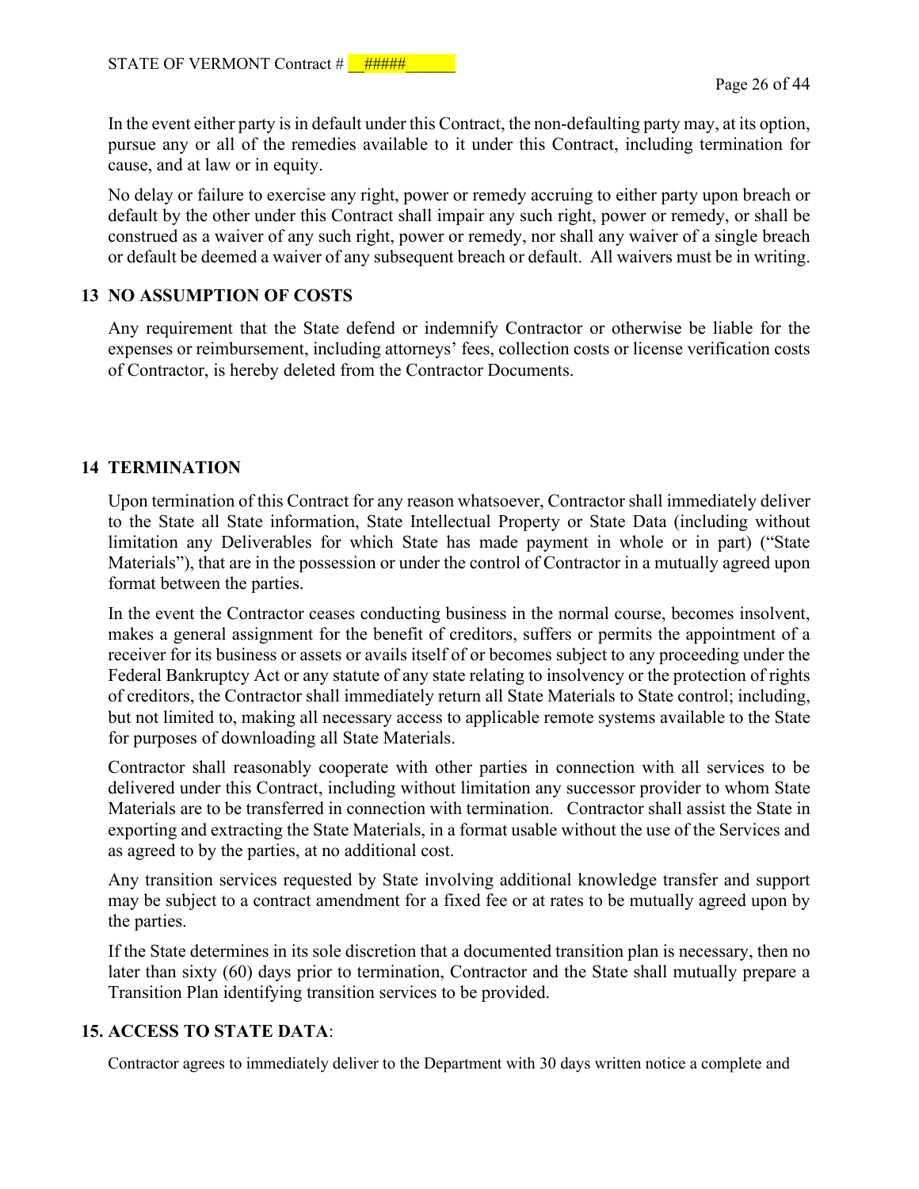In the event either party is in default under this Contract, the non-defaulting party may, at its option, pursue any or all of the remedies available to it under this Contract, including termination for cause, and at law or in equity.

No delay or failure to exercise any right, power or remedy accruing to either party upon breach or default by the other under this Contract shall impair any such right, power or remedy, or shall be construed as a waiver of any such right, power or remedy, nor shall any waiver of a single breach or default be deemed a waiver of any subsequent breach or default. All waivers must be in writing.

## 13 NO ASSUMPTION OF COSTS

Any requirement that the State defend or indemnify Contractor or otherwise be liable for the expenses or reimbursement, including attorneys' fees, collection costs or license verification costs of Contractor, is hereby deleted from the Contractor Documents.

## 14 TERMINATION

Upon termination of this Contract for any reason whatsoever, Contractor shall immediately deliver to the State all State information, State Intellectual Property or State Data (including without limitation any Deliverables for which State has made payment in whole or in part) ("State Materials"), that are in the possession or under the control of Contractor in a mutually agreed upon format between the parties.

In the event the Contractor ceases conducting business in the normal course, becomes insolvent, makes a general assignment for the benefit of creditors, suffers or permits the appointment of a receiver for its business or assets or avails itself of or becomes subject to any proceeding under the Federal Bankruptcy Act or any statute of any state relating to insolvency or the protection of rights of creditors, the Contractor shall immediately return all State Materials to State control; including, but not limited to, making all necessary access to applicable remote systems available to the State for purposes of downloading all State Materials.

Contractor shall reasonably cooperate with other parties in connection with all services to be delivered under this Contract, including without limitation any successor provider to whom State Materials are to be transferred in connection with termination. Contractor shall assist the State in exporting and extracting the State Materials, in a format usable without the use of the Services and as agreed to by the parties, at no additional cost.

Any transition services requested by State involving additional knowledge transfer and support may be subject to a contract amendment for a fixed fee or at rates to be mutually agreed upon by the parties.

If the State determines in its sole discretion that a documented transition plan is necessary, then no later than sixty (60) days prior to termination, Contractor and the State shall mutually prepare a Transition Plan identifying transition services to be provided.

## 15. ACCESS TO STATE DATA:

Contractor agrees to immediately deliver to the Department with 30 days written notice a complete and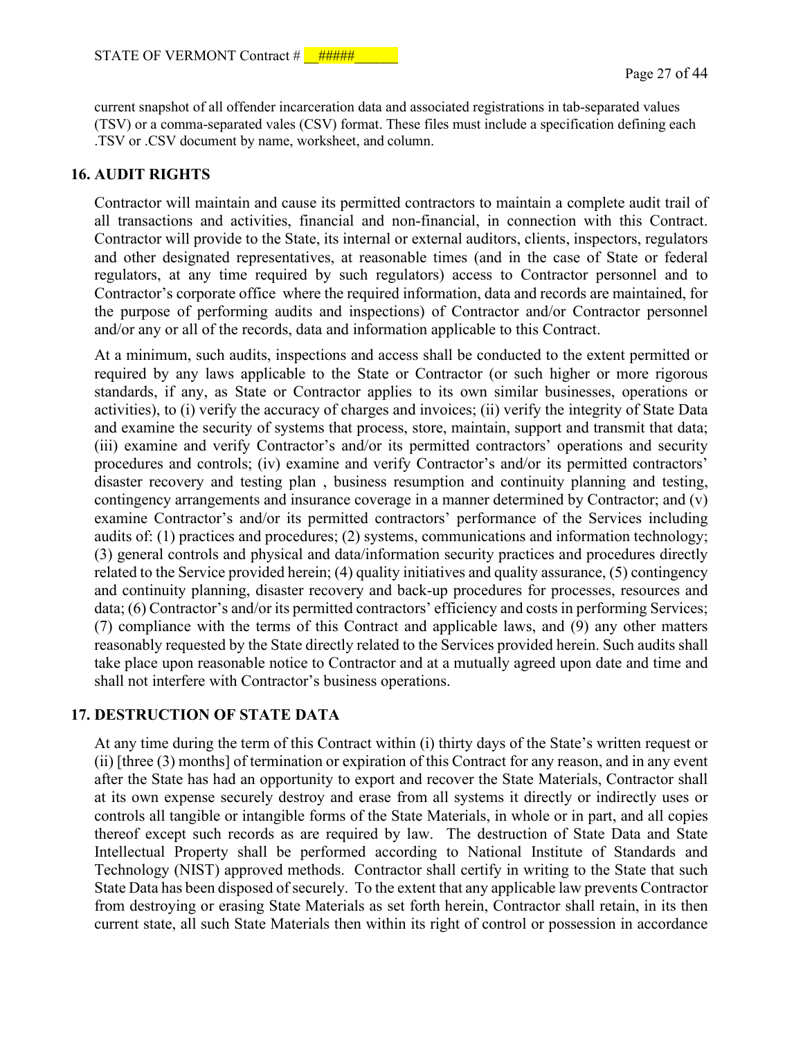current snapshot of all offender incarceration data and associated registrations in tab-separated values (TSV) or a comma-separated vales (CSV) format. These files must include a specification defining each .TSV or .CSV document by name, worksheet, and column.

## 16. AUDIT RIGHTS

Contractor will maintain and cause its permitted contractors to maintain a complete audit trail of all transactions and activities, financial and non-financial, in connection with this Contract. Contractor will provide to the State, its internal or external auditors, clients, inspectors, regulators and other designated representatives, at reasonable times (and in the case of State or federal regulators, at any time required by such regulators) access to Contractor personnel and to Contractor's corporate office where the required information, data and records are maintained, for the purpose of performing audits and inspections) of Contractor and/or Contractor personnel and/or any or all of the records, data and information applicable to this Contract.

At a minimum, such audits, inspections and access shall be conducted to the extent permitted or required by any laws applicable to the State or Contractor (or such higher or more rigorous standards, if any, as State or Contractor applies to its own similar businesses, operations or activities), to (i) verify the accuracy of charges and invoices; (ii) verify the integrity of State Data and examine the security of systems that process, store, maintain, support and transmit that data; (iii) examine and verify Contractor's and/or its permitted contractors' operations and security procedures and controls; (iv) examine and verify Contractor's and/or its permitted contractors' disaster recovery and testing plan , business resumption and continuity planning and testing, contingency arrangements and insurance coverage in a manner determined by Contractor; and (v) examine Contractor's and/or its permitted contractors' performance of the Services including audits of: (1) practices and procedures; (2) systems, communications and information technology; (3) general controls and physical and data/information security practices and procedures directly related to the Service provided herein; (4) quality initiatives and quality assurance, (5) contingency and continuity planning, disaster recovery and back-up procedures for processes, resources and data; (6) Contractor's and/or its permitted contractors' efficiency and costs in performing Services; (7) compliance with the terms of this Contract and applicable laws, and (9) any other matters reasonably requested by the State directly related to the Services provided herein. Such audits shall take place upon reasonable notice to Contractor and at a mutually agreed upon date and time and shall not interfere with Contractor's business operations.

## 17. DESTRUCTION OF STATE DATA

At any time during the term of this Contract within (i) thirty days of the State's written request or (ii) [three (3) months] of termination or expiration of this Contract for any reason, and in any event after the State has had an opportunity to export and recover the State Materials, Contractor shall at its own expense securely destroy and erase from all systems it directly or indirectly uses or controls all tangible or intangible forms of the State Materials, in whole or in part, and all copies thereof except such records as are required by law. The destruction of State Data and State Intellectual Property shall be performed according to National Institute of Standards and Technology (NIST) approved methods. Contractor shall certify in writing to the State that such State Data has been disposed of securely. To the extent that any applicable law prevents Contractor from destroying or erasing State Materials as set forth herein, Contractor shall retain, in its then current state, all such State Materials then within its right of control or possession in accordance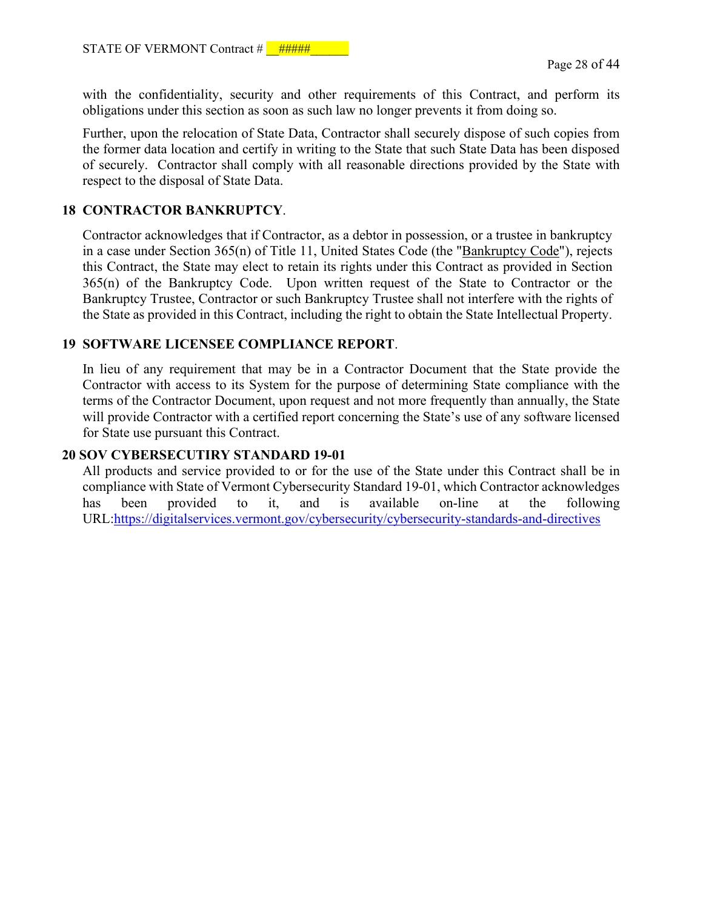with the confidentiality, security and other requirements of this Contract, and perform its obligations under this section as soon as such law no longer prevents it from doing so.

Further, upon the relocation of State Data, Contractor shall securely dispose of such copies from the former data location and certify in writing to the State that such State Data has been disposed of securely. Contractor shall comply with all reasonable directions provided by the State with respect to the disposal of State Data.

## 18 CONTRACTOR BANKRUPTCY.

Contractor acknowledges that if Contractor, as a debtor in possession, or a trustee in bankruptcy in a case under Section 365(n) of Title 11, United States Code (the "Bankruptcy Code"), rejects this Contract, the State may elect to retain its rights under this Contract as provided in Section 365(n) of the Bankruptcy Code. Upon written request of the State to Contractor or the Bankruptcy Trustee, Contractor or such Bankruptcy Trustee shall not interfere with the rights of the State as provided in this Contract, including the right to obtain the State Intellectual Property.

## 19 SOFTWARE LICENSEE COMPLIANCE REPORT.

In lieu of any requirement that may be in a Contractor Document that the State provide the Contractor with access to its System for the purpose of determining State compliance with the terms of the Contractor Document, upon request and not more frequently than annually, the State will provide Contractor with a certified report concerning the State's use of any software licensed for State use pursuant this Contract.

## 20 SOV CYBERSECUTIRY STANDARD 19-01

All products and service provided to or for the use of the State under this Contract shall be in compliance with State of Vermont Cybersecurity Standard 19-01, which Contractor acknowledges has been provided to it, and is available on-line at the following URL:https://digitalservices.vermont.gov/cybersecurity/cybersecurity-standards-and-directives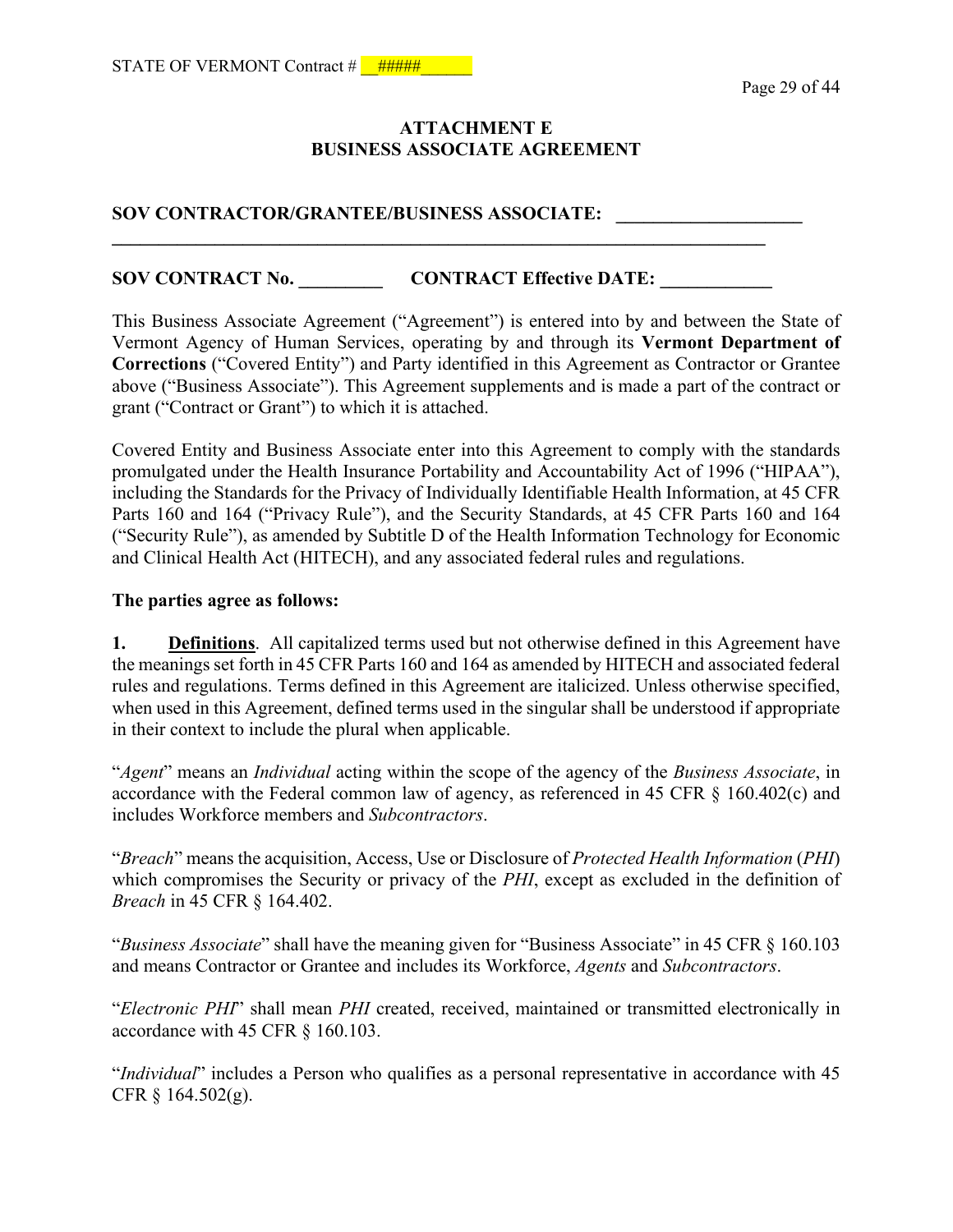## ATTACHMENT E
## BUSINESS ASSOCIATE AGREEMENT

**SOV CONTRACTOR/GRANTEE/BUSINESS ASSOCIATE: ____________________ ________________________________________________________________________**

**SOV CONTRACT No. _________ CONTRACT Effective DATE: ____________**

This Business Associate Agreement ("Agreement") is entered into by and between the State of Vermont Agency of Human Services, operating by and through its **Vermont Department of Corrections** ("Covered Entity") and Party identified in this Agreement as Contractor or Grantee above ("Business Associate"). This Agreement supplements and is made a part of the contract or grant ("Contract or Grant") to which it is attached.

Covered Entity and Business Associate enter into this Agreement to comply with the standards promulgated under the Health Insurance Portability and Accountability Act of 1996 ("HIPAA"), including the Standards for the Privacy of Individually Identifiable Health Information, at 45 CFR Parts 160 and 164 ("Privacy Rule"), and the Security Standards, at 45 CFR Parts 160 and 164 ("Security Rule"), as amended by Subtitle D of the Health Information Technology for Economic and Clinical Health Act (HITECH), and any associated federal rules and regulations.

**The parties agree as follows:**

**1. <u>Definitions</u>**. All capitalized terms used but not otherwise defined in this Agreement have the meanings set forth in 45 CFR Parts 160 and 164 as amended by HITECH and associated federal rules and regulations. Terms defined in this Agreement are italicized. Unless otherwise specified, when used in this Agreement, defined terms used in the singular shall be understood if appropriate in their context to include the plural when applicable.

"*Agent*" means an *Individual* acting within the scope of the agency of the *Business Associate*, in accordance with the Federal common law of agency, as referenced in 45 CFR § 160.402(c) and includes Workforce members and *Subcontractors*.

"*Breach*" means the acquisition, Access, Use or Disclosure of *Protected Health Information* (*PHI*) which compromises the Security or privacy of the *PHI*, except as excluded in the definition of *Breach* in 45 CFR § 164.402.

"*Business Associate*" shall have the meaning given for "Business Associate" in 45 CFR § 160.103 and means Contractor or Grantee and includes its Workforce, *Agents* and *Subcontractors*.

"*Electronic PHI*" shall mean *PHI* created, received, maintained or transmitted electronically in accordance with 45 CFR § 160.103.

"*Individual*" includes a Person who qualifies as a personal representative in accordance with 45 CFR § 164.502(g).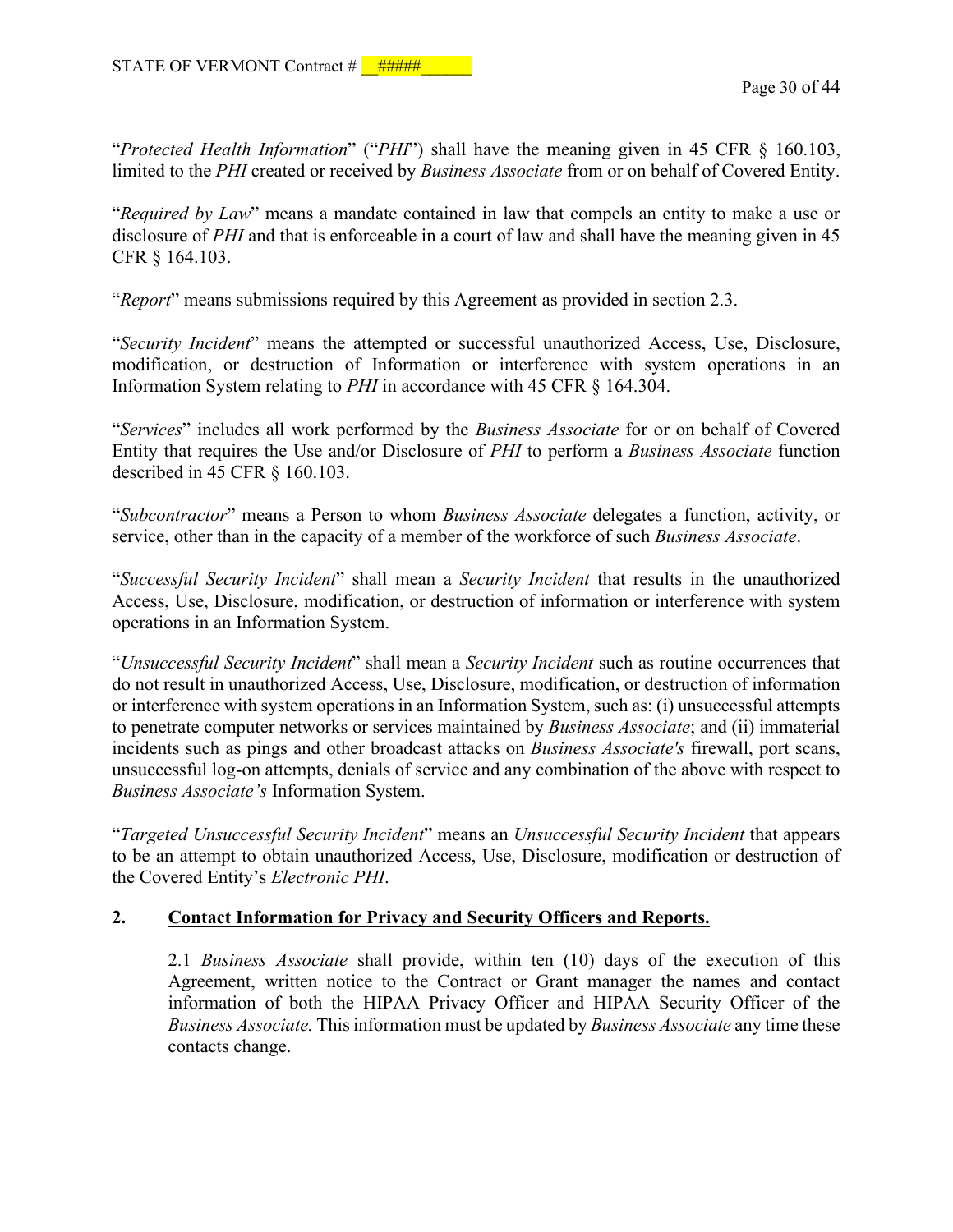"*Protected Health Information*" ("*PHI*") shall have the meaning given in 45 CFR § 160.103, limited to the *PHI* created or received by *Business Associate* from or on behalf of Covered Entity.

"*Required by Law*" means a mandate contained in law that compels an entity to make a use or disclosure of *PHI* and that is enforceable in a court of law and shall have the meaning given in 45 CFR § 164.103.

"*Report*" means submissions required by this Agreement as provided in section 2.3.

"*Security Incident*" means the attempted or successful unauthorized Access, Use, Disclosure, modification, or destruction of Information or interference with system operations in an Information System relating to *PHI* in accordance with 45 CFR § 164.304.

"*Services*" includes all work performed by the *Business Associate* for or on behalf of Covered Entity that requires the Use and/or Disclosure of *PHI* to perform a *Business Associate* function described in 45 CFR § 160.103.

"*Subcontractor*" means a Person to whom *Business Associate* delegates a function, activity, or service, other than in the capacity of a member of the workforce of such *Business Associate*.

"*Successful Security Incident*" shall mean a *Security Incident* that results in the unauthorized Access, Use, Disclosure, modification, or destruction of information or interference with system operations in an Information System.

"*Unsuccessful Security Incident*" shall mean a *Security Incident* such as routine occurrences that do not result in unauthorized Access, Use, Disclosure, modification, or destruction of information or interference with system operations in an Information System, such as: (i) unsuccessful attempts to penetrate computer networks or services maintained by *Business Associate*; and (ii) immaterial incidents such as pings and other broadcast attacks on *Business Associate's* firewall, port scans, unsuccessful log-on attempts, denials of service and any combination of the above with respect to *Business Associate's* Information System.

"*Targeted Unsuccessful Security Incident*" means an *Unsuccessful Security Incident* that appears to be an attempt to obtain unauthorized Access, Use, Disclosure, modification or destruction of the Covered Entity's *Electronic PHI*.

## 2. Contact Information for Privacy and Security Officers and Reports.

2.1 *Business Associate* shall provide, within ten (10) days of the execution of this Agreement, written notice to the Contract or Grant manager the names and contact information of both the HIPAA Privacy Officer and HIPAA Security Officer of the *Business Associate.* This information must be updated by *Business Associate* any time these contacts change.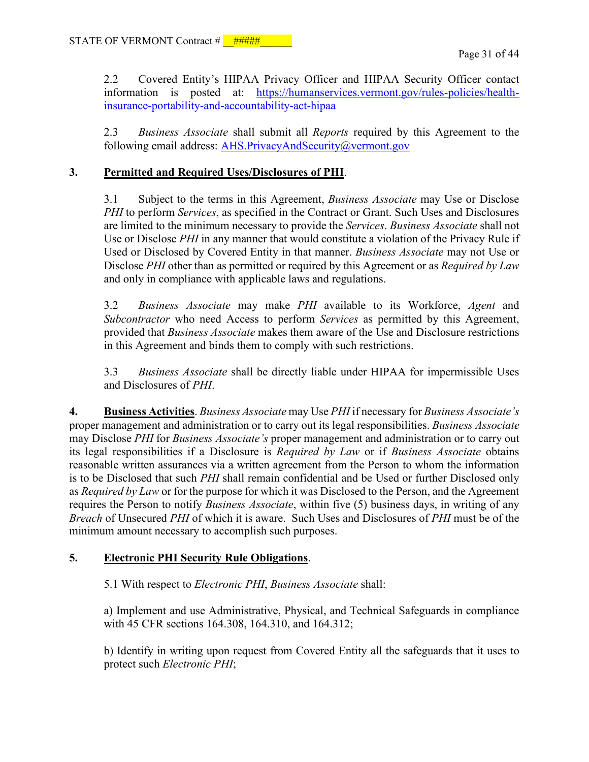2.2 Covered Entity's HIPAA Privacy Officer and HIPAA Security Officer contact information is posted at: https://humanservices.vermont.gov/rules-policies/health-insurance-portability-and-accountability-act-hipaa

2.3 *Business Associate* shall submit all *Reports* required by this Agreement to the following email address: AHS.PrivacyAndSecurity@vermont.gov

**3. Permitted and Required Uses/Disclosures of PHI**.

3.1 Subject to the terms in this Agreement, *Business Associate* may Use or Disclose *PHI* to perform *Services*, as specified in the Contract or Grant. Such Uses and Disclosures are limited to the minimum necessary to provide the *Services*. *Business Associate* shall not Use or Disclose *PHI* in any manner that would constitute a violation of the Privacy Rule if Used or Disclosed by Covered Entity in that manner. *Business Associate* may not Use or Disclose *PHI* other than as permitted or required by this Agreement or as *Required by Law* and only in compliance with applicable laws and regulations.

3.2 *Business Associate* may make *PHI* available to its Workforce, *Agent* and *Subcontractor* who need Access to perform *Services* as permitted by this Agreement, provided that *Business Associate* makes them aware of the Use and Disclosure restrictions in this Agreement and binds them to comply with such restrictions.

3.3 *Business Associate* shall be directly liable under HIPAA for impermissible Uses and Disclosures of *PHI*.

**4. Business Activities**. *Business Associate* may Use *PHI* if necessary for *Business Associate's* proper management and administration or to carry out its legal responsibilities. *Business Associate* may Disclose *PHI* for *Business Associate's* proper management and administration or to carry out its legal responsibilities if a Disclosure is *Required by Law* or if *Business Associate* obtains reasonable written assurances via a written agreement from the Person to whom the information is to be Disclosed that such *PHI* shall remain confidential and be Used or further Disclosed only as *Required by Law* or for the purpose for which it was Disclosed to the Person, and the Agreement requires the Person to notify *Business Associate*, within five (5) business days, in writing of any *Breach* of Unsecured *PHI* of which it is aware. Such Uses and Disclosures of *PHI* must be of the minimum amount necessary to accomplish such purposes.

**5. Electronic PHI Security Rule Obligations**.

5.1 With respect to *Electronic PHI*, *Business Associate* shall:

a) Implement and use Administrative, Physical, and Technical Safeguards in compliance with 45 CFR sections 164.308, 164.310, and 164.312;

b) Identify in writing upon request from Covered Entity all the safeguards that it uses to protect such *Electronic PHI*;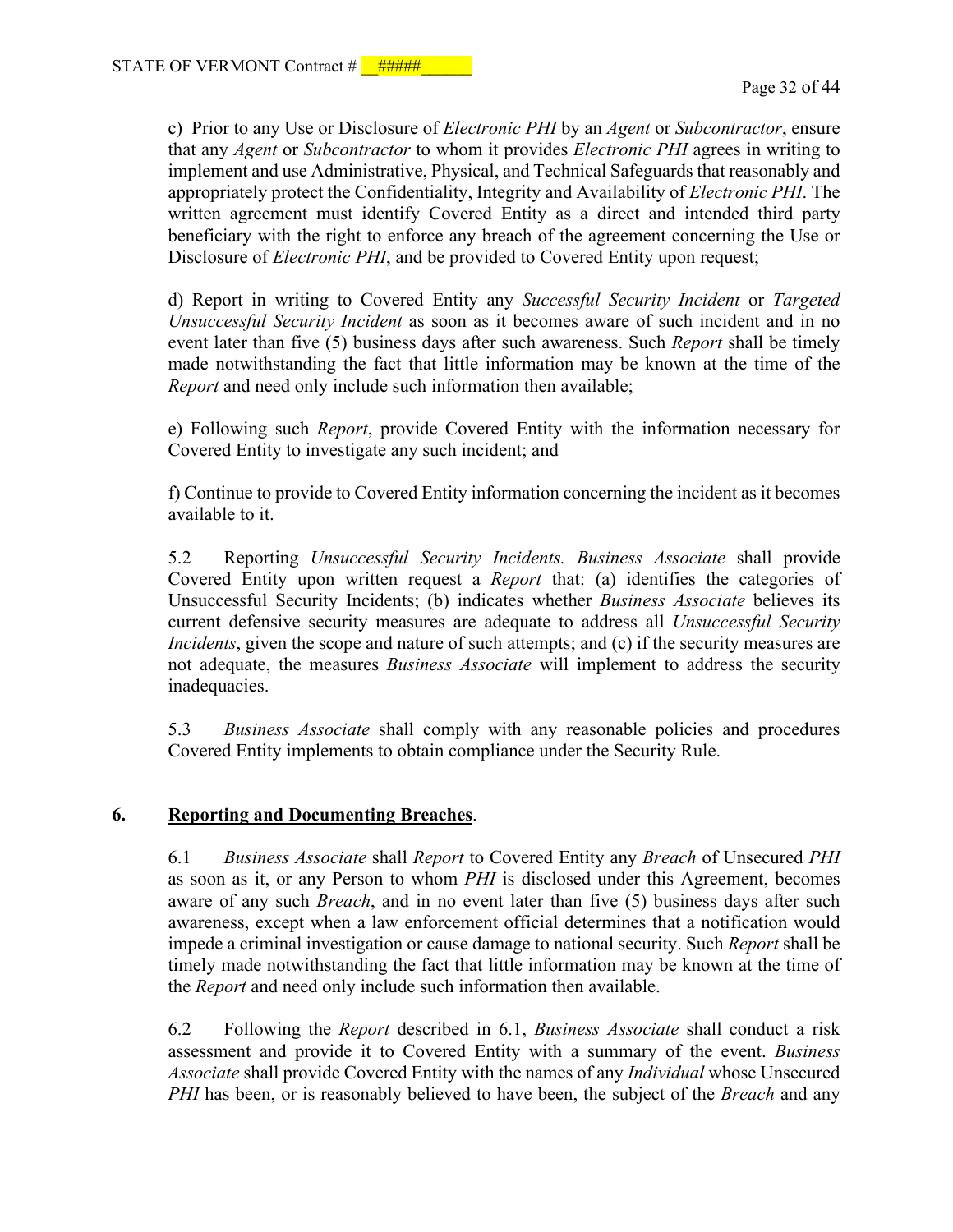c) Prior to any Use or Disclosure of *Electronic PHI* by an *Agent* or *Subcontractor*, ensure that any *Agent* or *Subcontractor* to whom it provides *Electronic PHI* agrees in writing to implement and use Administrative, Physical, and Technical Safeguards that reasonably and appropriately protect the Confidentiality, Integrity and Availability of *Electronic PHI*. The written agreement must identify Covered Entity as a direct and intended third party beneficiary with the right to enforce any breach of the agreement concerning the Use or Disclosure of *Electronic PHI*, and be provided to Covered Entity upon request;

d) Report in writing to Covered Entity any *Successful Security Incident* or *Targeted Unsuccessful Security Incident* as soon as it becomes aware of such incident and in no event later than five (5) business days after such awareness. Such *Report* shall be timely made notwithstanding the fact that little information may be known at the time of the *Report* and need only include such information then available;

e) Following such *Report*, provide Covered Entity with the information necessary for Covered Entity to investigate any such incident; and

f) Continue to provide to Covered Entity information concerning the incident as it becomes available to it.

5.2 Reporting *Unsuccessful Security Incidents. Business Associate* shall provide Covered Entity upon written request a *Report* that: (a) identifies the categories of Unsuccessful Security Incidents; (b) indicates whether *Business Associate* believes its current defensive security measures are adequate to address all *Unsuccessful Security Incidents*, given the scope and nature of such attempts; and (c) if the security measures are not adequate, the measures *Business Associate* will implement to address the security inadequacies.

5.3 *Business Associate* shall comply with any reasonable policies and procedures Covered Entity implements to obtain compliance under the Security Rule.

**6. <u>Reporting and Documenting Breaches</u>.**

6.1 *Business Associate* shall *Report* to Covered Entity any *Breach* of Unsecured *PHI* as soon as it, or any Person to whom *PHI* is disclosed under this Agreement, becomes aware of any such *Breach*, and in no event later than five (5) business days after such awareness, except when a law enforcement official determines that a notification would impede a criminal investigation or cause damage to national security. Such *Report* shall be timely made notwithstanding the fact that little information may be known at the time of the *Report* and need only include such information then available.

6.2 Following the *Report* described in 6.1, *Business Associate* shall conduct a risk assessment and provide it to Covered Entity with a summary of the event. *Business Associate* shall provide Covered Entity with the names of any *Individual* whose Unsecured *PHI* has been, or is reasonably believed to have been, the subject of the *Breach* and any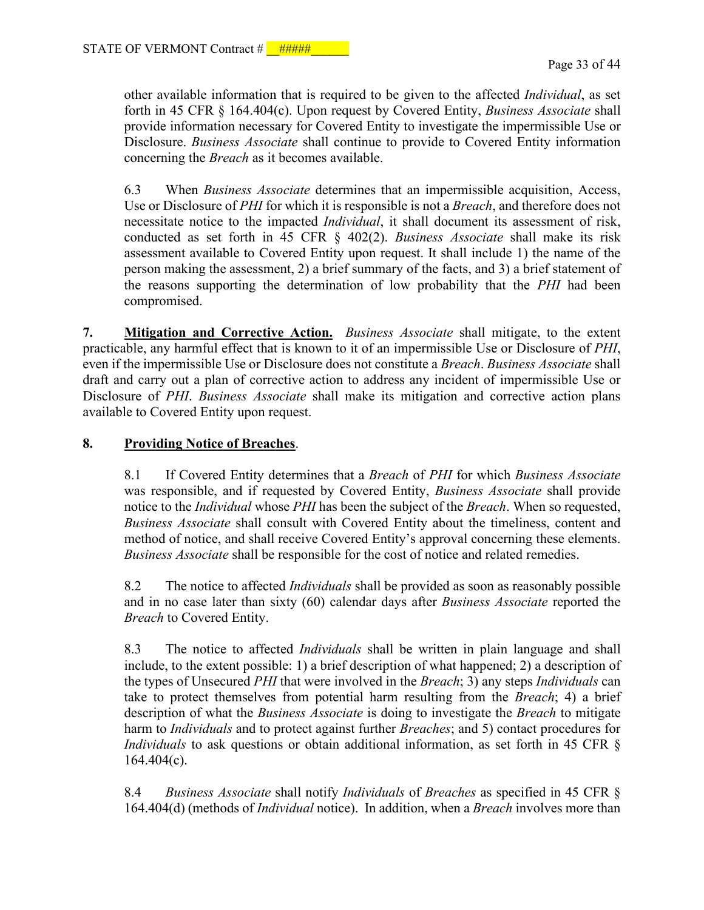other available information that is required to be given to the affected *Individual*, as set forth in 45 CFR § 164.404(c). Upon request by Covered Entity, *Business Associate* shall provide information necessary for Covered Entity to investigate the impermissible Use or Disclosure. *Business Associate* shall continue to provide to Covered Entity information concerning the *Breach* as it becomes available.

6.3 When *Business Associate* determines that an impermissible acquisition, Access, Use or Disclosure of *PHI* for which it is responsible is not a *Breach*, and therefore does not necessitate notice to the impacted *Individual*, it shall document its assessment of risk, conducted as set forth in 45 CFR § 402(2). *Business Associate* shall make its risk assessment available to Covered Entity upon request. It shall include 1) the name of the person making the assessment, 2) a brief summary of the facts, and 3) a brief statement of the reasons supporting the determination of low probability that the *PHI* had been compromised.

**7. Mitigation and Corrective Action.** *Business Associate* shall mitigate, to the extent practicable, any harmful effect that is known to it of an impermissible Use or Disclosure of *PHI*, even if the impermissible Use or Disclosure does not constitute a *Breach*. *Business Associate* shall draft and carry out a plan of corrective action to address any incident of impermissible Use or Disclosure of *PHI*. *Business Associate* shall make its mitigation and corrective action plans available to Covered Entity upon request.

**8. Providing Notice of Breaches.**

8.1 If Covered Entity determines that a *Breach* of *PHI* for which *Business Associate* was responsible, and if requested by Covered Entity, *Business Associate* shall provide notice to the *Individual* whose *PHI* has been the subject of the *Breach*. When so requested, *Business Associate* shall consult with Covered Entity about the timeliness, content and method of notice, and shall receive Covered Entity's approval concerning these elements. *Business Associate* shall be responsible for the cost of notice and related remedies.

8.2 The notice to affected *Individuals* shall be provided as soon as reasonably possible and in no case later than sixty (60) calendar days after *Business Associate* reported the *Breach* to Covered Entity.

8.3 The notice to affected *Individuals* shall be written in plain language and shall include, to the extent possible: 1) a brief description of what happened; 2) a description of the types of Unsecured *PHI* that were involved in the *Breach*; 3) any steps *Individuals* can take to protect themselves from potential harm resulting from the *Breach*; 4) a brief description of what the *Business Associate* is doing to investigate the *Breach* to mitigate harm to *Individuals* and to protect against further *Breaches*; and 5) contact procedures for *Individuals* to ask questions or obtain additional information, as set forth in 45 CFR § 164.404(c).

8.4 *Business Associate* shall notify *Individuals* of *Breaches* as specified in 45 CFR § 164.404(d) (methods of *Individual* notice). In addition, when a *Breach* involves more than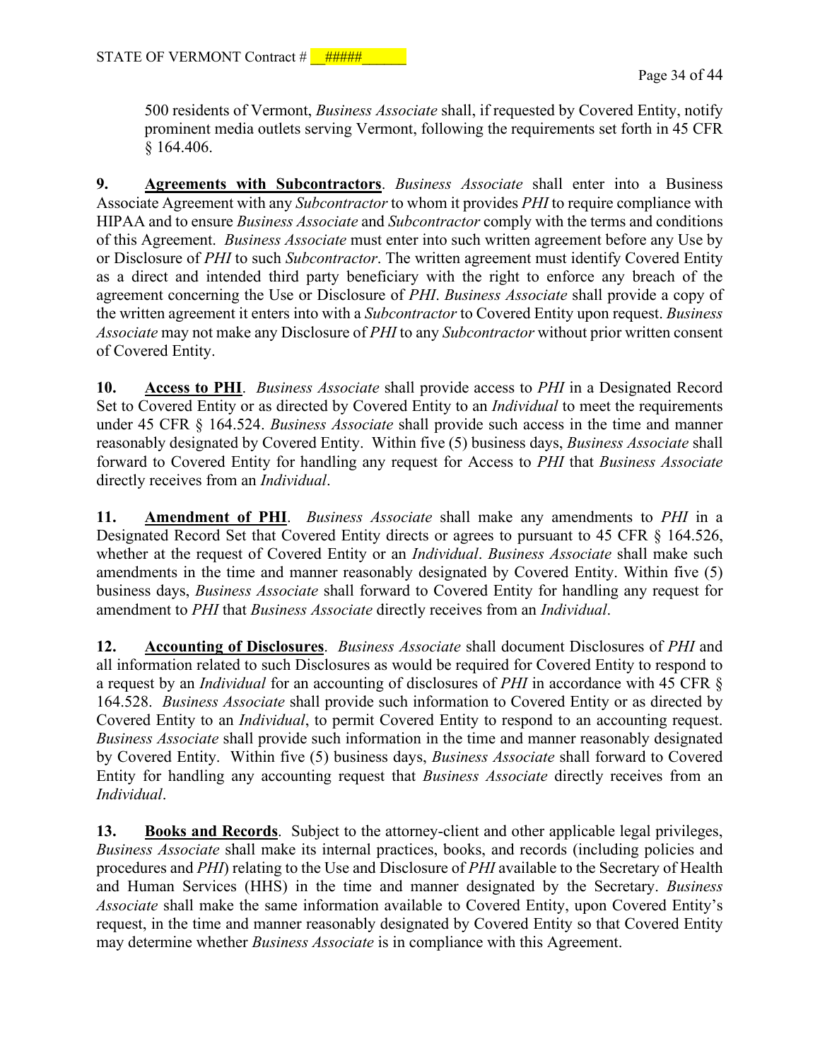500 residents of Vermont, *Business Associate* shall, if requested by Covered Entity, notify prominent media outlets serving Vermont, following the requirements set forth in 45 CFR § 164.406.

**9. <u>Agreements with Subcontractors</u>**. *Business Associate* shall enter into a Business Associate Agreement with any *Subcontractor* to whom it provides *PHI* to require compliance with HIPAA and to ensure *Business Associate* and *Subcontractor* comply with the terms and conditions of this Agreement. *Business Associate* must enter into such written agreement before any Use by or Disclosure of *PHI* to such *Subcontractor*. The written agreement must identify Covered Entity as a direct and intended third party beneficiary with the right to enforce any breach of the agreement concerning the Use or Disclosure of *PHI*. *Business Associate* shall provide a copy of the written agreement it enters into with a *Subcontractor* to Covered Entity upon request. *Business Associate* may not make any Disclosure of *PHI* to any *Subcontractor* without prior written consent of Covered Entity.

**10. <u>Access to PHI</u>**. *Business Associate* shall provide access to *PHI* in a Designated Record Set to Covered Entity or as directed by Covered Entity to an *Individual* to meet the requirements under 45 CFR § 164.524. *Business Associate* shall provide such access in the time and manner reasonably designated by Covered Entity. Within five (5) business days, *Business Associate* shall forward to Covered Entity for handling any request for Access to *PHI* that *Business Associate* directly receives from an *Individual*.

**11. <u>Amendment of PHI</u>**. *Business Associate* shall make any amendments to *PHI* in a Designated Record Set that Covered Entity directs or agrees to pursuant to 45 CFR § 164.526, whether at the request of Covered Entity or an *Individual*. *Business Associate* shall make such amendments in the time and manner reasonably designated by Covered Entity. Within five (5) business days, *Business Associate* shall forward to Covered Entity for handling any request for amendment to *PHI* that *Business Associate* directly receives from an *Individual*.

**12. <u>Accounting of Disclosures</u>**. *Business Associate* shall document Disclosures of *PHI* and all information related to such Disclosures as would be required for Covered Entity to respond to a request by an *Individual* for an accounting of disclosures of *PHI* in accordance with 45 CFR § 164.528. *Business Associate* shall provide such information to Covered Entity or as directed by Covered Entity to an *Individual*, to permit Covered Entity to respond to an accounting request. *Business Associate* shall provide such information in the time and manner reasonably designated by Covered Entity. Within five (5) business days, *Business Associate* shall forward to Covered Entity for handling any accounting request that *Business Associate* directly receives from an *Individual*.

**13. <u>Books and Records</u>**. Subject to the attorney-client and other applicable legal privileges, *Business Associate* shall make its internal practices, books, and records (including policies and procedures and *PHI*) relating to the Use and Disclosure of *PHI* available to the Secretary of Health and Human Services (HHS) in the time and manner designated by the Secretary. *Business Associate* shall make the same information available to Covered Entity, upon Covered Entity's request, in the time and manner reasonably designated by Covered Entity so that Covered Entity may determine whether *Business Associate* is in compliance with this Agreement.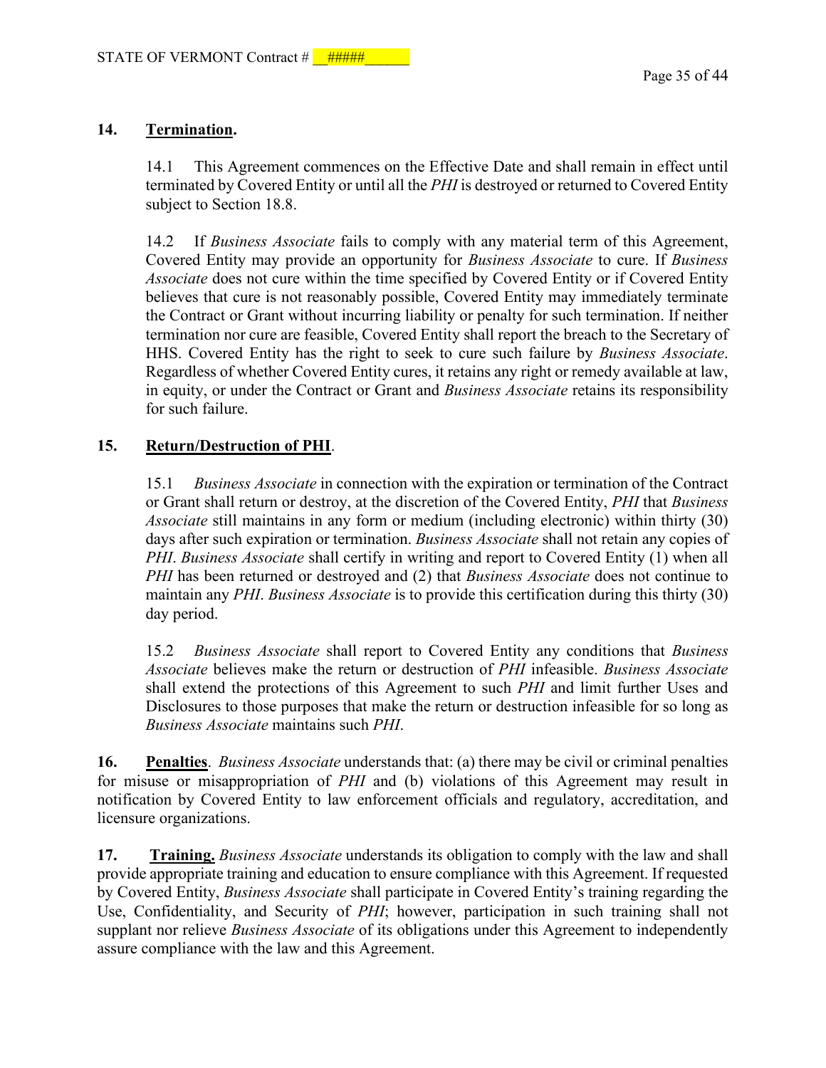## 14. Termination.

14.1 This Agreement commences on the Effective Date and shall remain in effect until terminated by Covered Entity or until all the *PHI* is destroyed or returned to Covered Entity subject to Section 18.8.

14.2 If *Business Associate* fails to comply with any material term of this Agreement, Covered Entity may provide an opportunity for *Business Associate* to cure. If *Business Associate* does not cure within the time specified by Covered Entity or if Covered Entity believes that cure is not reasonably possible, Covered Entity may immediately terminate the Contract or Grant without incurring liability or penalty for such termination. If neither termination nor cure are feasible, Covered Entity shall report the breach to the Secretary of HHS. Covered Entity has the right to seek to cure such failure by *Business Associate*. Regardless of whether Covered Entity cures, it retains any right or remedy available at law, in equity, or under the Contract or Grant and *Business Associate* retains its responsibility for such failure.

## 15. Return/Destruction of PHI.

15.1 *Business Associate* in connection with the expiration or termination of the Contract or Grant shall return or destroy, at the discretion of the Covered Entity, *PHI* that *Business Associate* still maintains in any form or medium (including electronic) within thirty (30) days after such expiration or termination. *Business Associate* shall not retain any copies of *PHI*. *Business Associate* shall certify in writing and report to Covered Entity (1) when all *PHI* has been returned or destroyed and (2) that *Business Associate* does not continue to maintain any *PHI*. *Business Associate* is to provide this certification during this thirty (30) day period.

15.2 *Business Associate* shall report to Covered Entity any conditions that *Business Associate* believes make the return or destruction of *PHI* infeasible. *Business Associate* shall extend the protections of this Agreement to such *PHI* and limit further Uses and Disclosures to those purposes that make the return or destruction infeasible for so long as *Business Associate* maintains such *PHI*.

**16. Penalties**. *Business Associate* understands that: (a) there may be civil or criminal penalties for misuse or misappropriation of *PHI* and (b) violations of this Agreement may result in notification by Covered Entity to law enforcement officials and regulatory, accreditation, and licensure organizations.

**17. Training.** *Business Associate* understands its obligation to comply with the law and shall provide appropriate training and education to ensure compliance with this Agreement. If requested by Covered Entity, *Business Associate* shall participate in Covered Entity's training regarding the Use, Confidentiality, and Security of *PHI*; however, participation in such training shall not supplant nor relieve *Business Associate* of its obligations under this Agreement to independently assure compliance with the law and this Agreement.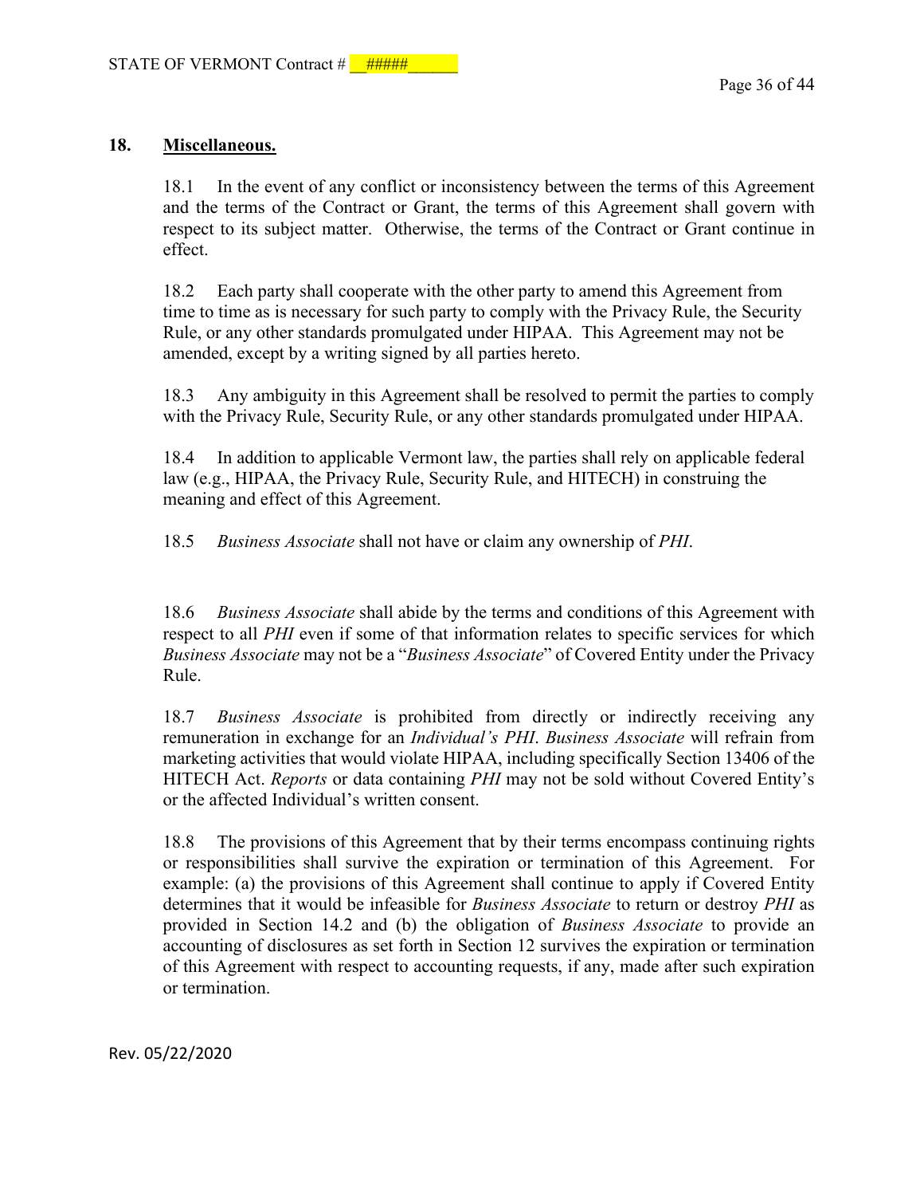## 18. **Miscellaneous.**

18.1 In the event of any conflict or inconsistency between the terms of this Agreement and the terms of the Contract or Grant, the terms of this Agreement shall govern with respect to its subject matter. Otherwise, the terms of the Contract or Grant continue in effect.

18.2 Each party shall cooperate with the other party to amend this Agreement from time to time as is necessary for such party to comply with the Privacy Rule, the Security Rule, or any other standards promulgated under HIPAA. This Agreement may not be amended, except by a writing signed by all parties hereto.

18.3 Any ambiguity in this Agreement shall be resolved to permit the parties to comply with the Privacy Rule, Security Rule, or any other standards promulgated under HIPAA.

18.4 In addition to applicable Vermont law, the parties shall rely on applicable federal law (e.g., HIPAA, the Privacy Rule, Security Rule, and HITECH) in construing the meaning and effect of this Agreement.

18.5 *Business Associate* shall not have or claim any ownership of *PHI*.

18.6 *Business Associate* shall abide by the terms and conditions of this Agreement with respect to all *PHI* even if some of that information relates to specific services for which *Business Associate* may not be a "*Business Associate*" of Covered Entity under the Privacy Rule.

18.7 *Business Associate* is prohibited from directly or indirectly receiving any remuneration in exchange for an *Individual's PHI*. *Business Associate* will refrain from marketing activities that would violate HIPAA, including specifically Section 13406 of the HITECH Act. *Reports* or data containing *PHI* may not be sold without Covered Entity's or the affected Individual's written consent.

18.8 The provisions of this Agreement that by their terms encompass continuing rights or responsibilities shall survive the expiration or termination of this Agreement. For example: (a) the provisions of this Agreement shall continue to apply if Covered Entity determines that it would be infeasible for *Business Associate* to return or destroy *PHI* as provided in Section 14.2 and (b) the obligation of *Business Associate* to provide an accounting of disclosures as set forth in Section 12 survives the expiration or termination of this Agreement with respect to accounting requests, if any, made after such expiration or termination.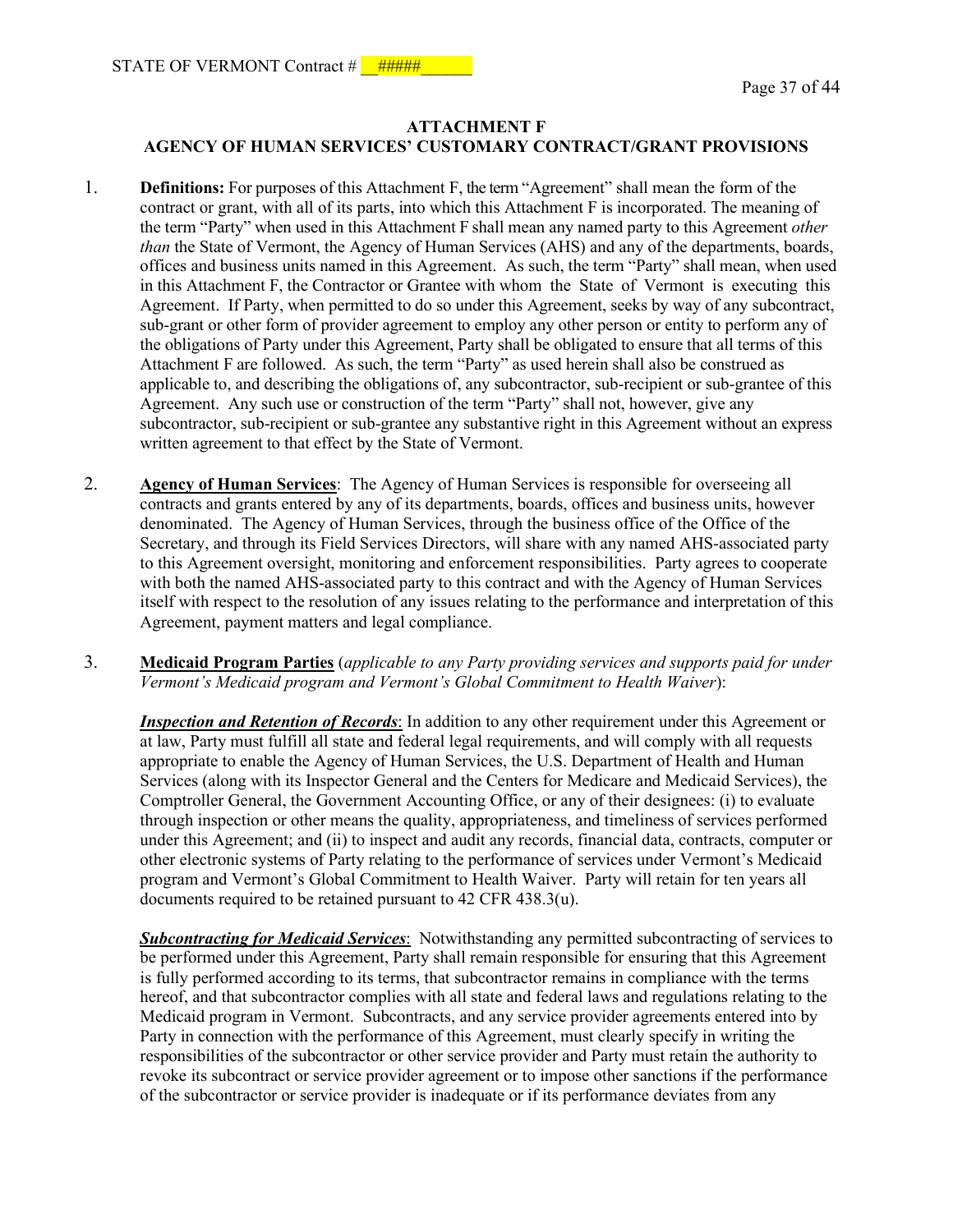## ATTACHMENT F
## AGENCY OF HUMAN SERVICES' CUSTOMARY CONTRACT/GRANT PROVISIONS

1. **Definitions:** For purposes of this Attachment F, the term "Agreement" shall mean the form of the contract or grant, with all of its parts, into which this Attachment F is incorporated. The meaning of the term "Party" when used in this Attachment F shall mean any named party to this Agreement *other than* the State of Vermont, the Agency of Human Services (AHS) and any of the departments, boards, offices and business units named in this Agreement. As such, the term "Party" shall mean, when used in this Attachment F, the Contractor or Grantee with whom the State of Vermont is executing this Agreement. If Party, when permitted to do so under this Agreement, seeks by way of any subcontract, sub-grant or other form of provider agreement to employ any other person or entity to perform any of the obligations of Party under this Agreement, Party shall be obligated to ensure that all terms of this Attachment F are followed. As such, the term "Party" as used herein shall also be construed as applicable to, and describing the obligations of, any subcontractor, sub-recipient or sub-grantee of this Agreement. Any such use or construction of the term "Party" shall not, however, give any subcontractor, sub-recipient or sub-grantee any substantive right in this Agreement without an express written agreement to that effect by the State of Vermont.

2. **Agency of Human Services**: The Agency of Human Services is responsible for overseeing all contracts and grants entered by any of its departments, boards, offices and business units, however denominated. The Agency of Human Services, through the business office of the Office of the Secretary, and through its Field Services Directors, will share with any named AHS-associated party to this Agreement oversight, monitoring and enforcement responsibilities. Party agrees to cooperate with both the named AHS-associated party to this contract and with the Agency of Human Services itself with respect to the resolution of any issues relating to the performance and interpretation of this Agreement, payment matters and legal compliance.

3. **Medicaid Program Parties** (*applicable to any Party providing services and supports paid for under Vermont's Medicaid program and Vermont's Global Commitment to Health Waiver*):

   ***Inspection and Retention of Records***: In addition to any other requirement under this Agreement or at law, Party must fulfill all state and federal legal requirements, and will comply with all requests appropriate to enable the Agency of Human Services, the U.S. Department of Health and Human Services (along with its Inspector General and the Centers for Medicare and Medicaid Services), the Comptroller General, the Government Accounting Office, or any of their designees: (i) to evaluate through inspection or other means the quality, appropriateness, and timeliness of services performed under this Agreement; and (ii) to inspect and audit any records, financial data, contracts, computer or other electronic systems of Party relating to the performance of services under Vermont's Medicaid program and Vermont's Global Commitment to Health Waiver. Party will retain for ten years all documents required to be retained pursuant to 42 CFR 438.3(u).

   ***Subcontracting for Medicaid Services***: Notwithstanding any permitted subcontracting of services to be performed under this Agreement, Party shall remain responsible for ensuring that this Agreement is fully performed according to its terms, that subcontractor remains in compliance with the terms hereof, and that subcontractor complies with all state and federal laws and regulations relating to the Medicaid program in Vermont. Subcontracts, and any service provider agreements entered into by Party in connection with the performance of this Agreement, must clearly specify in writing the responsibilities of the subcontractor or other service provider and Party must retain the authority to revoke its subcontract or service provider agreement or to impose other sanctions if the performance of the subcontractor or service provider is inadequate or if its performance deviates from any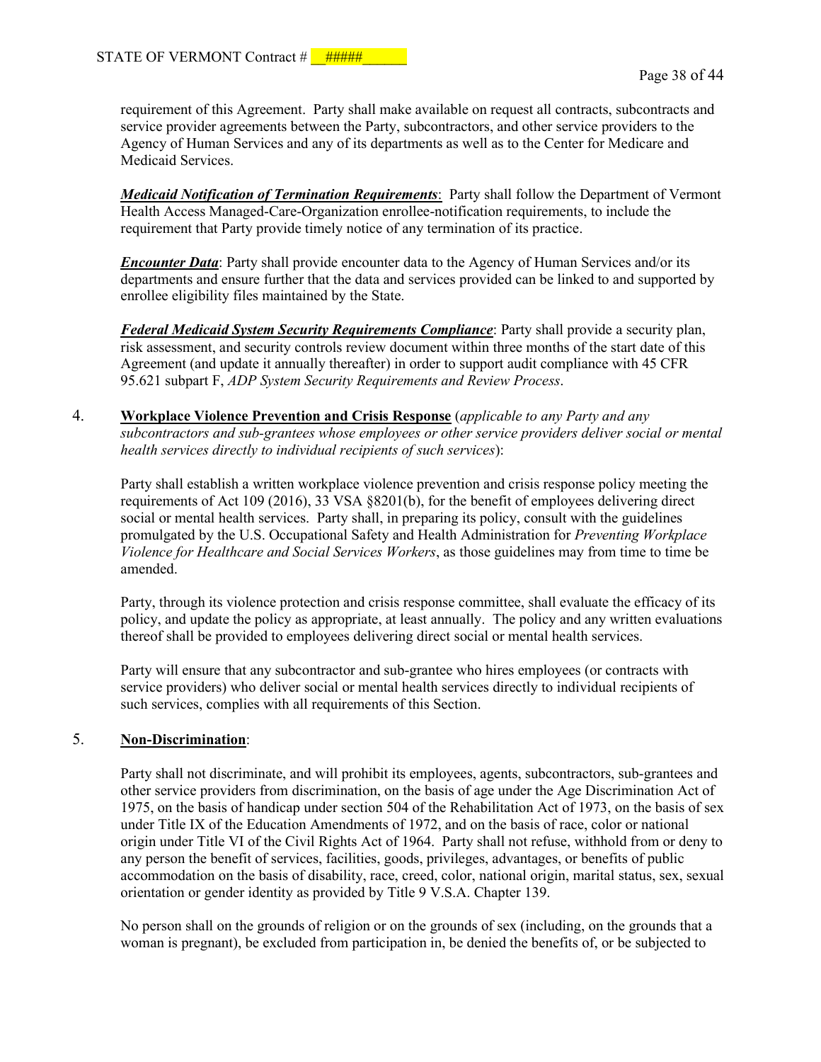requirement of this Agreement. Party shall make available on request all contracts, subcontracts and service provider agreements between the Party, subcontractors, and other service providers to the Agency of Human Services and any of its departments as well as to the Center for Medicare and Medicaid Services.

***Medicaid Notification of Termination Requirements***: Party shall follow the Department of Vermont Health Access Managed-Care-Organization enrollee-notification requirements, to include the requirement that Party provide timely notice of any termination of its practice.

***Encounter Data***: Party shall provide encounter data to the Agency of Human Services and/or its departments and ensure further that the data and services provided can be linked to and supported by enrollee eligibility files maintained by the State.

***Federal Medicaid System Security Requirements Compliance***: Party shall provide a security plan, risk assessment, and security controls review document within three months of the start date of this Agreement (and update it annually thereafter) in order to support audit compliance with 45 CFR 95.621 subpart F, *ADP System Security Requirements and Review Process*.

4. **Workplace Violence Prevention and Crisis Response** (*applicable to any Party and any subcontractors and sub-grantees whose employees or other service providers deliver social or mental health services directly to individual recipients of such services*):

Party shall establish a written workplace violence prevention and crisis response policy meeting the requirements of Act 109 (2016), 33 VSA §8201(b), for the benefit of employees delivering direct social or mental health services. Party shall, in preparing its policy, consult with the guidelines promulgated by the U.S. Occupational Safety and Health Administration for *Preventing Workplace Violence for Healthcare and Social Services Workers*, as those guidelines may from time to time be amended.

Party, through its violence protection and crisis response committee, shall evaluate the efficacy of its policy, and update the policy as appropriate, at least annually. The policy and any written evaluations thereof shall be provided to employees delivering direct social or mental health services.

Party will ensure that any subcontractor and sub-grantee who hires employees (or contracts with service providers) who deliver social or mental health services directly to individual recipients of such services, complies with all requirements of this Section.

5. **Non-Discrimination**:

Party shall not discriminate, and will prohibit its employees, agents, subcontractors, sub-grantees and other service providers from discrimination, on the basis of age under the Age Discrimination Act of 1975, on the basis of handicap under section 504 of the Rehabilitation Act of 1973, on the basis of sex under Title IX of the Education Amendments of 1972, and on the basis of race, color or national origin under Title VI of the Civil Rights Act of 1964. Party shall not refuse, withhold from or deny to any person the benefit of services, facilities, goods, privileges, advantages, or benefits of public accommodation on the basis of disability, race, creed, color, national origin, marital status, sex, sexual orientation or gender identity as provided by Title 9 V.S.A. Chapter 139.

No person shall on the grounds of religion or on the grounds of sex (including, on the grounds that a woman is pregnant), be excluded from participation in, be denied the benefits of, or be subjected to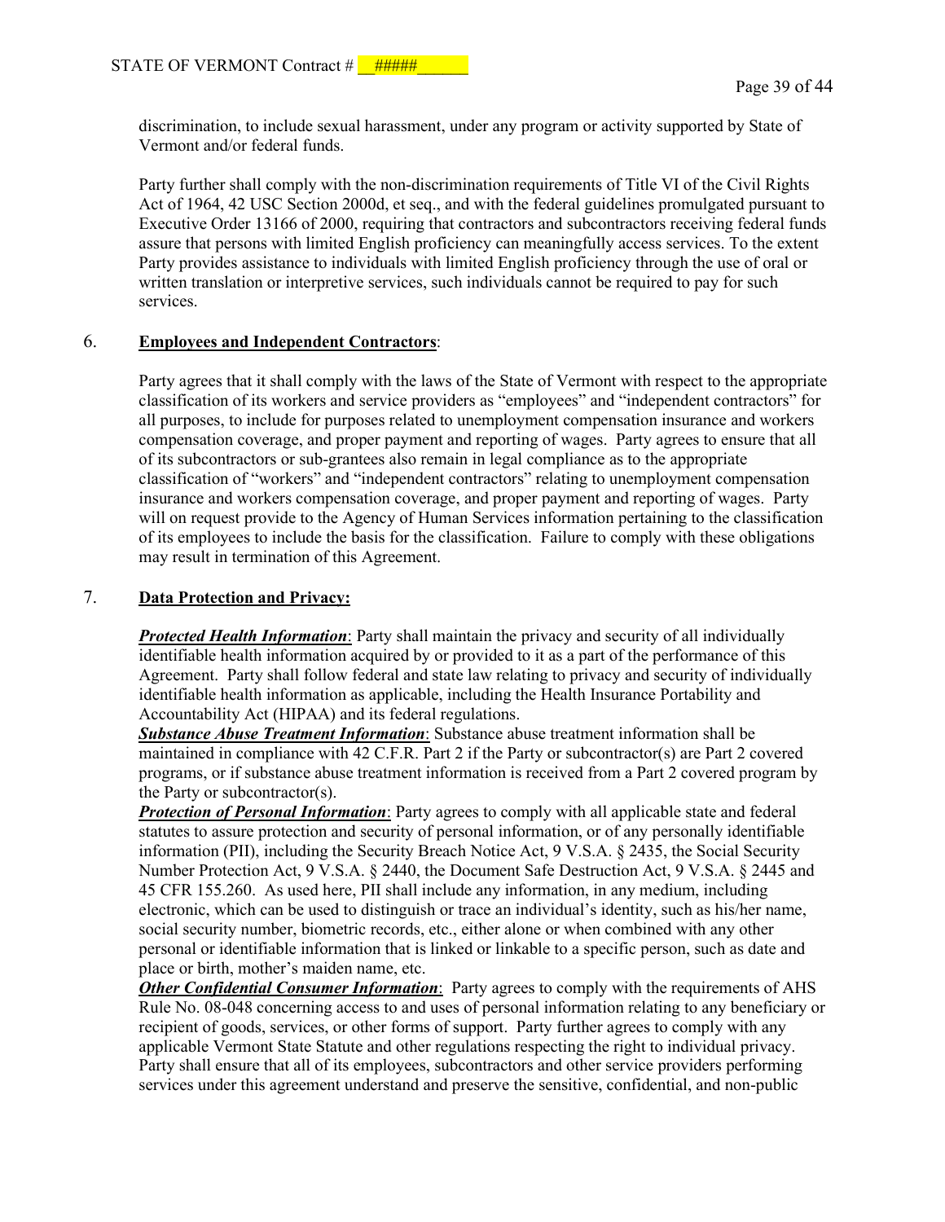discrimination, to include sexual harassment, under any program or activity supported by State of Vermont and/or federal funds.

Party further shall comply with the non-discrimination requirements of Title VI of the Civil Rights Act of 1964, 42 USC Section 2000d, et seq., and with the federal guidelines promulgated pursuant to Executive Order 13166 of 2000, requiring that contractors and subcontractors receiving federal funds assure that persons with limited English proficiency can meaningfully access services. To the extent Party provides assistance to individuals with limited English proficiency through the use of oral or written translation or interpretive services, such individuals cannot be required to pay for such services.

6. **Employees and Independent Contractors**:

Party agrees that it shall comply with the laws of the State of Vermont with respect to the appropriate classification of its workers and service providers as "employees" and "independent contractors" for all purposes, to include for purposes related to unemployment compensation insurance and workers compensation coverage, and proper payment and reporting of wages. Party agrees to ensure that all of its subcontractors or sub-grantees also remain in legal compliance as to the appropriate classification of "workers" and "independent contractors" relating to unemployment compensation insurance and workers compensation coverage, and proper payment and reporting of wages. Party will on request provide to the Agency of Human Services information pertaining to the classification of its employees to include the basis for the classification. Failure to comply with these obligations may result in termination of this Agreement.

7. **Data Protection and Privacy:**

***Protected Health Information***: Party shall maintain the privacy and security of all individually identifiable health information acquired by or provided to it as a part of the performance of this Agreement. Party shall follow federal and state law relating to privacy and security of individually identifiable health information as applicable, including the Health Insurance Portability and Accountability Act (HIPAA) and its federal regulations.

***Substance Abuse Treatment Information***: Substance abuse treatment information shall be maintained in compliance with 42 C.F.R. Part 2 if the Party or subcontractor(s) are Part 2 covered programs, or if substance abuse treatment information is received from a Part 2 covered program by the Party or subcontractor(s).

***Protection of Personal Information***: Party agrees to comply with all applicable state and federal statutes to assure protection and security of personal information, or of any personally identifiable information (PII), including the Security Breach Notice Act, 9 V.S.A. § 2435, the Social Security Number Protection Act, 9 V.S.A. § 2440, the Document Safe Destruction Act, 9 V.S.A. § 2445 and 45 CFR 155.260. As used here, PII shall include any information, in any medium, including electronic, which can be used to distinguish or trace an individual's identity, such as his/her name, social security number, biometric records, etc., either alone or when combined with any other personal or identifiable information that is linked or linkable to a specific person, such as date and place or birth, mother's maiden name, etc.

***Other Confidential Consumer Information***: Party agrees to comply with the requirements of AHS Rule No. 08-048 concerning access to and uses of personal information relating to any beneficiary or recipient of goods, services, or other forms of support. Party further agrees to comply with any applicable Vermont State Statute and other regulations respecting the right to individual privacy. Party shall ensure that all of its employees, subcontractors and other service providers performing services under this agreement understand and preserve the sensitive, confidential, and non-public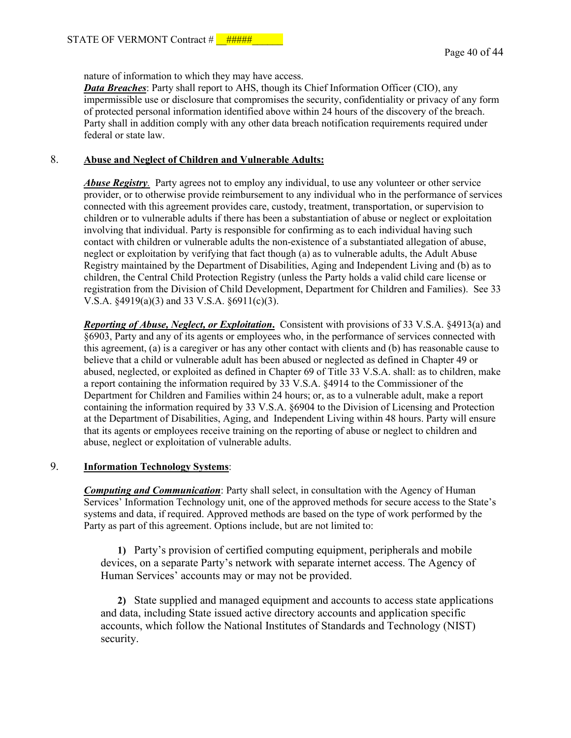nature of information to which they may have access.

***Data Breaches***: Party shall report to AHS, though its Chief Information Officer (CIO), any impermissible use or disclosure that compromises the security, confidentiality or privacy of any form of protected personal information identified above within 24 hours of the discovery of the breach. Party shall in addition comply with any other data breach notification requirements required under federal or state law.

8. **Abuse and Neglect of Children and Vulnerable Adults:**

***Abuse Registry***. Party agrees not to employ any individual, to use any volunteer or other service provider, or to otherwise provide reimbursement to any individual who in the performance of services connected with this agreement provides care, custody, treatment, transportation, or supervision to children or to vulnerable adults if there has been a substantiation of abuse or neglect or exploitation involving that individual. Party is responsible for confirming as to each individual having such contact with children or vulnerable adults the non-existence of a substantiated allegation of abuse, neglect or exploitation by verifying that fact though (a) as to vulnerable adults, the Adult Abuse Registry maintained by the Department of Disabilities, Aging and Independent Living and (b) as to children, the Central Child Protection Registry (unless the Party holds a valid child care license or registration from the Division of Child Development, Department for Children and Families). See 33 V.S.A. §4919(a)(3) and 33 V.S.A. §6911(c)(3).

***Reporting of Abuse, Neglect, or Exploitation***. Consistent with provisions of 33 V.S.A. §4913(a) and §6903, Party and any of its agents or employees who, in the performance of services connected with this agreement, (a) is a caregiver or has any other contact with clients and (b) has reasonable cause to believe that a child or vulnerable adult has been abused or neglected as defined in Chapter 49 or abused, neglected, or exploited as defined in Chapter 69 of Title 33 V.S.A. shall: as to children, make a report containing the information required by 33 V.S.A. §4914 to the Commissioner of the Department for Children and Families within 24 hours; or, as to a vulnerable adult, make a report containing the information required by 33 V.S.A. §6904 to the Division of Licensing and Protection at the Department of Disabilities, Aging, and Independent Living within 48 hours. Party will ensure that its agents or employees receive training on the reporting of abuse or neglect to children and abuse, neglect or exploitation of vulnerable adults.

9. **Information Technology Systems**:

***Computing and Communication***: Party shall select, in consultation with the Agency of Human Services' Information Technology unit, one of the approved methods for secure access to the State's systems and data, if required. Approved methods are based on the type of work performed by the Party as part of this agreement. Options include, but are not limited to:

**1)** Party's provision of certified computing equipment, peripherals and mobile devices, on a separate Party's network with separate internet access. The Agency of Human Services' accounts may or may not be provided.

**2)** State supplied and managed equipment and accounts to access state applications and data, including State issued active directory accounts and application specific accounts, which follow the National Institutes of Standards and Technology (NIST) security.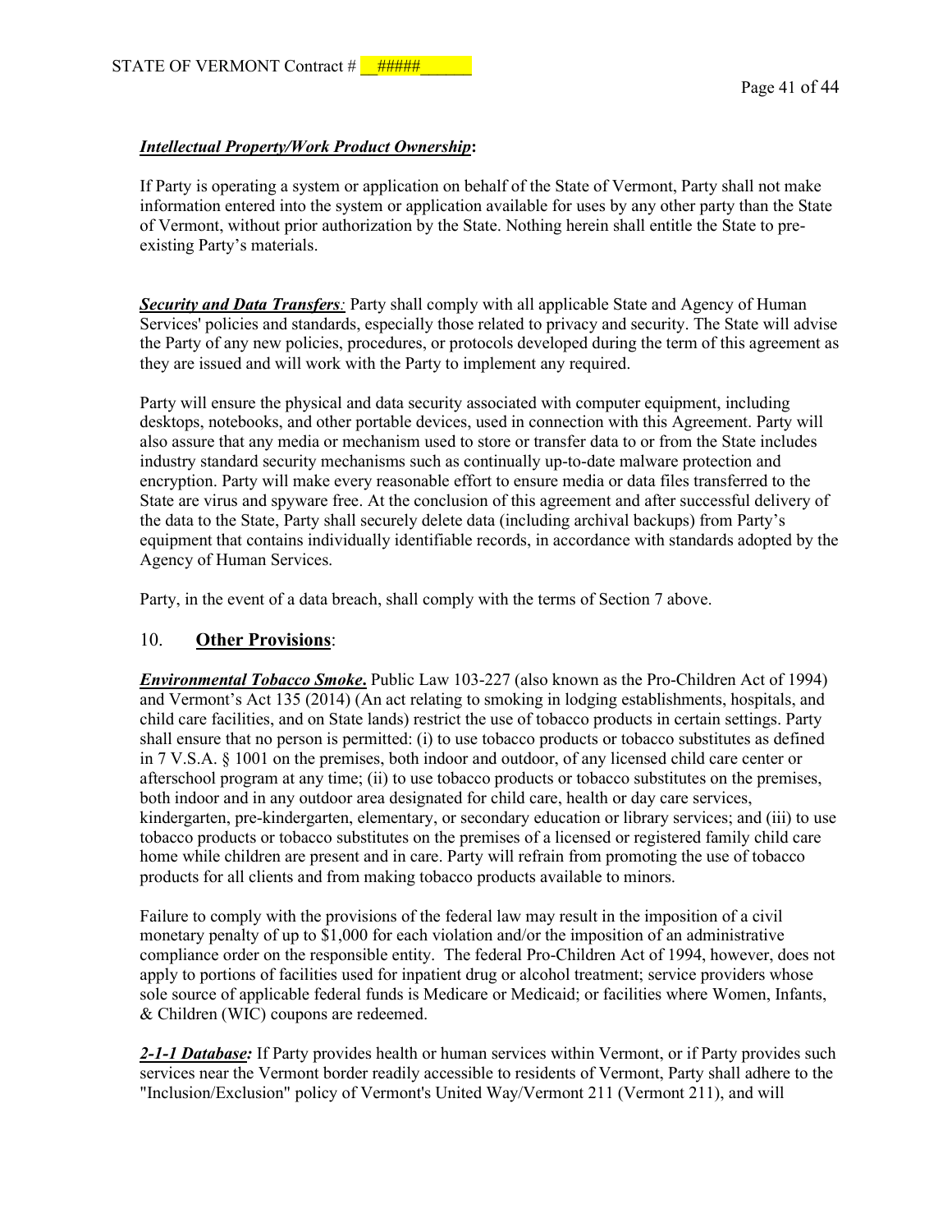***Intellectual Property/Work Product Ownership*:**

If Party is operating a system or application on behalf of the State of Vermont, Party shall not make information entered into the system or application available for uses by any other party than the State of Vermont, without prior authorization by the State. Nothing herein shall entitle the State to pre-existing Party's materials.

***Security and Data Transfers**:* Party shall comply with all applicable State and Agency of Human Services' policies and standards, especially those related to privacy and security. The State will advise the Party of any new policies, procedures, or protocols developed during the term of this agreement as they are issued and will work with the Party to implement any required.

Party will ensure the physical and data security associated with computer equipment, including desktops, notebooks, and other portable devices, used in connection with this Agreement. Party will also assure that any media or mechanism used to store or transfer data to or from the State includes industry standard security mechanisms such as continually up-to-date malware protection and encryption. Party will make every reasonable effort to ensure media or data files transferred to the State are virus and spyware free. At the conclusion of this agreement and after successful delivery of the data to the State, Party shall securely delete data (including archival backups) from Party's equipment that contains individually identifiable records, in accordance with standards adopted by the Agency of Human Services.

Party, in the event of a data breach, shall comply with the terms of Section 7 above.

## 10. **Other Provisions**:

***Environmental Tobacco Smoke*.** Public Law 103-227 (also known as the Pro-Children Act of 1994) and Vermont's Act 135 (2014) (An act relating to smoking in lodging establishments, hospitals, and child care facilities, and on State lands) restrict the use of tobacco products in certain settings. Party shall ensure that no person is permitted: (i) to use tobacco products or tobacco substitutes as defined in 7 V.S.A. § 1001 on the premises, both indoor and outdoor, of any licensed child care center or afterschool program at any time; (ii) to use tobacco products or tobacco substitutes on the premises, both indoor and in any outdoor area designated for child care, health or day care services, kindergarten, pre-kindergarten, elementary, or secondary education or library services; and (iii) to use tobacco products or tobacco substitutes on the premises of a licensed or registered family child care home while children are present and in care. Party will refrain from promoting the use of tobacco products for all clients and from making tobacco products available to minors.

Failure to comply with the provisions of the federal law may result in the imposition of a civil monetary penalty of up to $1,000 for each violation and/or the imposition of an administrative compliance order on the responsible entity. The federal Pro-Children Act of 1994, however, does not apply to portions of facilities used for inpatient drug or alcohol treatment; service providers whose sole source of applicable federal funds is Medicare or Medicaid; or facilities where Women, Infants, & Children (WIC) coupons are redeemed.

***2-1-1 Database:*** If Party provides health or human services within Vermont, or if Party provides such services near the Vermont border readily accessible to residents of Vermont, Party shall adhere to the "Inclusion/Exclusion" policy of Vermont's United Way/Vermont 211 (Vermont 211), and will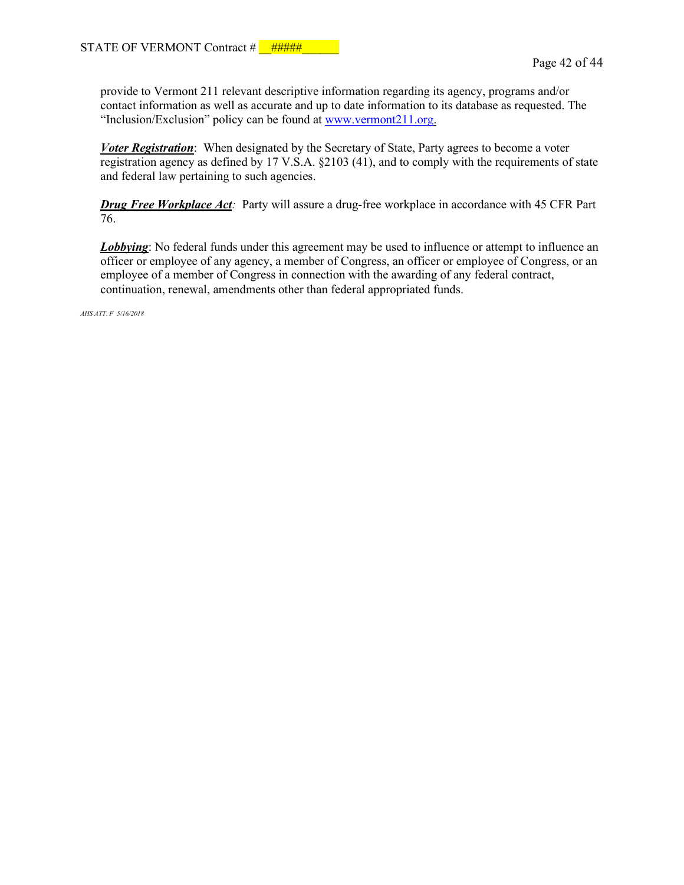provide to Vermont 211 relevant descriptive information regarding its agency, programs and/or contact information as well as accurate and up to date information to its database as requested. The "Inclusion/Exclusion" policy can be found at [www.vermont211.org](http://www.vermont211.org).

***Voter Registration***: When designated by the Secretary of State, Party agrees to become a voter registration agency as defined by 17 V.S.A. §2103 (41), and to comply with the requirements of state and federal law pertaining to such agencies.

***Drug Free Workplace Act****:* Party will assure a drug-free workplace in accordance with 45 CFR Part 76.

***Lobbying***: No federal funds under this agreement may be used to influence or attempt to influence an officer or employee of any agency, a member of Congress, an officer or employee of Congress, or an employee of a member of Congress in connection with the awarding of any federal contract, continuation, renewal, amendments other than federal appropriated funds.

*AHS ATT. F 5/16/2018*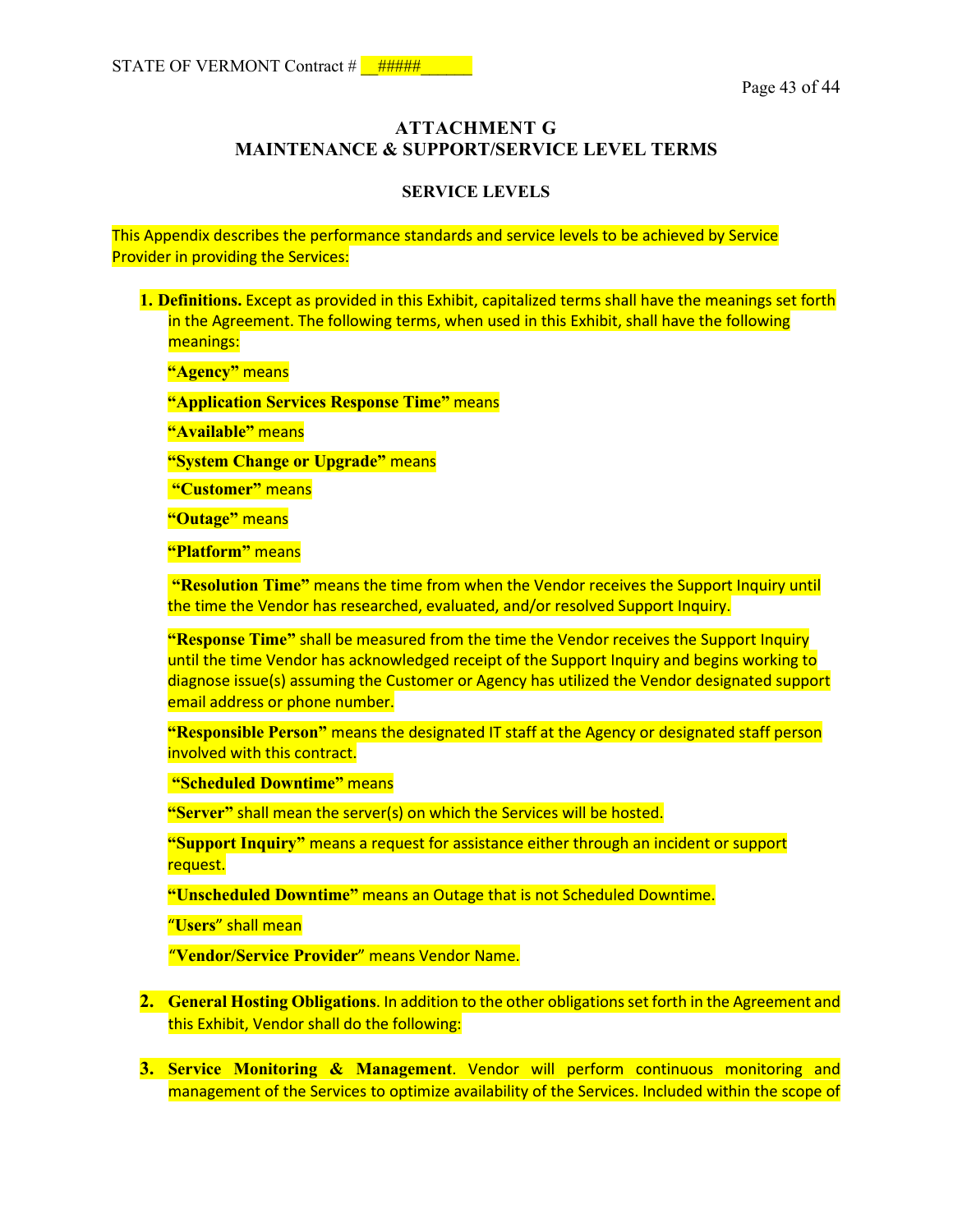STATE OF VERMONT Contract # __#####______

## ATTACHMENT G
## MAINTENANCE & SUPPORT/SERVICE LEVEL TERMS

### SERVICE LEVELS

This Appendix describes the performance standards and service levels to be achieved by Service Provider in providing the Services:

1. **Definitions.** Except as provided in this Exhibit, capitalized terms shall have the meanings set forth in the Agreement. The following terms, when used in this Exhibit, shall have the following meanings:

   **"Agency"** means

   **"Application Services Response Time"** means

   **"Available"** means

   **"System Change or Upgrade"** means

   **"Customer"** means

   **"Outage"** means

   **"Platform"** means

   **"Resolution Time"** means the time from when the Vendor receives the Support Inquiry until the time the Vendor has researched, evaluated, and/or resolved Support Inquiry.

   **"Response Time"** shall be measured from the time the Vendor receives the Support Inquiry until the time Vendor has acknowledged receipt of the Support Inquiry and begins working to diagnose issue(s) assuming the Customer or Agency has utilized the Vendor designated support email address or phone number.

   **"Responsible Person"** means the designated IT staff at the Agency or designated staff person involved with this contract.

   **"Scheduled Downtime"** means

   **"Server"** shall mean the server(s) on which the Services will be hosted.

   **"Support Inquiry"** means a request for assistance either through an incident or support request.

   **"Unscheduled Downtime"** means an Outage that is not Scheduled Downtime.

   "**Users**" shall mean

   "**Vendor/Service Provider**" means Vendor Name.

2. **General Hosting Obligations**. In addition to the other obligations set forth in the Agreement and this Exhibit, Vendor shall do the following:

3. **Service Monitoring & Management**. Vendor will perform continuous monitoring and management of the Services to optimize availability of the Services. Included within the scope of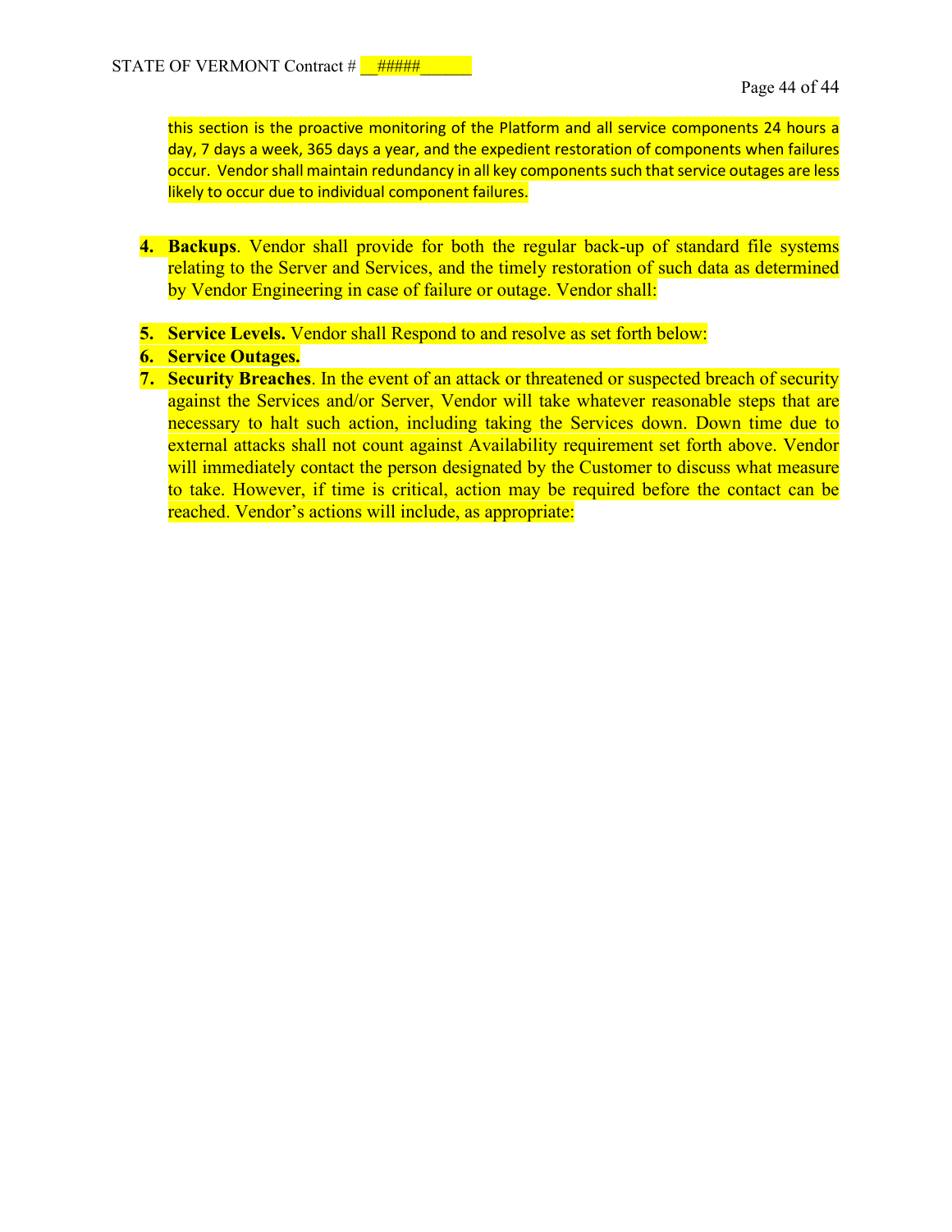this section is the proactive monitoring of the Platform and all service components 24 hours a day, 7 days a week, 365 days a year, and the expedient restoration of components when failures occur. Vendor shall maintain redundancy in all key components such that service outages are less likely to occur due to individual component failures.

4. **Backups**. Vendor shall provide for both the regular back-up of standard file systems relating to the Server and Services, and the timely restoration of such data as determined by Vendor Engineering in case of failure or outage. Vendor shall:

5. **Service Levels.** Vendor shall Respond to and resolve as set forth below:
6. **Service Outages.**
7. **Security Breaches**. In the event of an attack or threatened or suspected breach of security against the Services and/or Server, Vendor will take whatever reasonable steps that are necessary to halt such action, including taking the Services down. Down time due to external attacks shall not count against Availability requirement set forth above. Vendor will immediately contact the person designated by the Customer to discuss what measure to take. However, if time is critical, action may be required before the contact can be reached. Vendor's actions will include, as appropriate: